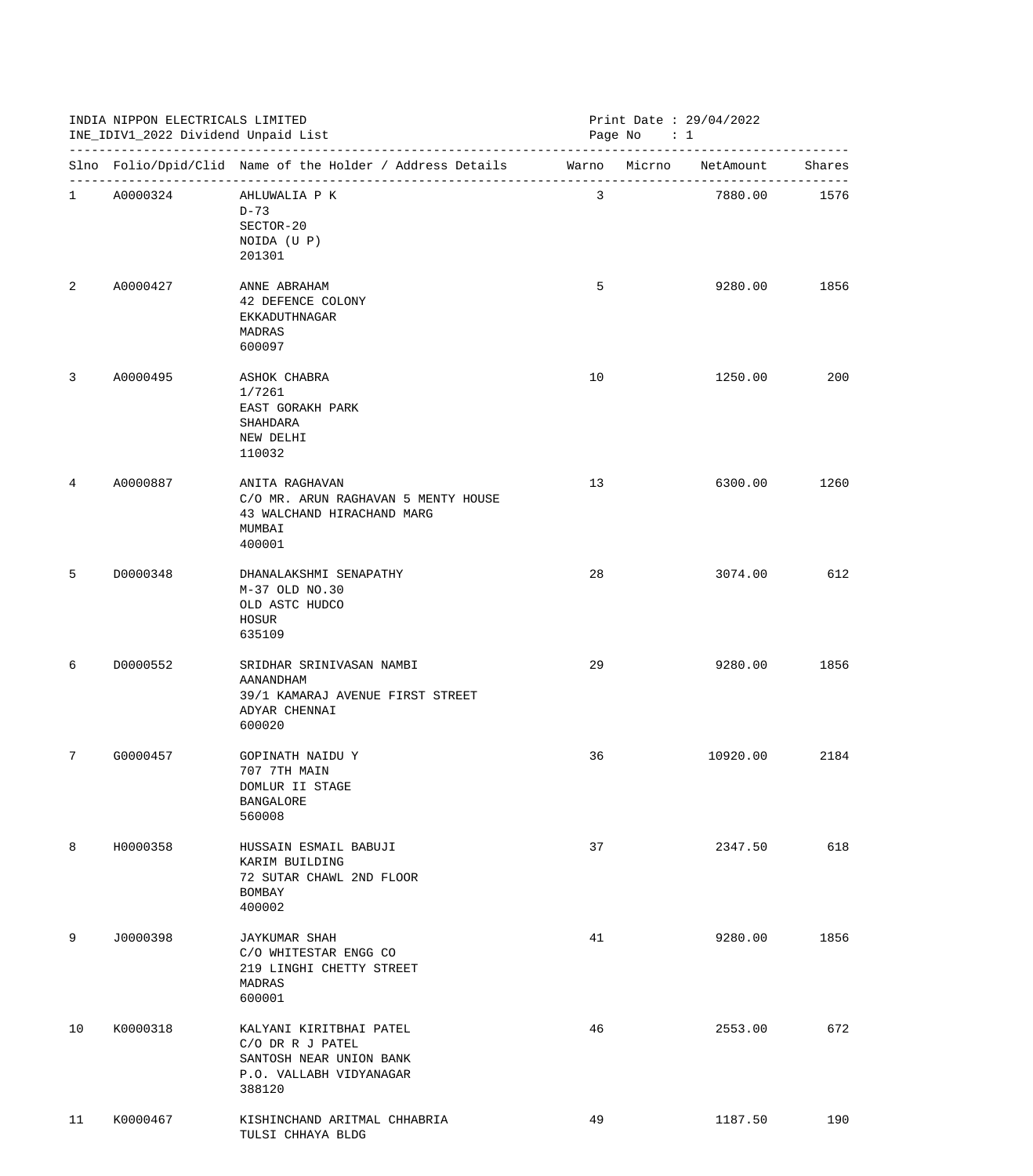INDIA NIPPON ELECTRICALS LIMITED
INE_IDIV1_2022 Dividend Unpaid List

Print Date : 29/04/2022

| Slno | Folio/Dpid/Clid | Name of the Holder / Address Details | Warno | Micrno | NetAmount | Shares |
|---|---|---|---|---|---|---|
| 1 | A0000324 | AHLUWALIA P K<br>D-73<br>SECTOR-20<br>NOIDA (U P)<br>201301 | 3 | | 7880.00 | 1576 |
| 2 | A0000427 | ANNE ABRAHAM<br>42 DEFENCE COLONY<br>EKKADUTHNAGAR<br>MADRAS<br>600097 | 5 | | 9280.00 | 1856 |
| 3 | A0000495 | ASHOK CHABRA<br>1/7261<br>EAST GORAKH PARK<br>SHAHDARA<br>NEW DELHI<br>110032 | 10 | | 1250.00 | 200 |
| 4 | A0000887 | ANITA RAGHAVAN<br>C/O MR. ARUN RAGHAVAN 5 MENTY HOUSE<br>43 WALCHAND HIRACHAND MARG<br>MUMBAI<br>400001 | 13 | | 6300.00 | 1260 |
| 5 | D0000348 | DHANALAKSHMI SENAPATHY<br>M-37 OLD NO.30<br>OLD ASTC HUDCO<br>HOSUR<br>635109 | 28 | | 3074.00 | 612 |
| 6 | D0000552 | SRIDHAR SRINIVASAN NAMBI<br>AANANDHAM<br>39/1 KAMARAJ AVENUE FIRST STREET<br>ADYAR CHENNAI<br>600020 | 29 | | 9280.00 | 1856 |
| 7 | G0000457 | GOPINATH NAIDU Y<br>707 7TH MAIN<br>DOMLUR II STAGE<br>BANGALORE<br>560008 | 36 | | 10920.00 | 2184 |
| 8 | H0000358 | HUSSAIN ESMAIL BABUJI<br>KARIM BUILDING<br>72 SUTAR CHAWL 2ND FLOOR<br>BOMBAY<br>400002 | 37 | | 2347.50 | 618 |
| 9 | J0000398 | JAYKUMAR SHAH<br>C/O WHITESTAR ENGG CO<br>219 LINGHI CHETTY STREET<br>MADRAS<br>600001 | 41 | | 9280.00 | 1856 |
| 10 | K0000318 | KALYANI KIRITBHAI PATEL<br>C/O DR R J PATEL<br>SANTOSH NEAR UNION BANK<br>P.O. VALLABH VIDYANAGAR<br>388120 | 46 | | 2553.00 | 672 |
| 11 | K0000467 | KISHINCHAND ARITMAL CHHABRIA<br>TULSI CHHAYA BLDG | 49 | | 1187.50 | 190 |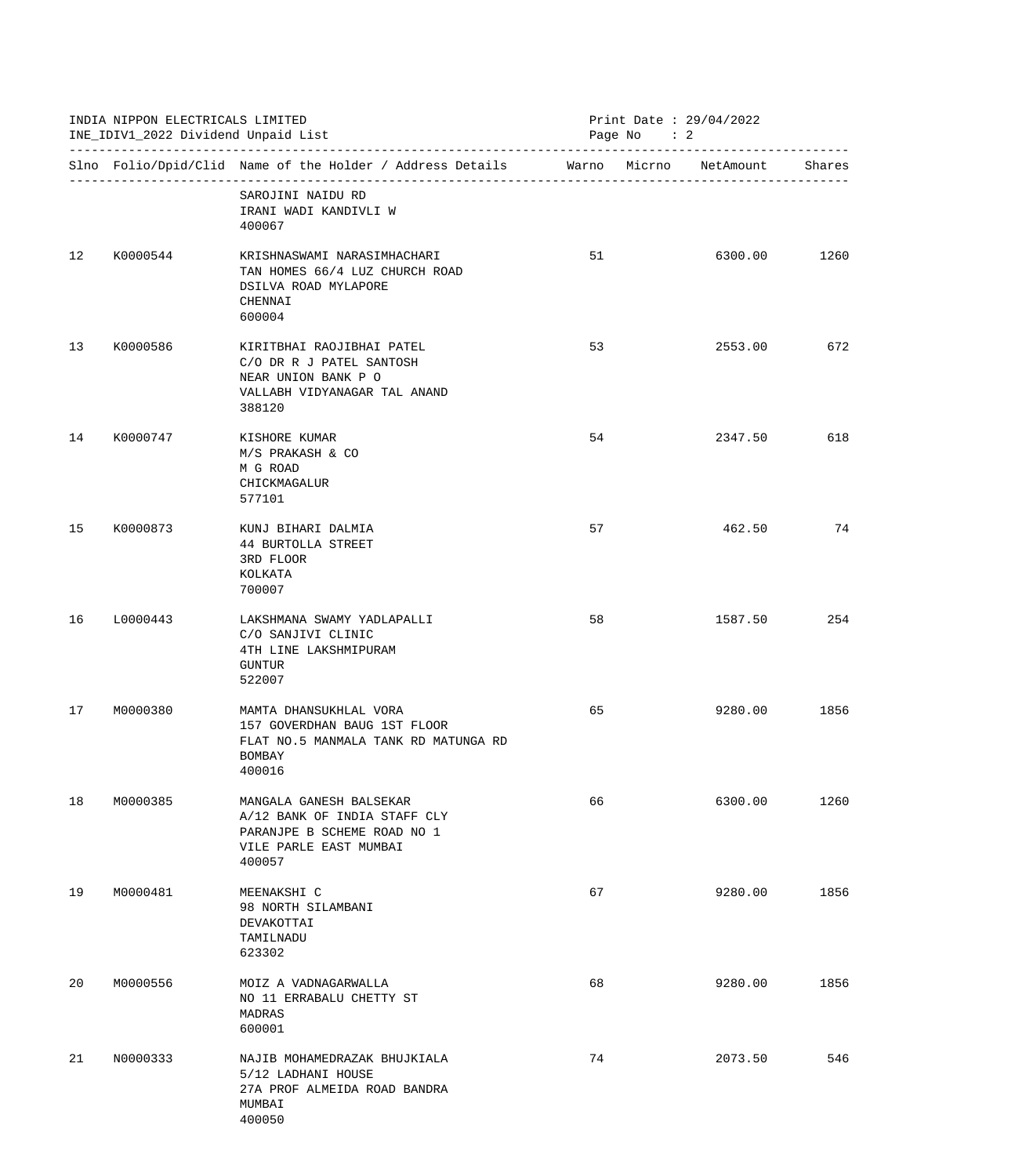INDIA NIPPON ELECTRICALS LIMITED
INE_IDIV1_2022 Dividend Unpaid List

Print Date : 29/04/2022

| Slno | Folio/Dpid/Clid | Name of the Holder / Address Details | Warno | Micrno | NetAmount | Shares |
|---|---|---|---|---|---|---|
| | | SAROJINI NAIDU RD<br>IRANI WADI KANDIVLI W<br>400067 | | | | |
| 12 | K0000544 | KRISHNASWAMI NARASIMHACHARI<br>TAN HOMES 66/4 LUZ CHURCH ROAD<br>DSILVA ROAD MYLAPORE<br>CHENNAI<br>600004 | 51 | | 6300.00 | 1260 |
| 13 | K0000586 | KIRITBHAI RAOJIBHAI PATEL<br>C/O DR R J PATEL SANTOSH<br>NEAR UNION BANK P O<br>VALLABH VIDYANAGAR TAL ANAND<br>388120 | 53 | | 2553.00 | 672 |
| 14 | K0000747 | KISHORE KUMAR<br>M/S PRAKASH & CO<br>M G ROAD<br>CHICKMAGALUR<br>577101 | 54 | | 2347.50 | 618 |
| 15 | K0000873 | KUNJ BIHARI DALMIA<br>44 BURTOLLA STREET<br>3RD FLOOR<br>KOLKATA<br>700007 | 57 | | 462.50 | 74 |
| 16 | L0000443 | LAKSHMANA SWAMY YADLAPALLI<br>C/O SANJIVI CLINIC<br>4TH LINE LAKSHMIPURAM<br>GUNTUR<br>522007 | 58 | | 1587.50 | 254 |
| 17 | M0000380 | MAMTA DHANSUKHLAL VORA<br>157 GOVERDHAN BAUG 1ST FLOOR<br>FLAT NO.5 MANMALA TANK RD MATUNGA RD<br>BOMBAY<br>400016 | 65 | | 9280.00 | 1856 |
| 18 | M0000385 | MANGALA GANESH BALSEKAR<br>A/12 BANK OF INDIA STAFF CLY<br>PARANJPE B SCHEME ROAD NO 1<br>VILE PARLE EAST MUMBAI<br>400057 | 66 | | 6300.00 | 1260 |
| 19 | M0000481 | MEENAKSHI C<br>98 NORTH SILAMBANI<br>DEVAKOTTAI<br>TAMILNADU<br>623302 | 67 | | 9280.00 | 1856 |
| 20 | M0000556 | MOIZ A VADNAGARWALLA<br>NO 11 ERRABALU CHETTY ST<br>MADRAS<br>600001 | 68 | | 9280.00 | 1856 |
| 21 | N0000333 | NAJIB MOHAMEDRAZAK BHUJKIALA<br>5/12 LADHANI HOUSE<br>27A PROF ALMEIDA ROAD BANDRA<br>MUMBAI<br>400050 | 74 | | 2073.50 | 546 |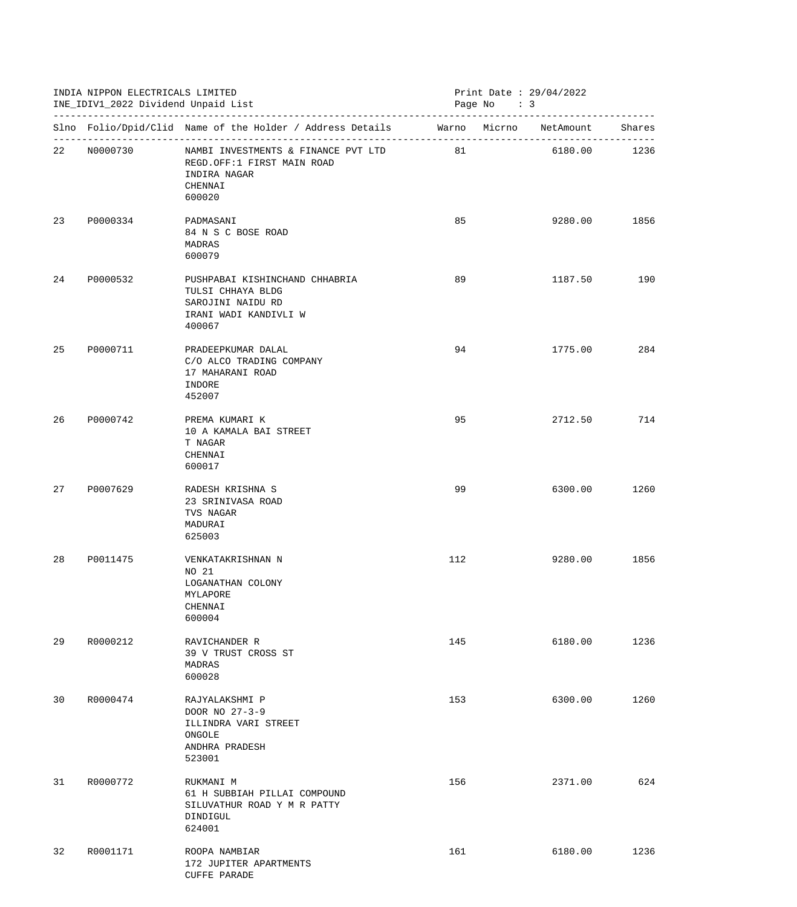INDIA NIPPON ELECTRICALS LIMITED
INE_IDIV1_2022 Dividend Unpaid List

Print Date : 29/04/2022

| Slno | Folio/Dpid/Clid | Name of the Holder / Address Details | Warno | Micrno | NetAmount | Shares |
|---|---|---|---|---|---|---|
| 22 | N0000730 | NAMBI INVESTMENTS & FINANCE PVT LTD<br>REGD.OFF:1 FIRST MAIN ROAD<br>INDIRA NAGAR<br>CHENNAI<br>600020 | 81 | | 6180.00 | 1236 |
| 23 | P0000334 | PADMASANI<br>84 N S C BOSE ROAD<br>MADRAS<br>600079 | 85 | | 9280.00 | 1856 |
| 24 | P0000532 | PUSHPABAI KISHINCHAND CHHABRIA<br>TULSI CHHAYA BLDG<br>SAROJINI NAIDU RD<br>IRANI WADI KANDIVLI W<br>400067 | 89 | | 1187.50 | 190 |
| 25 | P0000711 | PRADEEPKUMAR DALAL<br>C/O ALCO TRADING COMPANY<br>17 MAHARANI ROAD<br>INDORE<br>452007 | 94 | | 1775.00 | 284 |
| 26 | P0000742 | PREMA KUMARI K<br>10 A KAMALA BAI STREET<br>T NAGAR<br>CHENNAI<br>600017 | 95 | | 2712.50 | 714 |
| 27 | P0007629 | RADESH KRISHNA S<br>23 SRINIVASA ROAD<br>TVS NAGAR<br>MADURAI<br>625003 | 99 | | 6300.00 | 1260 |
| 28 | P0011475 | VENKATAKRISHNAN N<br>NO 21<br>LOGANATHAN COLONY<br>MYLAPORE<br>CHENNAI<br>600004 | 112 | | 9280.00 | 1856 |
| 29 | R0000212 | RAVICHANDER R<br>39 V TRUST CROSS ST<br>MADRAS<br>600028 | 145 | | 6180.00 | 1236 |
| 30 | R0000474 | RAJYALAKSHMI P<br>DOOR NO 27-3-9<br>ILLINDRA VARI STREET<br>ONGOLE<br>ANDHRA PRADESH<br>523001 | 153 | | 6300.00 | 1260 |
| 31 | R0000772 | RUKMANI M<br>61 H SUBBIAH PILLAI COMPOUND<br>SILUVATHUR ROAD Y M R PATTY<br>DINDIGUL<br>624001 | 156 | | 2371.00 | 624 |
| 32 | R0001171 | ROOPA NAMBIAR<br>172 JUPITER APARTMENTS<br>CUFFE PARADE | 161 | | 6180.00 | 1236 |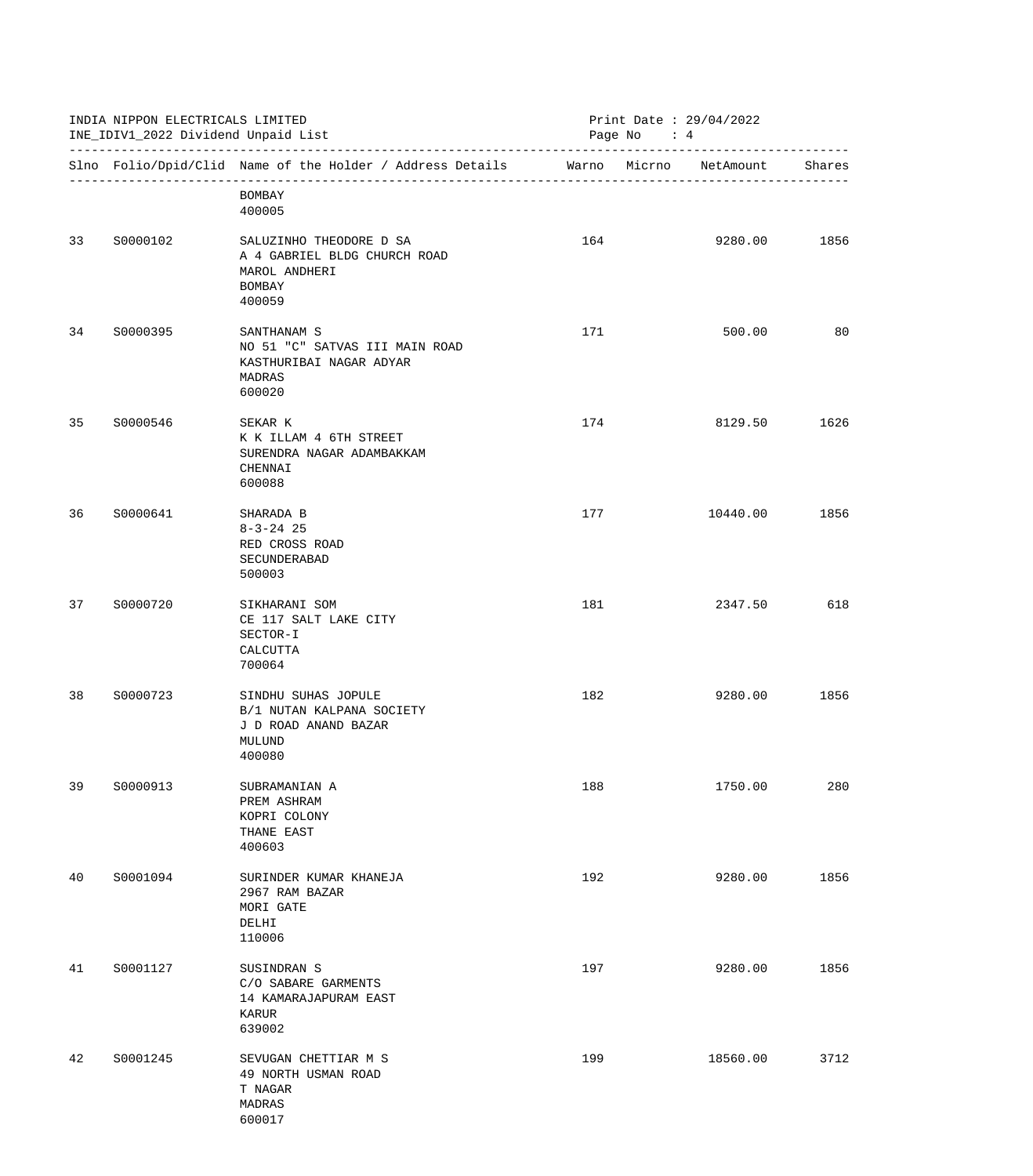INDIA NIPPON ELECTRICALS LIMITED
INE_IDIV1_2022 Dividend Unpaid List

Print Date : 29/04/2022
Page No : 4

| Slno | Folio/Dpid/Clid | Name of the Holder / Address Details | Warno | Micrno | NetAmount | Shares |
|---|---|---|---|---|---|---|
| | | BOMBAY<br>400005 | | | | |
| 33 | S0000102 | SALUZINHO THEODORE D SA<br>A 4 GABRIEL BLDG CHURCH ROAD<br>MAROL ANDHERI<br>BOMBAY<br>400059 | 164 | | 9280.00 | 1856 |
| 34 | S0000395 | SANTHANAM S<br>NO 51 "C" SATVAS III MAIN ROAD<br>KASTHURIBAI NAGAR ADYAR<br>MADRAS<br>600020 | 171 | | 500.00 | 80 |
| 35 | S0000546 | SEKAR K<br>K K ILLAM 4 6TH STREET<br>SURENDRA NAGAR ADAMBAKKAM<br>CHENNAI<br>600088 | 174 | | 8129.50 | 1626 |
| 36 | S0000641 | SHARADA B<br>8-3-24 25<br>RED CROSS ROAD<br>SECUNDERABAD<br>500003 | 177 | | 10440.00 | 1856 |
| 37 | S0000720 | SIKHARANI SOM<br>CE 117 SALT LAKE CITY<br>SECTOR-I<br>CALCUTTA<br>700064 | 181 | | 2347.50 | 618 |
| 38 | S0000723 | SINDHU SUHAS JOPULE<br>B/1 NUTAN KALPANA SOCIETY<br>J D ROAD ANAND BAZAR<br>MULUND<br>400080 | 182 | | 9280.00 | 1856 |
| 39 | S0000913 | SUBRAMANIAN A<br>PREM ASHRAM<br>KOPRI COLONY<br>THANE EAST<br>400603 | 188 | | 1750.00 | 280 |
| 40 | S0001094 | SURINDER KUMAR KHANEJA<br>2967 RAM BAZAR<br>MORI GATE<br>DELHI<br>110006 | 192 | | 9280.00 | 1856 |
| 41 | S0001127 | SUSINDRAN S<br>C/O SABARE GARMENTS<br>14 KAMARAJAPURAM EAST<br>KARUR<br>639002 | 197 | | 9280.00 | 1856 |
| 42 | S0001245 | SEVUGAN CHETTIAR M S<br>49 NORTH USMAN ROAD<br>T NAGAR<br>MADRAS<br>600017 | 199 | | 18560.00 | 3712 |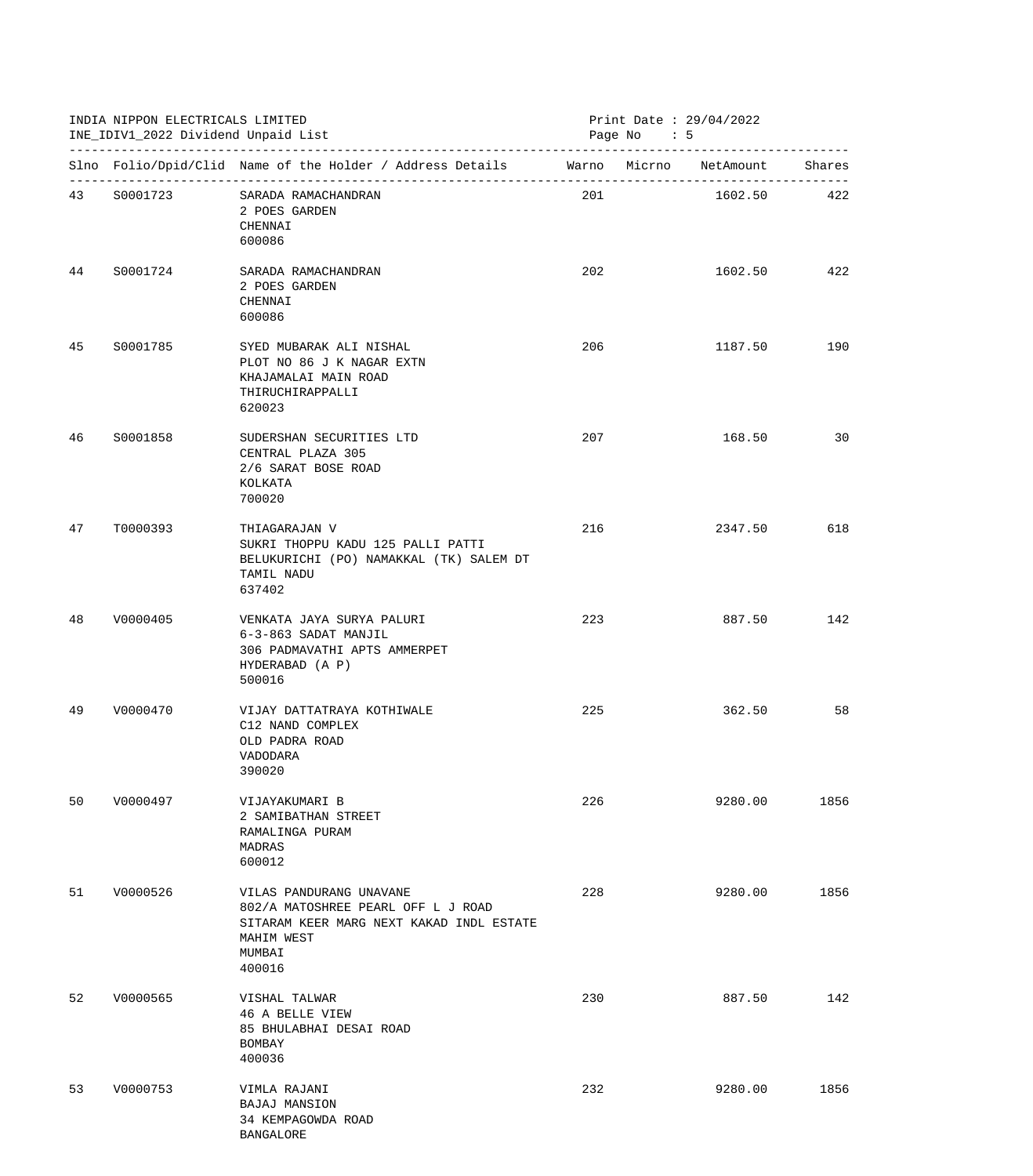INDIA NIPPON ELECTRICALS LIMITED
INE_IDIV1_2022 Dividend Unpaid List

Print Date : 29/04/2022

| Slno | Folio/Dpid/Clid | Name of the Holder / Address Details | Warno | Micrno | NetAmount | Shares |
|---|---|---|---|---|---|---|
| 43 | S0001723 | SARADA RAMACHANDRAN<br>2 POES GARDEN<br>CHENNAI<br>600086 | 201 | | 1602.50 | 422 |
| 44 | S0001724 | SARADA RAMACHANDRAN<br>2 POES GARDEN<br>CHENNAI<br>600086 | 202 | | 1602.50 | 422 |
| 45 | S0001785 | SYED MUBARAK ALI NISHAL<br>PLOT NO 86 J K NAGAR EXTN<br>KHAJAMALAI MAIN ROAD<br>THIRUCHIRAPPALLI<br>620023 | 206 | | 1187.50 | 190 |
| 46 | S0001858 | SUDERSHAN SECURITIES LTD<br>CENTRAL PLAZA 305<br>2/6 SARAT BOSE ROAD<br>KOLKATA<br>700020 | 207 | | 168.50 | 30 |
| 47 | T0000393 | THIAGARAJAN V<br>SUKRI THOPPU KADU 125 PALLI PATTI<br>BELUKURICHI (PO) NAMAKKAL (TK) SALEM DT<br>TAMIL NADU<br>637402 | 216 | | 2347.50 | 618 |
| 48 | V0000405 | VENKATA JAYA SURYA PALURI<br>6-3-863 SADAT MANJIL<br>306 PADMAVATHI APTS AMMERPET<br>HYDERABAD (A P)<br>500016 | 223 | | 887.50 | 142 |
| 49 | V0000470 | VIJAY DATTATRAYA KOTHIWALE<br>C12 NAND COMPLEX<br>OLD PADRA ROAD<br>VADODARA<br>390020 | 225 | | 362.50 | 58 |
| 50 | V0000497 | VIJAYAKUMARI B<br>2 SAMIBATHAN STREET<br>RAMALINGA PURAM<br>MADRAS<br>600012 | 226 | | 9280.00 | 1856 |
| 51 | V0000526 | VILAS PANDURANG UNAVANE<br>802/A MATOSHREE PEARL OFF L J ROAD<br>SITARAM KEER MARG NEXT KAKAD INDL ESTATE<br>MAHIM WEST<br>MUMBAI<br>400016 | 228 | | 9280.00 | 1856 |
| 52 | V0000565 | VISHAL TALWAR<br>46 A BELLE VIEW<br>85 BHULABHAI DESAI ROAD<br>BOMBAY<br>400036 | 230 | | 887.50 | 142 |
| 53 | V0000753 | VIMLA RAJANI<br>BAJAJ MANSION<br>34 KEMPAGOWDA ROAD<br>BANGALORE | 232 | | 9280.00 | 1856 |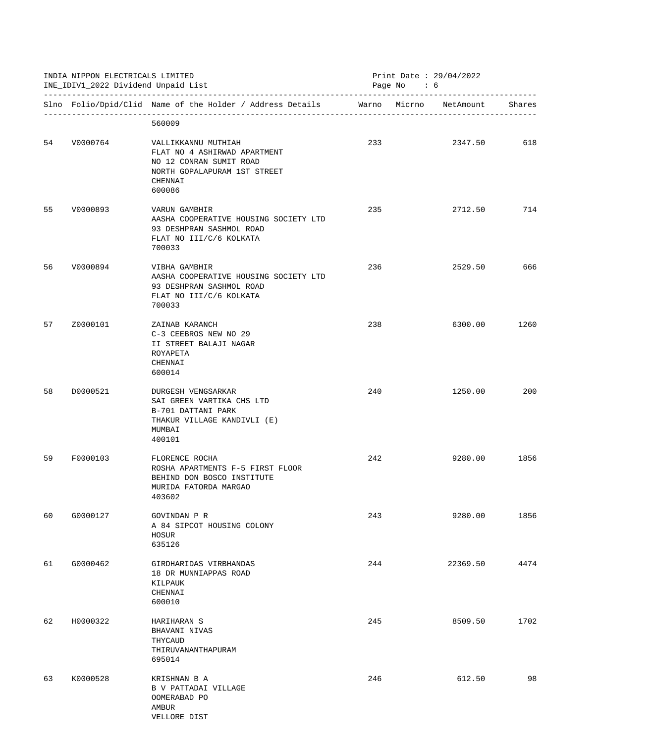INDIA NIPPON ELECTRICALS LIMITED
INE_IDIV1_2022 Dividend Unpaid List

Print Date : 29/04/2022

| Slno | Folio/Dpid/Clid | Name of the Holder / Address Details | Warno | Micrno | NetAmount | Shares |
|---|---|---|---|---|---|---|
| | | 560009 | | | | |
| 54 | V0000764 | VALLIKKANNU MUTHIAH<br>FLAT NO 4 ASHIRWAD APARTMENT<br>NO 12 CONRAN SUMIT ROAD<br>NORTH GOPALAPURAM 1ST STREET<br>CHENNAI<br>600086 | 233 | | 2347.50 | 618 |
| 55 | V0000893 | VARUN GAMBHIR<br>AASHA COOPERATIVE HOUSING SOCIETY LTD<br>93 DESHPRAN SASHMOL ROAD<br>FLAT NO III/C/6 KOLKATA<br>700033 | 235 | | 2712.50 | 714 |
| 56 | V0000894 | VIBHA GAMBHIR<br>AASHA COOPERATIVE HOUSING SOCIETY LTD<br>93 DESHPRAN SASHMOL ROAD<br>FLAT NO III/C/6 KOLKATA<br>700033 | 236 | | 2529.50 | 666 |
| 57 | Z0000101 | ZAINAB KARANCH<br>C-3 CEEBROS NEW NO 29<br>II STREET BALAJI NAGAR<br>ROYAPETA<br>CHENNAI<br>600014 | 238 | | 6300.00 | 1260 |
| 58 | D0000521 | DURGESH VENGSARKAR<br>SAI GREEN VARTIKA CHS LTD<br>B-701 DATTANI PARK<br>THAKUR VILLAGE KANDIVLI (E)<br>MUMBAI<br>400101 | 240 | | 1250.00 | 200 |
| 59 | F0000103 | FLORENCE ROCHA<br>ROSHA APARTMENTS F-5 FIRST FLOOR<br>BEHIND DON BOSCO INSTITUTE<br>MURIDA FATORDA MARGAO<br>403602 | 242 | | 9280.00 | 1856 |
| 60 | G0000127 | GOVINDAN P R<br>A 84 SIPCOT HOUSING COLONY<br>HOSUR<br>635126 | 243 | | 9280.00 | 1856 |
| 61 | G0000462 | GIRDHARIDAS VIRBHANDAS<br>18 DR MUNNIAPPAS ROAD<br>KILPAUK<br>CHENNAI<br>600010 | 244 | | 22369.50 | 4474 |
| 62 | H0000322 | HARIHARAN S<br>BHAVANI NIVAS<br>THYCAUD<br>THIRUVANANTHAPURAM<br>695014 | 245 | | 8509.50 | 1702 |
| 63 | K0000528 | KRISHNAN B A<br>B V PATTADAI VILLAGE<br>OOMERABAD PO<br>AMBUR<br>VELLORE DIST | 246 | | 612.50 | 98 |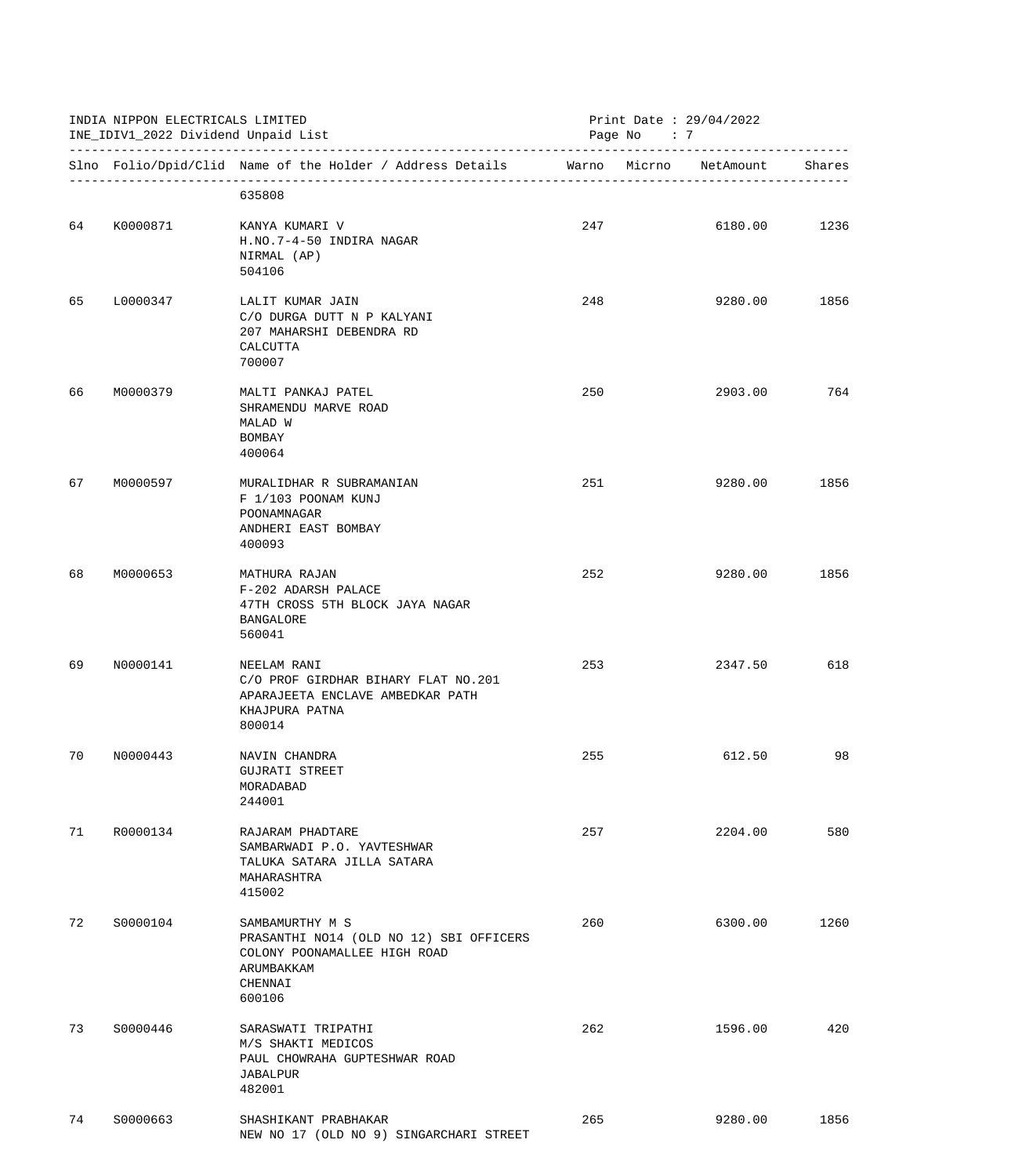INDIA NIPPON ELECTRICALS LIMITED
INE_IDIV1_2022 Dividend Unpaid List

Print Date : 29/04/2022

| Slno | Folio/Dpid/Clid | Name of the Holder / Address Details | Warno | Micrno | NetAmount | Shares |
|---|---|---|---|---|---|---|
| | | 635808 | | | | |
| 64 | K0000871 | KANYA KUMARI V<br>H.NO.7-4-50 INDIRA NAGAR<br>NIRMAL (AP)<br>504106 | 247 | | 6180.00 | 1236 |
| 65 | L0000347 | LALIT KUMAR JAIN<br>C/O DURGA DUTT N P KALYANI<br>207 MAHARSHI DEBENDRA RD<br>CALCUTTA<br>700007 | 248 | | 9280.00 | 1856 |
| 66 | M0000379 | MALTI PANKAJ PATEL<br>SHRAMENDU MARVE ROAD<br>MALAD W<br>BOMBAY<br>400064 | 250 | | 2903.00 | 764 |
| 67 | M0000597 | MURALIDHAR R SUBRAMANIAN<br>F 1/103 POONAM KUNJ<br>POONAMNAGAR<br>ANDHERI EAST BOMBAY<br>400093 | 251 | | 9280.00 | 1856 |
| 68 | M0000653 | MATHURA RAJAN<br>F-202 ADARSH PALACE<br>47TH CROSS 5TH BLOCK JAYA NAGAR<br>BANGALORE<br>560041 | 252 | | 9280.00 | 1856 |
| 69 | N0000141 | NEELAM RANI<br>C/O PROF GIRDHAR BIHARY FLAT NO.201<br>APARAJEETA ENCLAVE AMBEDKAR PATH<br>KHAJPURA PATNA<br>800014 | 253 | | 2347.50 | 618 |
| 70 | N0000443 | NAVIN CHANDRA<br>GUJRATI STREET<br>MORADABAD<br>244001 | 255 | | 612.50 | 98 |
| 71 | R0000134 | RAJARAM PHADTARE<br>SAMBARWADI P.O. YAVTESHWAR<br>TALUKA SATARA JILLA SATARA<br>MAHARASHTRA<br>415002 | 257 | | 2204.00 | 580 |
| 72 | S0000104 | SAMBAMURTHY M S<br>PRASANTHI NO14 (OLD NO 12) SBI OFFICERS<br>COLONY POONAMALLEE HIGH ROAD<br>ARUMBAKKAM<br>CHENNAI<br>600106 | 260 | | 6300.00 | 1260 |
| 73 | S0000446 | SARASWATI TRIPATHI<br>M/S SHAKTI MEDICOS<br>PAUL CHOWRAHA GUPTESHWAR ROAD<br>JABALPUR<br>482001 | 262 | | 1596.00 | 420 |
| 74 | S0000663 | SHASHIKANT PRABHAKAR<br>NEW NO 17 (OLD NO 9) SINGARCHARI STREET | 265 | | 9280.00 | 1856 |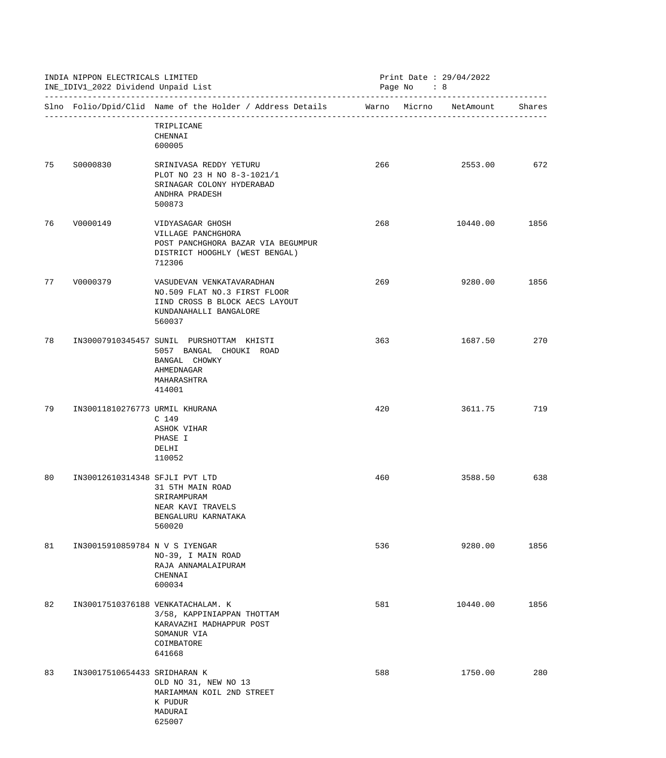INDIA NIPPON ELECTRICALS LIMITED
INE_IDIV1_2022 Dividend Unpaid List

Print Date : 29/04/2022

| Slno | Folio/Dpid/Clid | Name of the Holder / Address Details | Warno | Micrno | NetAmount | Shares |
|---|---|---|---|---|---|---|
| | | TRIPLICANE<br>CHENNAI<br>600005 | | | | |
| 75 | S0000830 | SRINIVASA REDDY YETURU<br>PLOT NO 23 H NO 8-3-1021/1<br>SRINAGAR COLONY HYDERABAD<br>ANDHRA PRADESH<br>500873 | 266 | | 2553.00 | 672 |
| 76 | V0000149 | VIDYASAGAR GHOSH<br>VILLAGE PANCHGHORA<br>POST PANCHGHORA BAZAR VIA BEGUMPUR<br>DISTRICT HOOGHLY (WEST BENGAL)<br>712306 | 268 | | 10440.00 | 1856 |
| 77 | V0000379 | VASUDEVAN VENKATAVARADHAN<br>NO.509 FLAT NO.3 FIRST FLOOR<br>IIND CROSS B BLOCK AECS LAYOUT<br>KUNDANAHALLI BANGALORE<br>560037 | 269 | | 9280.00 | 1856 |
| 78 | IN30007910345457 | SUNIL PURSHOTTAM KHISTI<br>5057 BANGAL CHOUKI ROAD<br>BANGAL CHOWKY<br>AHMEDNAGAR<br>MAHARASHTRA<br>414001 | 363 | | 1687.50 | 270 |
| 79 | IN30011810276773 | URMIL KHURANA<br>C 149<br>ASHOK VIHAR<br>PHASE I<br>DELHI<br>110052 | 420 | | 3611.75 | 719 |
| 80 | IN30012610314348 | SFJLI PVT LTD<br>31 5TH MAIN ROAD<br>SRIRAMPURAM<br>NEAR KAVI TRAVELS<br>BENGALURU KARNATAKA<br>560020 | 460 | | 3588.50 | 638 |
| 81 | IN30015910859784 | N V S IYENGAR<br>NO-39, I MAIN ROAD<br>RAJA ANNAMALAIPURAM<br>CHENNAI<br>600034 | 536 | | 9280.00 | 1856 |
| 82 | IN30017510376188 | VENKATACHALAM. K<br>3/58, KAPPINIAPPAN THOTTAM<br>KARAVAZHI MADHAPPUR POST<br>SOMANUR VIA<br>COIMBATORE<br>641668 | 581 | | 10440.00 | 1856 |
| 83 | IN30017510654433 | SRIDHARAN K<br>OLD NO 31, NEW NO 13<br>MARIAMMAN KOIL 2ND STREET<br>K PUDUR<br>MADURAI<br>625007 | 588 | | 1750.00 | 280 |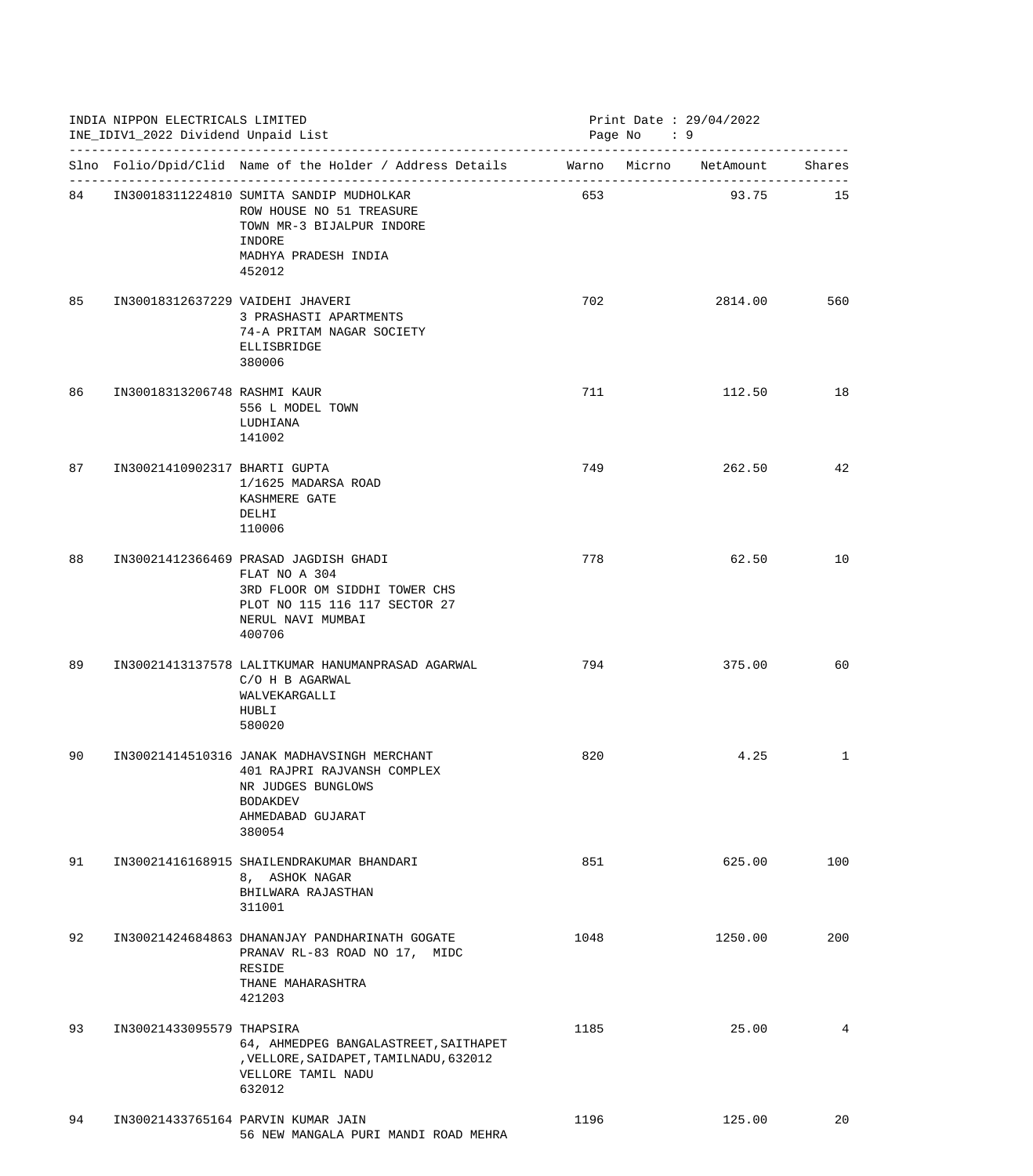INDIA NIPPON ELECTRICALS LIMITED
INE_IDIV1_2022 Dividend Unpaid List

Print Date : 29/04/2022

| Slno | Folio/Dpid/Clid | Name of the Holder / Address Details | Warno | Micrno | NetAmount | Shares |
|---|---|---|---|---|---|---|
| 84 | IN30018311224810 | SUMITA SANDIP MUDHOLKAR<br>ROW HOUSE NO 51 TREASURE<br>TOWN MR-3 BIJALPUR INDORE<br>INDORE<br>MADHYA PRADESH INDIA<br>452012 | 653 | | 93.75 | 15 |
| 85 | IN30018312637229 | VAIDEHI JHAVERI<br>3 PRASHASTI APARTMENTS<br>74-A PRITAM NAGAR SOCIETY<br>ELLISBRIDGE<br>380006 | 702 | | 2814.00 | 560 |
| 86 | IN30018313206748 | RASHMI KAUR<br>556 L MODEL TOWN<br>LUDHIANA<br>141002 | 711 | | 112.50 | 18 |
| 87 | IN30021410902317 | BHARTI GUPTA<br>1/1625 MADARSA ROAD<br>KASHMERE GATE<br>DELHI<br>110006 | 749 | | 262.50 | 42 |
| 88 | IN30021412366469 | PRASAD JAGDISH GHADI<br>FLAT NO A 304<br>3RD FLOOR OM SIDDHI TOWER CHS<br>PLOT NO 115 116 117 SECTOR 27<br>NERUL NAVI MUMBAI<br>400706 | 778 | | 62.50 | 10 |
| 89 | IN30021413137578 | LALITKUMAR HANUMANPRASAD AGARWAL<br>C/O H B AGARWAL<br>WALVEKARGALLI<br>HUBLI<br>580020 | 794 | | 375.00 | 60 |
| 90 | IN30021414510316 | JANAK MADHAVSINGH MERCHANT<br>401 RAJPRI RAJVANSH COMPLEX<br>NR JUDGES BUNGLOWS<br>BODAKDEV<br>AHMEDABAD GUJARAT<br>380054 | 820 | | 4.25 | 1 |
| 91 | IN30021416168915 | SHAILENDRAKUMAR BHANDARI<br>8, ASHOK NAGAR<br>BHILWARA RAJASTHAN<br>311001 | 851 | | 625.00 | 100 |
| 92 | IN30021424684863 | DHANANJAY PANDHARINATH GOGATE<br>PRANAV RL-83 ROAD NO 17, MIDC<br>RESIDE<br>THANE MAHARASHTRA<br>421203 | 1048 | | 1250.00 | 200 |
| 93 | IN30021433095579 | THAPSIRA<br>64, AHMEDPEG BANGALASTREET,SAITHAPET<br>,VELLORE,SAIDAPET,TAMILNADU,632012<br>VELLORE TAMIL NADU<br>632012 | 1185 | | 25.00 | 4 |
| 94 | IN30021433765164 | PARVIN KUMAR JAIN<br>56 NEW MANGALA PURI MANDI ROAD MEHRA | 1196 | | 125.00 | 20 |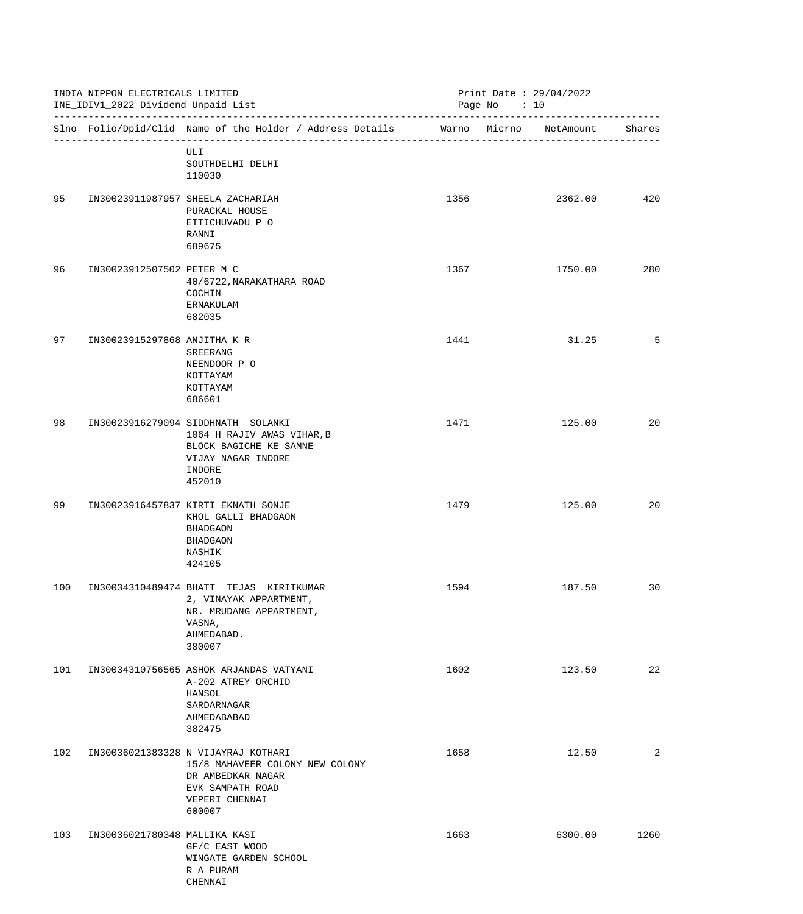INDIA NIPPON ELECTRICALS LIMITED
INE_IDIV1_2022 Dividend Unpaid List

Print Date : 29/04/2022

| Slno | Folio/Dpid/Clid | Name of the Holder / Address Details | Warno | Micrno | NetAmount | Shares |
|---|---|---|---|---|---|---|
| | | ULI<br>SOUTHDELHI DELHI<br>110030 | | | | |
| 95 | IN30023911987957 | SHEELA ZACHARIAH<br>PURACKAL HOUSE<br>ETTICHUVADU P O<br>RANNI<br>689675 | 1356 | | 2362.00 | 420 |
| 96 | IN30023912507502 | PETER M C<br>40/6722,NARAKATHARA ROAD<br>COCHIN<br>ERNAKULAM<br>682035 | 1367 | | 1750.00 | 280 |
| 97 | IN30023915297868 | ANJITHA K R<br>SREERANG<br>NEENDOOR P O<br>KOTTAYAM<br>KOTTAYAM<br>686601 | 1441 | | 31.25 | 5 |
| 98 | IN30023916279094 | SIDDHNATH SOLANKI<br>1064 H RAJIV AWAS VIHAR,B<br>BLOCK BAGICHE KE SAMNE<br>VIJAY NAGAR INDORE<br>INDORE<br>452010 | 1471 | | 125.00 | 20 |
| 99 | IN30023916457837 | KIRTI EKNATH SONJE<br>KHOL GALLI BHADGAON<br>BHADGAON<br>BHADGAON<br>NASHIK<br>424105 | 1479 | | 125.00 | 20 |
| 100 | IN30034310489474 | BHATT TEJAS KIRITKUMAR<br>2, VINAYAK APPARTMENT,<br>NR. MRUDANG APPARTMENT,<br>VASNA,<br>AHMEDABAD.<br>380007 | 1594 | | 187.50 | 30 |
| 101 | IN30034310756565 | ASHOK ARJANDAS VATYANI<br>A-202 ATREY ORCHID<br>HANSOL<br>SARDARNAGAR<br>AHMEDABABAD<br>382475 | 1602 | | 123.50 | 22 |
| 102 | IN30036021383328 | N VIJAYRAJ KOTHARI<br>15/8 MAHAVEER COLONY NEW COLONY<br>DR AMBEDKAR NAGAR<br>EVK SAMPATH ROAD<br>VEPERI CHENNAI<br>600007 | 1658 | | 12.50 | 2 |
| 103 | IN30036021780348 | MALLIKA KASI<br>GF/C EAST WOOD<br>WINGATE GARDEN SCHOOL<br>R A PURAM<br>CHENNAI | 1663 | | 6300.00 | 1260 |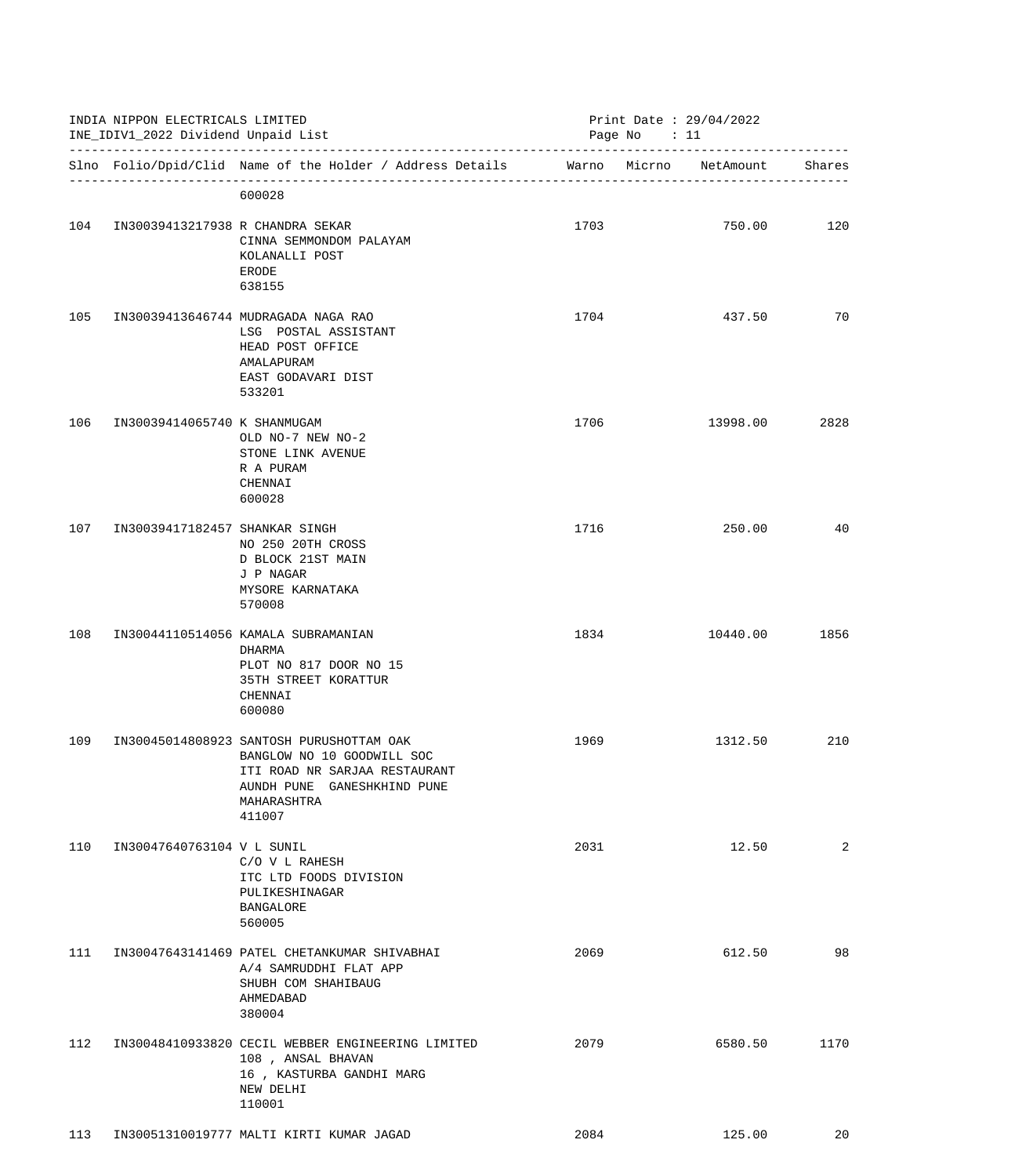INDIA NIPPON ELECTRICALS LIMITED
INE_IDIV1_2022 Dividend Unpaid List

Print Date : 29/04/2022

| Slno | Folio/Dpid/Clid | Name of the Holder / Address Details | Warno | Micrno | NetAmount | Shares |
|---|---|---|---|---|---|---|
| | | 600028 | | | | |
| 104 | IN30039413217938 | R CHANDRA SEKAR<br>CINNA SEMMONDOM PALAYAM<br>KOLANALLI POST<br>ERODE<br>638155 | 1703 | | 750.00 | 120 |
| 105 | IN30039413646744 | MUDRAGADA NAGA RAO<br>LSG POSTAL ASSISTANT<br>HEAD POST OFFICE<br>AMALAPURAM<br>EAST GODAVARI DIST<br>533201 | 1704 | | 437.50 | 70 |
| 106 | IN30039414065740 | K SHANMUGAM<br>OLD NO-7 NEW NO-2<br>STONE LINK AVENUE<br>R A PURAM<br>CHENNAI<br>600028 | 1706 | | 13998.00 | 2828 |
| 107 | IN30039417182457 | SHANKAR SINGH<br>NO 250 20TH CROSS<br>D BLOCK 21ST MAIN<br>J P NAGAR<br>MYSORE KARNATAKA<br>570008 | 1716 | | 250.00 | 40 |
| 108 | IN30044110514056 | KAMALA SUBRAMANIAN<br>DHARMA<br>PLOT NO 817 DOOR NO 15<br>35TH STREET KORATTUR<br>CHENNAI<br>600080 | 1834 | | 10440.00 | 1856 |
| 109 | IN30045014808923 | SANTOSH PURUSHOTTAM OAK<br>BANGLOW NO 10 GOODWILL SOC<br>ITI ROAD NR SARJAA RESTAURANT<br>AUNDH PUNE GANESHKHIND PUNE<br>MAHARASHTRA<br>411007 | 1969 | | 1312.50 | 210 |
| 110 | IN30047640763104 | V L SUNIL<br>C/O V L RAHESH<br>ITC LTD FOODS DIVISION<br>PULIKESHINAGAR<br>BANGALORE<br>560005 | 2031 | | 12.50 | 2 |
| 111 | IN30047643141469 | PATEL CHETANKUMAR SHIVABHAI<br>A/4 SAMRUDDHI FLAT APP<br>SHUBH COM SHAHIBAUG<br>AHMEDABAD<br>380004 | 2069 | | 612.50 | 98 |
| 112 | IN30048410933820 | CECIL WEBBER ENGINEERING LIMITED<br>108 , ANSAL BHAVAN<br>16 , KASTURBA GANDHI MARG<br>NEW DELHI<br>110001 | 2079 | | 6580.50 | 1170 |
| 113 | IN30051310019777 | MALTI KIRTI KUMAR JAGAD | 2084 | | 125.00 | 20 |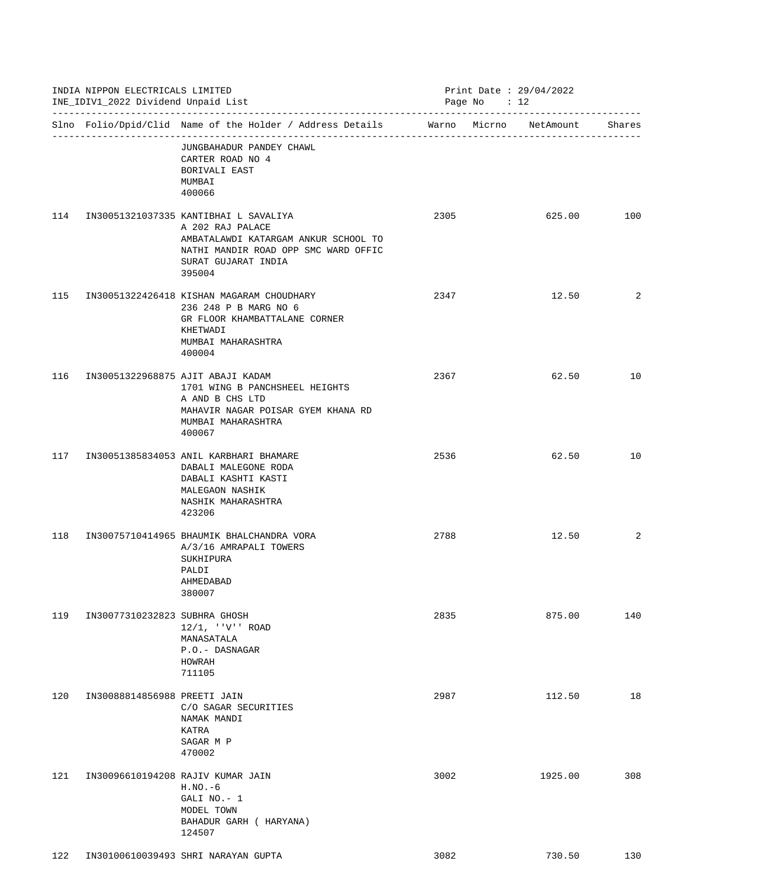INDIA NIPPON ELECTRICALS LIMITED
INE_IDIV1_2022 Dividend Unpaid List

Print Date : 29/04/2022

| Slno | Folio/Dpid/Clid | Name of the Holder / Address Details | Warno | Micrno | NetAmount | Shares |
|---|---|---|---|---|---|---|
| | | JUNGBAHADUR PANDEY CHAWL<br>CARTER ROAD NO 4<br>BORIVALI EAST<br>MUMBAI<br>400066 | | | | |
| 114 | IN30051321037335 | KANTIBHAI L SAVALIYA<br>A 202 RAJ PALACE<br>AMBATALAWDI KATARGAM ANKUR SCHOOL TO<br>NATHI MANDIR ROAD OPP SMC WARD OFFIC<br>SURAT GUJARAT INDIA<br>395004 | 2305 | | 625.00 | 100 |
| 115 | IN30051322426418 | KISHAN MAGARAM CHOUDHARY<br>236 248 P B MARG NO 6<br>GR FLOOR KHAMBATTALANE CORNER<br>KHETWADI<br>MUMBAI MAHARASHTRA<br>400004 | 2347 | | 12.50 | 2 |
| 116 | IN30051322968875 | AJIT ABAJI KADAM<br>1701 WING B PANCHSHEEL HEIGHTS<br>A AND B CHS LTD<br>MAHAVIR NAGAR POISAR GYEM KHANA RD<br>MUMBAI MAHARASHTRA<br>400067 | 2367 | | 62.50 | 10 |
| 117 | IN30051385834053 | ANIL KARBHARI BHAMARE<br>DABALI MALEGONE RODA<br>DABALI KASHTI KASTI<br>MALEGAON NASHIK<br>NASHIK MAHARASHTRA<br>423206 | 2536 | | 62.50 | 10 |
| 118 | IN30075710414965 | BHAUMIK BHALCHANDRA VORA<br>A/3/16 AMRAPALI TOWERS<br>SUKHIPURA<br>PALDI<br>AHMEDABAD<br>380007 | 2788 | | 12.50 | 2 |
| 119 | IN30077310232823 | SUBHRA GHOSH<br>12/1, ''V'' ROAD<br>MANASATALA<br>P.O.- DASNAGAR<br>HOWRAH<br>711105 | 2835 | | 875.00 | 140 |
| 120 | IN30088814856988 | PREETI JAIN<br>C/O SAGAR SECURITIES<br>NAMAK MANDI<br>KATRA<br>SAGAR M P<br>470002 | 2987 | | 112.50 | 18 |
| 121 | IN30096610194208 | RAJIV KUMAR JAIN<br>H.NO.-6<br>GALI NO.- 1<br>MODEL TOWN<br>BAHADUR GARH ( HARYANA)<br>124507 | 3002 | | 1925.00 | 308 |
| 122 | IN30100610039493 | SHRI NARAYAN GUPTA | 3082 | | 730.50 | 130 |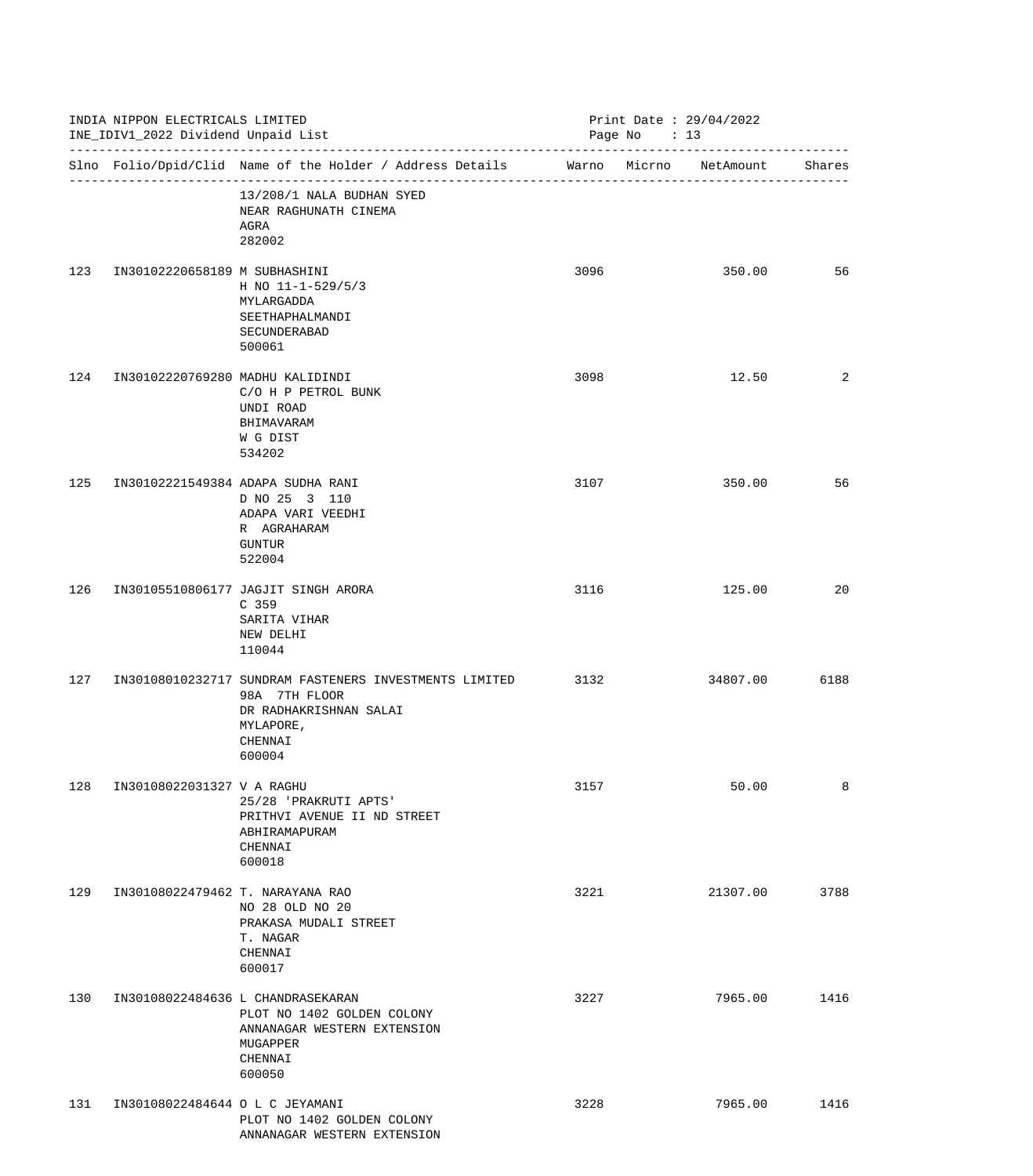INDIA NIPPON ELECTRICALS LIMITED
INE_IDIV1_2022 Dividend Unpaid List

Print Date : 29/04/2022

| Slno | Folio/Dpid/Clid | Name of the Holder / Address Details | Warno | Micrno | NetAmount | Shares |
|---|---|---|---|---|---|---|
| | | 13/208/1 NALA BUDHAN SYED<br>NEAR RAGHUNATH CINEMA<br>AGRA<br>282002 | | | | |
| 123 | IN30102220658189 | M SUBHASHINI<br>H NO 11-1-529/5/3<br>MYLARGADDA<br>SEETHAPHALMANDI<br>SECUNDERABAD<br>500061 | 3096 | | 350.00 | 56 |
| 124 | IN30102220769280 | MADHU KALIDINDI<br>C/O H P PETROL BUNK<br>UNDI ROAD<br>BHIMAVARAM<br>W G DIST<br>534202 | 3098 | | 12.50 | 2 |
| 125 | IN30102221549384 | ADAPA SUDHA RANI<br>D NO 25 3 110<br>ADAPA VARI VEEDHI<br>R AGRAHARAM<br>GUNTUR<br>522004 | 3107 | | 350.00 | 56 |
| 126 | IN30105510806177 | JAGJIT SINGH ARORA<br>C 359<br>SARITA VIHAR<br>NEW DELHI<br>110044 | 3116 | | 125.00 | 20 |
| 127 | IN30108010232717 | SUNDRAM FASTENERS INVESTMENTS LIMITED<br>98A 7TH FLOOR<br>DR RADHAKRISHNAN SALAI<br>MYLAPORE,<br>CHENNAI<br>600004 | 3132 | | 34807.00 | 6188 |
| 128 | IN30108022031327 | V A RAGHU<br>25/28 'PRAKRUTI APTS'<br>PRITHVI AVENUE II ND STREET<br>ABHIRAMAPURAM<br>CHENNAI<br>600018 | 3157 | | 50.00 | 8 |
| 129 | IN30108022479462 | T. NARAYANA RAO<br>NO 28 OLD NO 20<br>PRAKASA MUDALI STREET<br>T. NAGAR<br>CHENNAI<br>600017 | 3221 | | 21307.00 | 3788 |
| 130 | IN30108022484636 | L CHANDRASEKARAN<br>PLOT NO 1402 GOLDEN COLONY<br>ANNANAGAR WESTERN EXTENSION<br>MUGAPPER<br>CHENNAI<br>600050 | 3227 | | 7965.00 | 1416 |
| 131 | IN30108022484644 | O L C JEYAMANI<br>PLOT NO 1402 GOLDEN COLONY<br>ANNANAGAR WESTERN EXTENSION | 3228 | | 7965.00 | 1416 |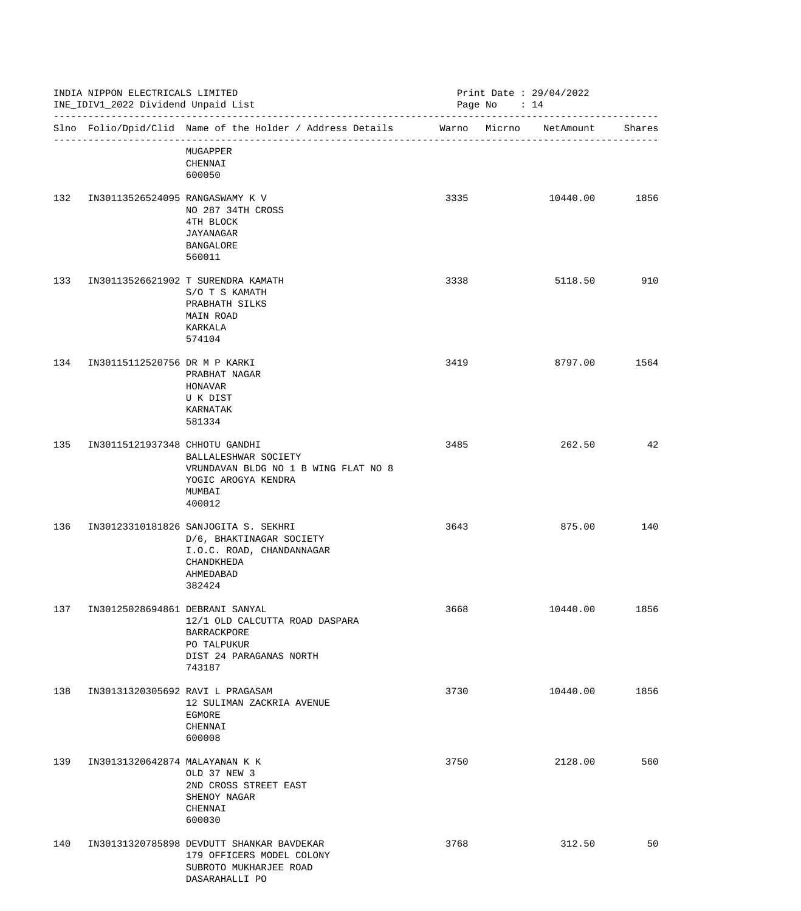INDIA NIPPON ELECTRICALS LIMITED
INE_IDIV1_2022 Dividend Unpaid List

Print Date : 29/04/2022

| Slno | Folio/Dpid/Clid | Name of the Holder / Address Details | Warno | Micrno | NetAmount | Shares |
|---|---|---|---|---|---|---|
| | | MUGAPPER<br>CHENNAI<br>600050 | | | | |
| 132 | IN30113526524095 | RANGASWAMY K V<br>NO 287 34TH CROSS<br>4TH BLOCK<br>JAYANAGAR<br>BANGALORE<br>560011 | 3335 | | 10440.00 | 1856 |
| 133 | IN30113526621902 | T SURENDRA KAMATH<br>S/O T S KAMATH<br>PRABHATH SILKS<br>MAIN ROAD<br>KARKALA<br>574104 | 3338 | | 5118.50 | 910 |
| 134 | IN30115112520756 | DR M P KARKI<br>PRABHAT NAGAR<br>HONAVAR<br>U K DIST<br>KARNATAK<br>581334 | 3419 | | 8797.00 | 1564 |
| 135 | IN30115121937348 | CHHOTU GANDHI<br>BALLALESHWAR SOCIETY<br>VRUNDAVAN BLDG NO 1 B WING FLAT NO 8<br>YOGIC AROGYA KENDRA<br>MUMBAI<br>400012 | 3485 | | 262.50 | 42 |
| 136 | IN30123310181826 | SANJOGITA S. SEKHRI<br>D/6, BHAKTINAGAR SOCIETY<br>I.O.C. ROAD, CHANDANNAGAR<br>CHANDKHEDA<br>AHMEDABAD<br>382424 | 3643 | | 875.00 | 140 |
| 137 | IN30125028694861 | DEBRANI SANYAL<br>12/1 OLD CALCUTTA ROAD DASPARA<br>BARRACKPORE<br>PO TALPUKUR<br>DIST 24 PARAGANAS NORTH<br>743187 | 3668 | | 10440.00 | 1856 |
| 138 | IN30131320305692 | RAVI L PRAGASAM<br>12 SULIMAN ZACKRIA AVENUE<br>EGMORE<br>CHENNAI<br>600008 | 3730 | | 10440.00 | 1856 |
| 139 | IN30131320642874 | MALAYANAN K K<br>OLD 37 NEW 3<br>2ND CROSS STREET EAST<br>SHENOY NAGAR<br>CHENNAI<br>600030 | 3750 | | 2128.00 | 560 |
| 140 | IN30131320785898 | DEVDUTT SHANKAR BAVDEKAR<br>179 OFFICERS MODEL COLONY<br>SUBROTO MUKHARJEE ROAD<br>DASARAHALLI PO | 3768 | | 312.50 | 50 |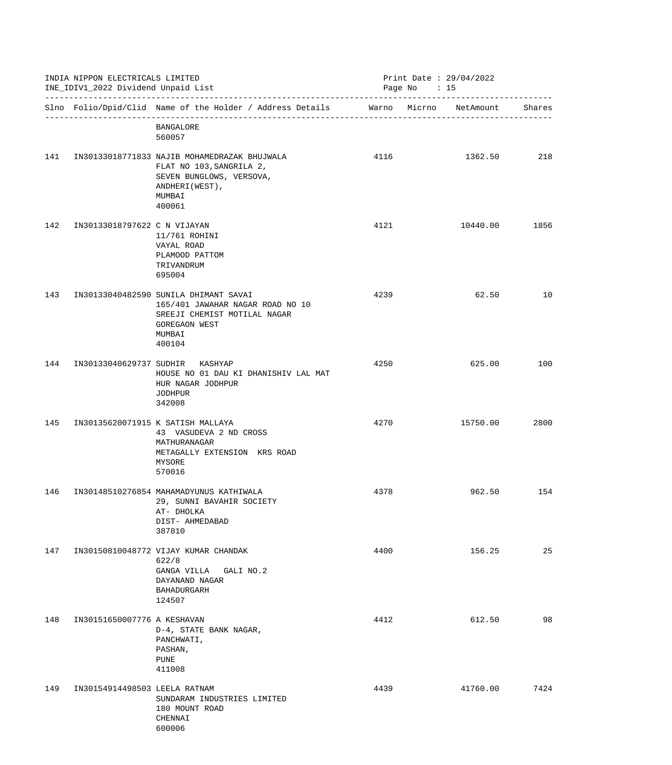INDIA NIPPON ELECTRICALS LIMITED
INE_IDIV1_2022 Dividend Unpaid List

Print Date : 29/04/2022

| Slno | Folio/Dpid/Clid | Name of the Holder / Address Details | Warno | Micrno | NetAmount | Shares |
|---|---|---|---|---|---|---|
| | | BANGALORE<br>560057 | | | | |
| 141 | IN30133018771833 | NAJIB MOHAMEDRAZAK BHUJWALA<br>FLAT NO 103,SANGRILA 2,<br>SEVEN BUNGLOWS, VERSOVA,<br>ANDHERI(WEST),<br>MUMBAI<br>400061 | 4116 | | 1362.50 | 218 |
| 142 | IN30133018797622 | C N VIJAYAN<br>11/761 ROHINI<br>VAYAL ROAD<br>PLAMOOD PATTOM<br>TRIVANDRUM<br>695004 | 4121 | | 10440.00 | 1856 |
| 143 | IN30133040482590 | SUNILA DHIMANT SAVAI<br>165/401 JAWAHAR NAGAR ROAD NO 10<br>SREEJI CHEMIST MOTILAL NAGAR<br>GOREGAON WEST<br>MUMBAI<br>400104 | 4239 | | 62.50 | 10 |
| 144 | IN30133040629737 | SUDHIR KASHYAP<br>HOUSE NO 01 DAU KI DHANISHIV LAL MAT<br>HUR NAGAR JODHPUR<br>JODHPUR<br>342008 | 4250 | | 625.00 | 100 |
| 145 | IN30135620071915 | K SATISH MALLAYA<br>43 VASUDEVA 2 ND CROSS<br>MATHURANAGAR<br>METAGALLY EXTENSION KRS ROAD<br>MYSORE<br>570016 | 4270 | | 15750.00 | 2800 |
| 146 | IN30148510276854 | MAHAMADYUNUS KATHIWALA<br>29, SUNNI BAVAHIR SOCIETY<br>AT- DHOLKA<br>DIST- AHMEDABAD<br>387810 | 4378 | | 962.50 | 154 |
| 147 | IN30150810048772 | VIJAY KUMAR CHANDAK<br>622/8<br>GANGA VILLA GALI NO.2<br>DAYANAND NAGAR<br>BAHADURGARH<br>124507 | 4400 | | 156.25 | 25 |
| 148 | IN30151650007776 | A KESHAVAN<br>D-4, STATE BANK NAGAR,<br>PANCHWATI,<br>PASHAN,<br>PUNE<br>411008 | 4412 | | 612.50 | 98 |
| 149 | IN30154914498503 | LEELA RATNAM<br>SUNDARAM INDUSTRIES LIMITED<br>180 MOUNT ROAD<br>CHENNAI<br>600006 | 4439 | | 41760.00 | 7424 |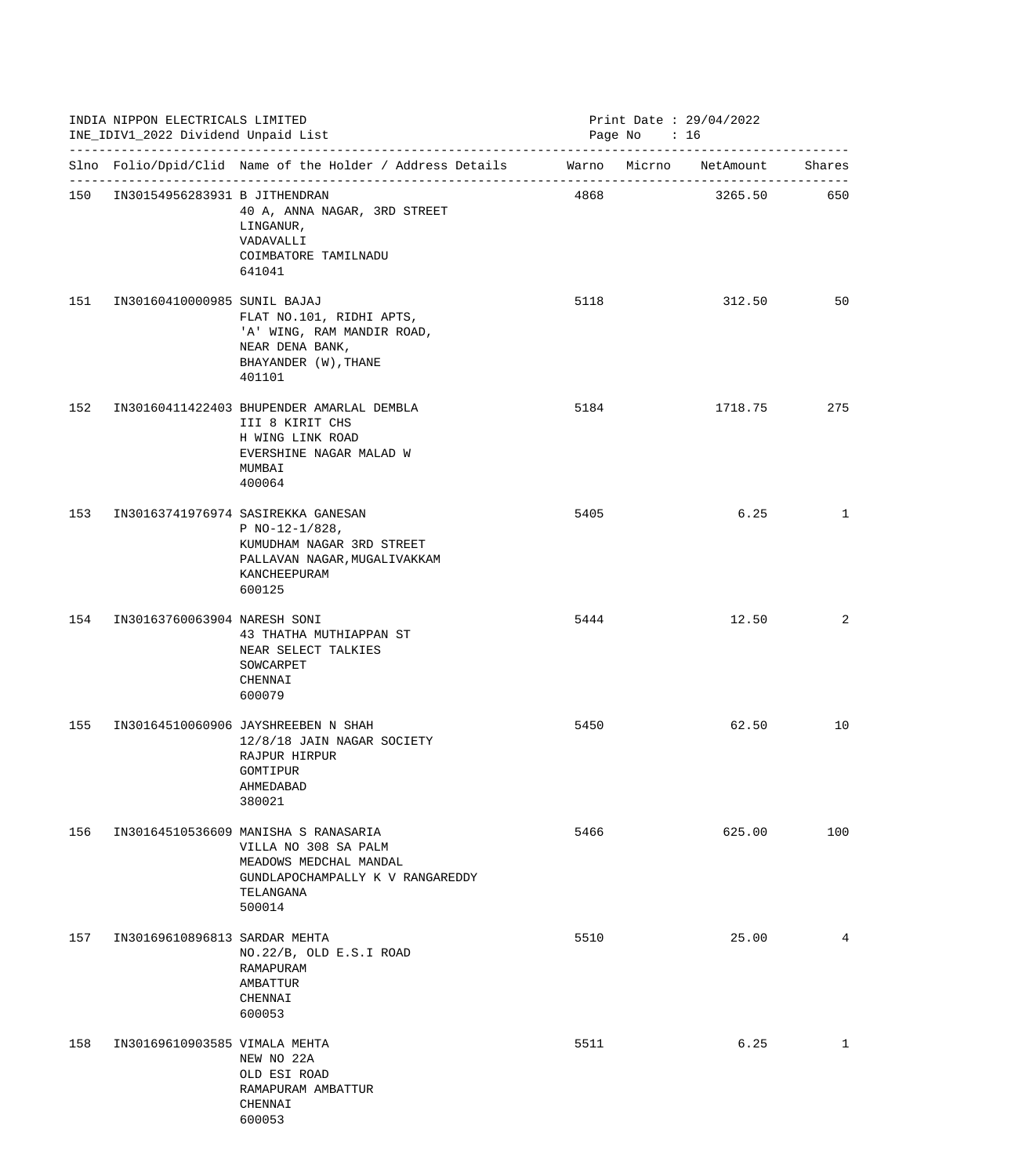INDIA NIPPON ELECTRICALS LIMITED
INE_IDIV1_2022 Dividend Unpaid List

Print Date : 29/04/2022

| Slno | Folio/Dpid/Clid | Name of the Holder / Address Details | Warno | Micrno | NetAmount | Shares |
|---|---|---|---|---|---|---|
| 150 | IN30154956283931 | B JITHENDRAN<br>40 A, ANNA NAGAR, 3RD STREET<br>LINGANUR,<br>VADAVALLI<br>COIMBATORE TAMILNADU<br>641041 | 4868 | | 3265.50 | 650 |
| 151 | IN30160410000985 | SUNIL BAJAJ<br>FLAT NO.101, RIDHI APTS,<br>'A' WING, RAM MANDIR ROAD,<br>NEAR DENA BANK,<br>BHAYANDER (W),THANE<br>401101 | 5118 | | 312.50 | 50 |
| 152 | IN30160411422403 | BHUPENDER AMARLAL DEMBLA<br>III 8 KIRIT CHS<br>H WING LINK ROAD<br>EVERSHINE NAGAR MALAD W<br>MUMBAI<br>400064 | 5184 | | 1718.75 | 275 |
| 153 | IN30163741976974 | SASIREKKA GANESAN<br>P NO-12-1/828,<br>KUMUDHAM NAGAR 3RD STREET<br>PALLAVAN NAGAR,MUGALIVAKKAM<br>KANCHEEPURAM<br>600125 | 5405 | | 6.25 | 1 |
| 154 | IN30163760063904 | NARESH SONI<br>43 THATHA MUTHIAPPAN ST<br>NEAR SELECT TALKIES<br>SOWCARPET<br>CHENNAI<br>600079 | 5444 | | 12.50 | 2 |
| 155 | IN30164510060906 | JAYSHREEBEN N SHAH<br>12/8/18 JAIN NAGAR SOCIETY<br>RAJPUR HIRPUR<br>GOMTIPUR<br>AHMEDABAD<br>380021 | 5450 | | 62.50 | 10 |
| 156 | IN30164510536609 | MANISHA S RANASARIA<br>VILLA NO 308 SA PALM<br>MEADOWS MEDCHAL MANDAL<br>GUNDLAPOCHAMPALLY K V RANGAREDDY<br>TELANGANA<br>500014 | 5466 | | 625.00 | 100 |
| 157 | IN30169610896813 | SARDAR MEHTA<br>NO.22/B, OLD E.S.I ROAD<br>RAMAPURAM<br>AMBATTUR<br>CHENNAI<br>600053 | 5510 | | 25.00 | 4 |
| 158 | IN30169610903585 | VIMALA MEHTA<br>NEW NO 22A<br>OLD ESI ROAD<br>RAMAPURAM AMBATTUR<br>CHENNAI<br>600053 | 5511 | | 6.25 | 1 |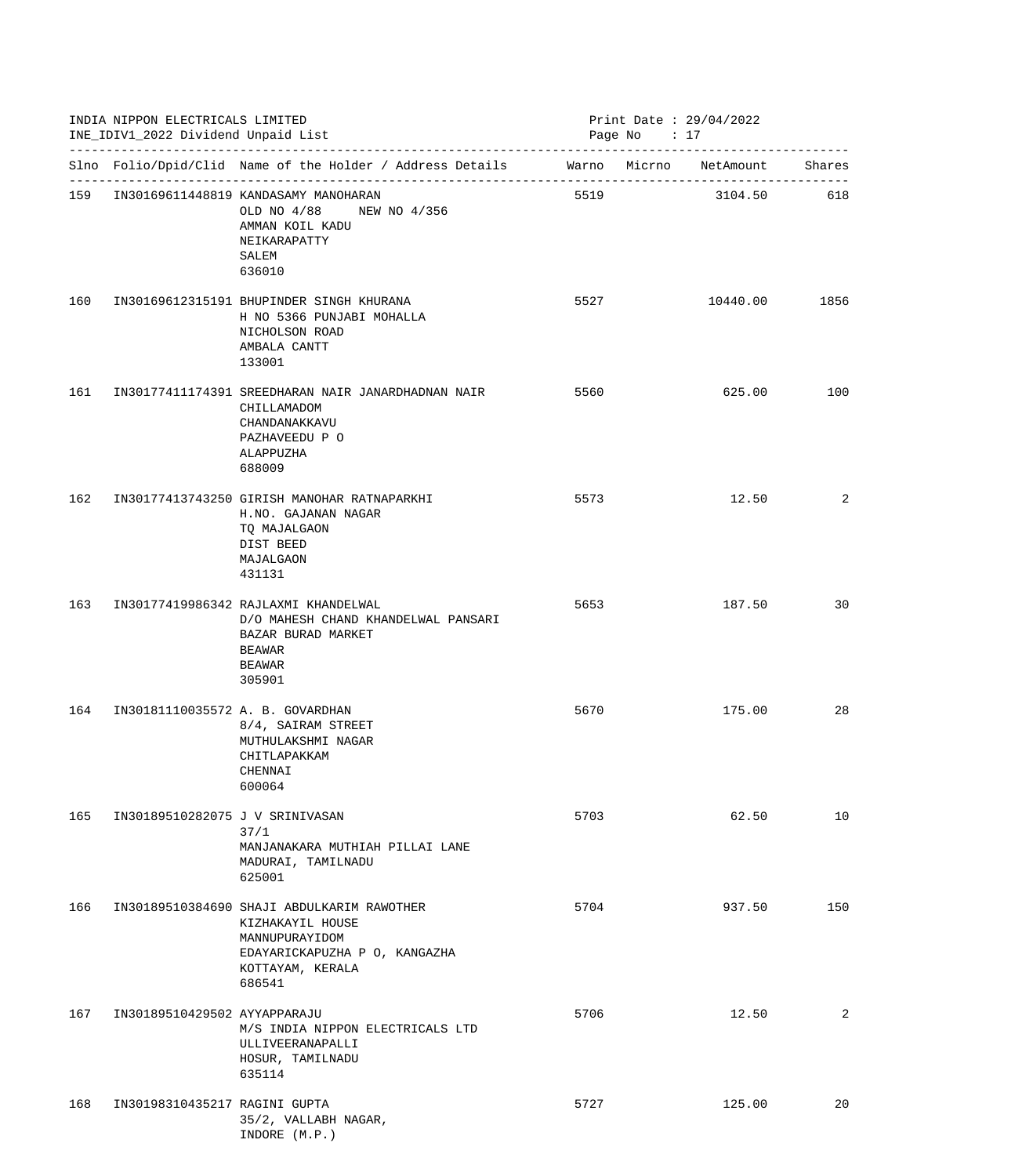INDIA NIPPON ELECTRICALS LIMITED
INE_IDIV1_2022 Dividend Unpaid List

Print Date : 29/04/2022

| Slno | Folio/Dpid/Clid | Name of the Holder / Address Details | Warno | Micrno | NetAmount | Shares |
|---|---|---|---|---|---|---|
| 159 | IN30169611448819 | KANDASAMY MANOHARAN<br>OLD NO 4/88 NEW NO 4/356<br>AMMAN KOIL KADU<br>NEIKARAPATTY<br>SALEM<br>636010 | 5519 | | 3104.50 | 618 |
| 160 | IN30169612315191 | BHUPINDER SINGH KHURANA<br>H NO 5366 PUNJABI MOHALLA<br>NICHOLSON ROAD<br>AMBALA CANTT<br>133001 | 5527 | | 10440.00 | 1856 |
| 161 | IN30177411174391 | SREEDHARAN NAIR JANARDHADNAN NAIR<br>CHILLAMADOM<br>CHANDANAKKAVU<br>PAZHAVEEDU P O<br>ALAPPUZHA<br>688009 | 5560 | | 625.00 | 100 |
| 162 | IN30177413743250 | GIRISH MANOHAR RATNAPARKHI<br>H.NO. GAJANAN NAGAR<br>TQ MAJALGAON<br>DIST BEED<br>MAJALGAON<br>431131 | 5573 | | 12.50 | 2 |
| 163 | IN30177419986342 | RAJLAXMI KHANDELWAL<br>D/O MAHESH CHAND KHANDELWAL PANSARI<br>BAZAR BURAD MARKET<br>BEAWAR<br>BEAWAR<br>305901 | 5653 | | 187.50 | 30 |
| 164 | IN30181110035572 | A. B. GOVARDHAN<br>8/4, SAIRAM STREET<br>MUTHULAKSHMI NAGAR<br>CHITLAPAKKAM<br>CHENNAI<br>600064 | 5670 | | 175.00 | 28 |
| 165 | IN30189510282075 | J V SRINIVASAN<br>37/1<br>MANJANAKARA MUTHIAH PILLAI LANE<br>MADURAI, TAMILNADU<br>625001 | 5703 | | 62.50 | 10 |
| 166 | IN30189510384690 | SHAJI ABDULKARIM RAWOTHER<br>KIZHAKAYIL HOUSE<br>MANNUPURAYIDOM<br>EDAYARICKAPUZHA P O, KANGAZHA<br>KOTTAYAM, KERALA<br>686541 | 5704 | | 937.50 | 150 |
| 167 | IN30189510429502 | AYYAPPARAJU<br>M/S INDIA NIPPON ELECTRICALS LTD<br>ULLIVEERANAPALLI<br>HOSUR, TAMILNADU<br>635114 | 5706 | | 12.50 | 2 |
| 168 | IN30198310435217 | RAGINI GUPTA<br>35/2, VALLABH NAGAR,<br>INDORE (M.P.) | 5727 | | 125.00 | 20 |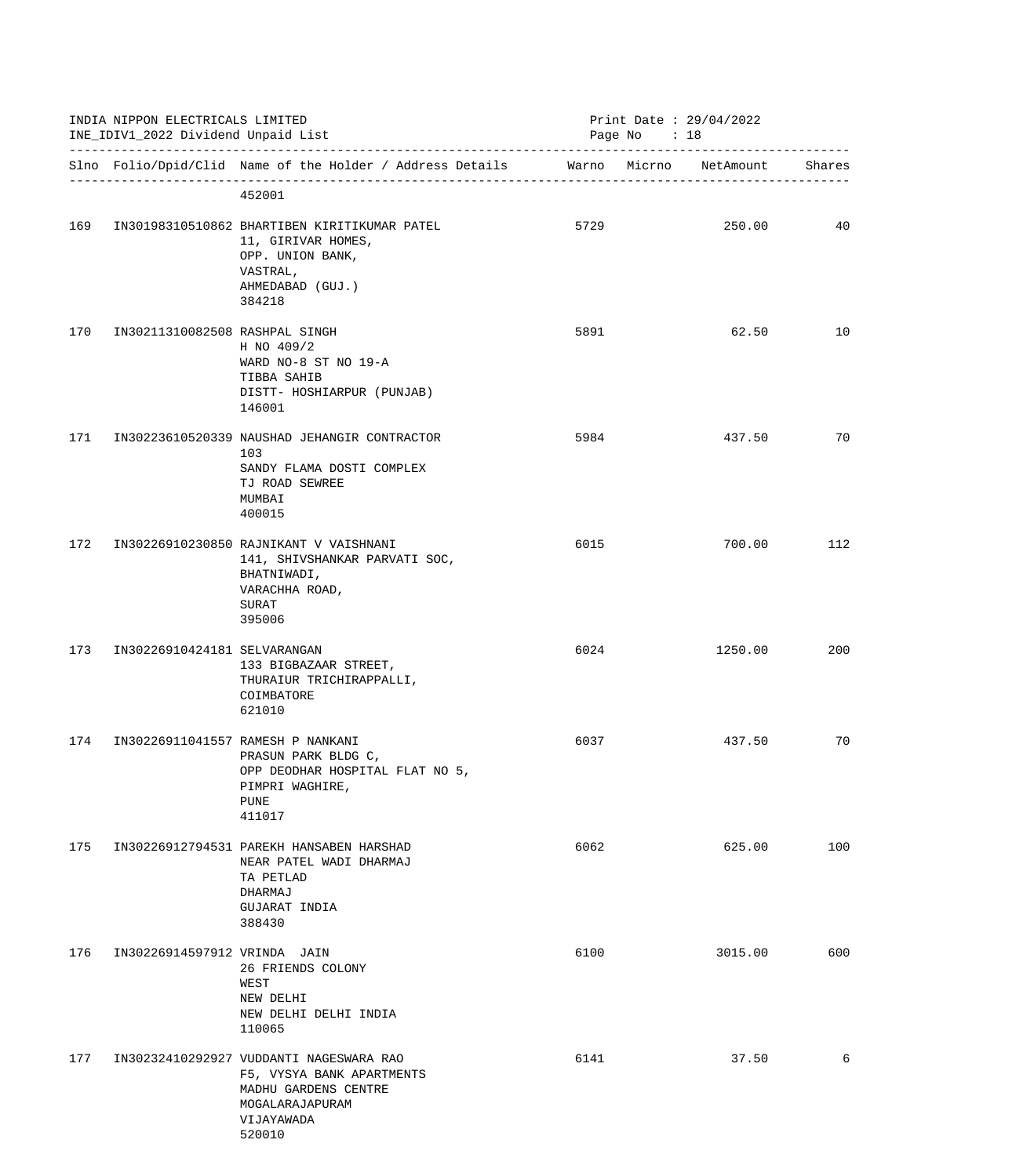INDIA NIPPON ELECTRICALS LIMITED
INE_IDIV1_2022 Dividend Unpaid List

Print Date : 29/04/2022

| Slno | Folio/Dpid/Clid | Name of the Holder / Address Details | Warno | Micrno | NetAmount | Shares |
|---|---|---|---|---|---|---|
| | | 452001 | | | | |
| 169 | IN30198310510862 | BHARTIBEN KIRITIKUMAR PATEL<br>11, GIRIVAR HOMES,<br>OPP. UNION BANK,<br>VASTRAL,<br>AHMEDABAD (GUJ.)<br>384218 | 5729 | | 250.00 | 40 |
| 170 | IN30211310082508 | RASHPAL SINGH<br>H NO 409/2<br>WARD NO-8 ST NO 19-A<br>TIBBA SAHIB<br>DISTT- HOSHIARPUR (PUNJAB)<br>146001 | 5891 | | 62.50 | 10 |
| 171 | IN30223610520339 | NAUSHAD JEHANGIR CONTRACTOR<br>103<br>SANDY FLAMA DOSTI COMPLEX<br>TJ ROAD SEWREE<br>MUMBAI<br>400015 | 5984 | | 437.50 | 70 |
| 172 | IN30226910230850 | RAJNIKANT V VAISHNANI<br>141, SHIVSHANKAR PARVATI SOC,<br>BHATNIWADI,<br>VARACHHA ROAD,<br>SURAT<br>395006 | 6015 | | 700.00 | 112 |
| 173 | IN30226910424181 | SELVARANGAN<br>133 BIGBAZAAR STREET,<br>THURAIUR TRICHIRAPPALLI,<br>COIMBATORE<br>621010 | 6024 | | 1250.00 | 200 |
| 174 | IN30226911041557 | RAMESH P NANKANI<br>PRASUN PARK BLDG C,<br>OPP DEODHAR HOSPITAL FLAT NO 5,<br>PIMPRI WAGHIRE,<br>PUNE<br>411017 | 6037 | | 437.50 | 70 |
| 175 | IN30226912794531 | PAREKH HANSABEN HARSHAD<br>NEAR PATEL WADI DHARMAJ<br>TA PETLAD<br>DHARMAJ<br>GUJARAT INDIA<br>388430 | 6062 | | 625.00 | 100 |
| 176 | IN30226914597912 | VRINDA JAIN<br>26 FRIENDS COLONY<br>WEST<br>NEW DELHI<br>NEW DELHI DELHI INDIA<br>110065 | 6100 | | 3015.00 | 600 |
| 177 | IN30232410292927 | VUDDANTI NAGESWARA RAO<br>F5, VYSYA BANK APARTMENTS<br>MADHU GARDENS CENTRE<br>MOGALARAJAPURAM<br>VIJAYAWADA<br>520010 | 6141 | | 37.50 | 6 |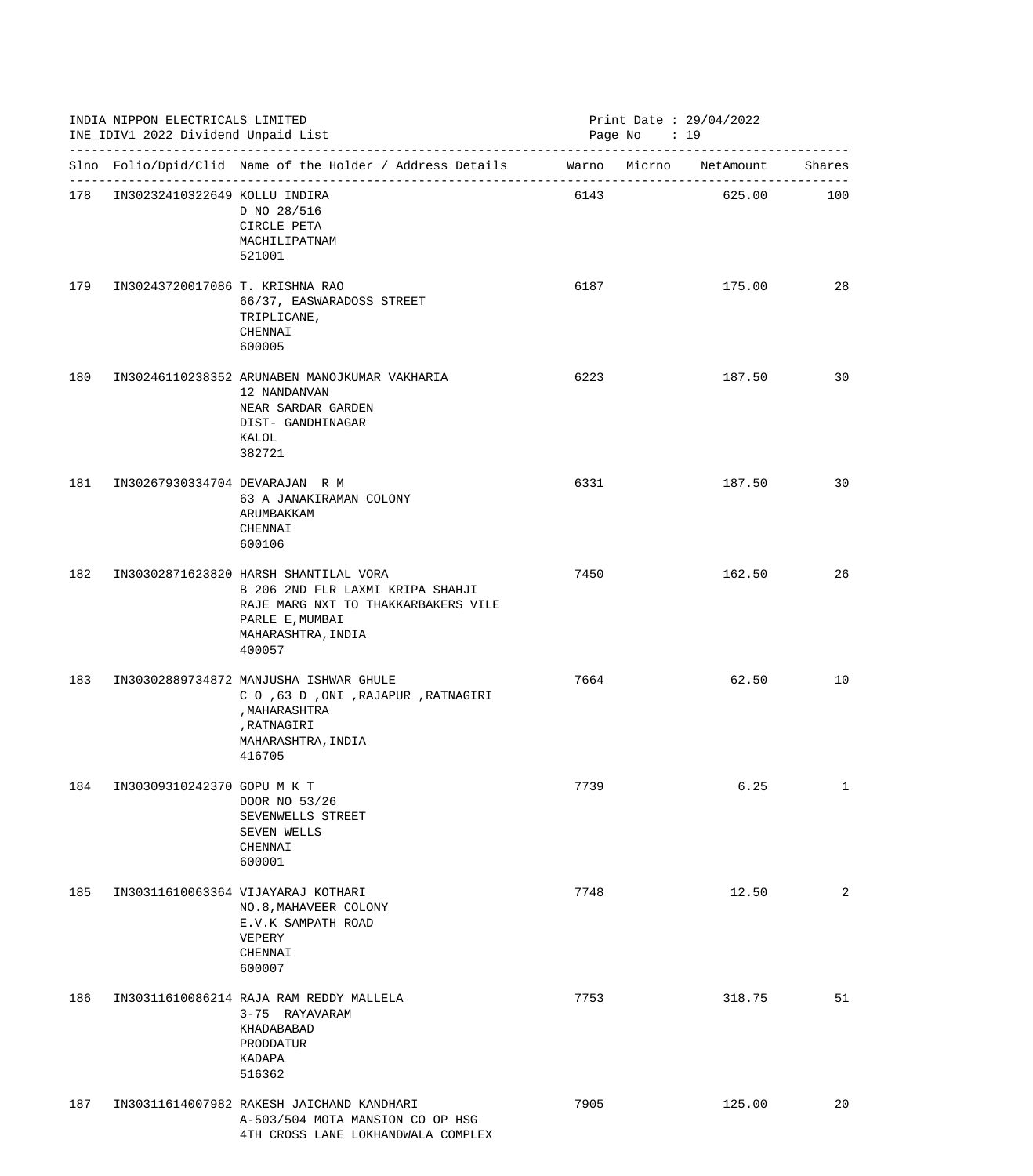INDIA NIPPON ELECTRICALS LIMITED
INE_IDIV1_2022 Dividend Unpaid List

Print Date : 29/04/2022

| Slno | Folio/Dpid/Clid | Name of the Holder / Address Details | Warno | Micrno | NetAmount | Shares |
|---|---|---|---|---|---|---|
| 178 | IN30232410322649 | KOLLU INDIRA<br>D NO 28/516<br>CIRCLE PETA<br>MACHILIPATNAM<br>521001 | 6143 | | 625.00 | 100 |
| 179 | IN30243720017086 | T. KRISHNA RAO<br>66/37, EASWARADOSS STREET<br>TRIPLICANE,<br>CHENNAI<br>600005 | 6187 | | 175.00 | 28 |
| 180 | IN30246110238352 | ARUNABEN MANOJKUMAR VAKHARIA<br>12 NANDANVAN<br>NEAR SARDAR GARDEN<br>DIST- GANDHINAGAR<br>KALOL<br>382721 | 6223 | | 187.50 | 30 |
| 181 | IN30267930334704 | DEVARAJAN R M<br>63 A JANAKIRAMAN COLONY<br>ARUMBAKKAM<br>CHENNAI<br>600106 | 6331 | | 187.50 | 30 |
| 182 | IN30302871623820 | HARSH SHANTILAL VORA<br>B 206 2ND FLR LAXMI KRIPA SHAHJI<br>RAJE MARG NXT TO THAKKARBAKERS VILE<br>PARLE E,MUMBAI<br>MAHARASHTRA,INDIA<br>400057 | 7450 | | 162.50 | 26 |
| 183 | IN30302889734872 | MANJUSHA ISHWAR GHULE<br>C O ,63 D ,ONI ,RAJAPUR ,RATNAGIRI<br>,MAHARASHTRA<br>,RATNAGIRI<br>MAHARASHTRA,INDIA<br>416705 | 7664 | | 62.50 | 10 |
| 184 | IN30309310242370 | GOPU M K T<br>DOOR NO 53/26<br>SEVENWELLS STREET<br>SEVEN WELLS<br>CHENNAI<br>600001 | 7739 | | 6.25 | 1 |
| 185 | IN30311610063364 | VIJAYARAJ KOTHARI<br>NO.8,MAHAVEER COLONY<br>E.V.K SAMPATH ROAD<br>VEPERY<br>CHENNAI<br>600007 | 7748 | | 12.50 | 2 |
| 186 | IN30311610086214 | RAJA RAM REDDY MALLELA<br>3-75 RAYAVARAM<br>KHADABABAD<br>PRODDATUR<br>KADAPA<br>516362 | 7753 | | 318.75 | 51 |
| 187 | IN30311614007982 | RAKESH JAICHAND KANDHARI<br>A-503/504 MOTA MANSION CO OP HSG<br>4TH CROSS LANE LOKHANDWALA COMPLEX | 7905 | | 125.00 | 20 |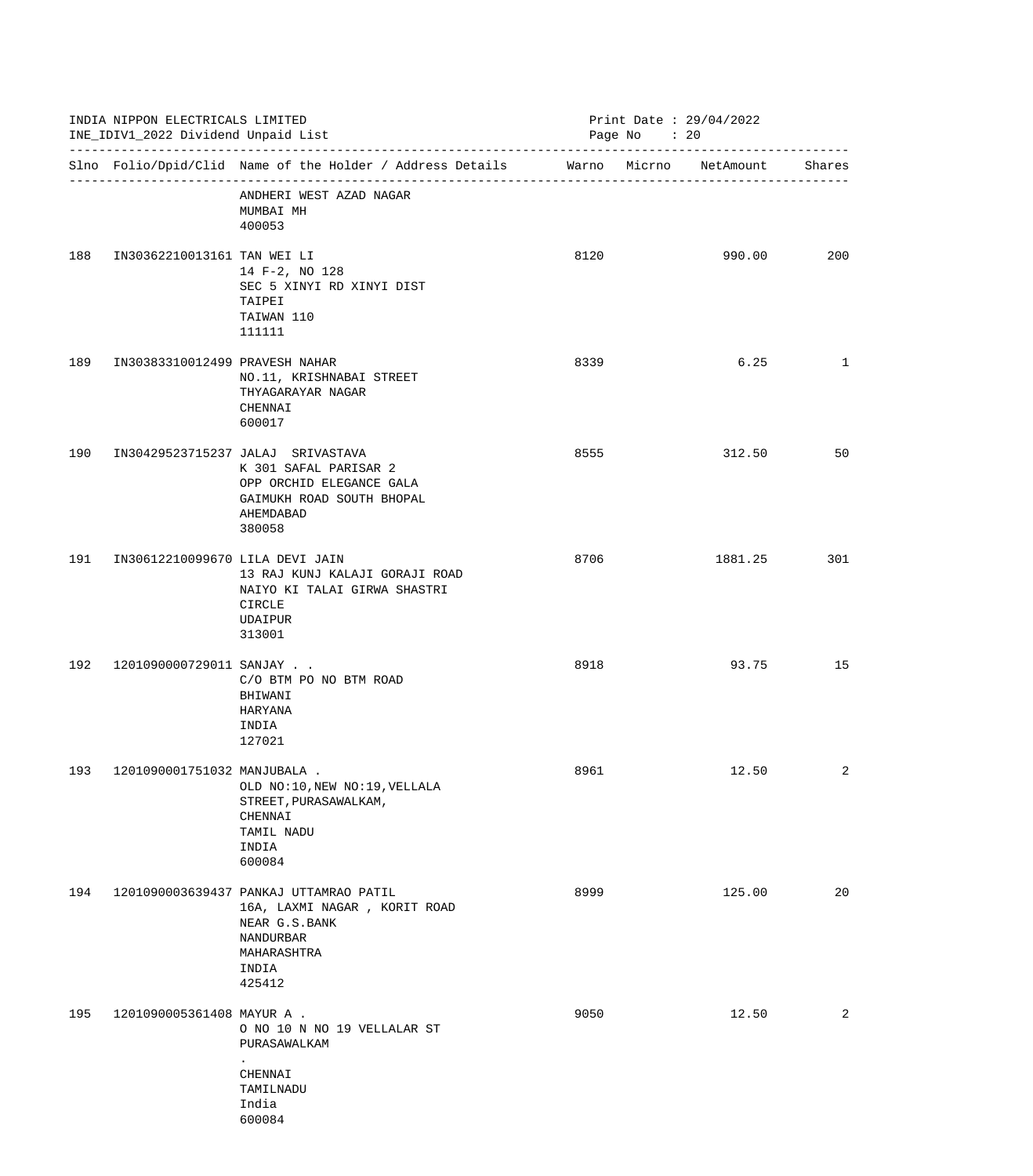INDIA NIPPON ELECTRICALS LIMITED
INE_IDIV1_2022 Dividend Unpaid List

Print Date : 29/04/2022

| Slno | Folio/Dpid/Clid | Name of the Holder / Address Details | Warno | Micrno | NetAmount | Shares |
|---|---|---|---|---|---|---|
| | | ANDHERI WEST AZAD NAGAR<br>MUMBAI MH<br>400053 | | | | |
| 188 | IN30362210013161 | TAN WEI LI<br>14 F-2, NO 128<br>SEC 5 XINYI RD XINYI DIST<br>TAIPEI<br>TAIWAN 110<br>111111 | 8120 | | 990.00 | 200 |
| 189 | IN30383310012499 | PRAVESH NAHAR<br>NO.11, KRISHNABAI STREET<br>THYAGARAYAR NAGAR<br>CHENNAI<br>600017 | 8339 | | 6.25 | 1 |
| 190 | IN30429523715237 | JALAJ  SRIVASTAVA<br>K 301 SAFAL PARISAR 2<br>OPP ORCHID ELEGANCE GALA<br>GAIMUKH ROAD SOUTH BHOPAL<br>AHEMDABAD<br>380058 | 8555 | | 312.50 | 50 |
| 191 | IN30612210099670 | LILA DEVI JAIN<br>13 RAJ KUNJ KALAJI GORAJI ROAD<br>NAIYO KI TALAI GIRWA SHASTRI<br>CIRCLE<br>UDAIPUR<br>313001 | 8706 | | 1881.25 | 301 |
| 192 | 1201090000729011 | SANJAY . .<br>C/O BTM PO NO BTM ROAD<br>BHIWANI<br>HARYANA<br>INDIA<br>127021 | 8918 | | 93.75 | 15 |
| 193 | 1201090001751032 | MANJUBALA .<br>OLD NO:10,NEW NO:19,VELLALA<br>STREET,PURASAWALKAM,<br>CHENNAI<br>TAMIL NADU<br>INDIA<br>600084 | 8961 | | 12.50 | 2 |
| 194 | 1201090003639437 | PANKAJ UTTAMRAO PATIL<br>16A, LAXMI NAGAR , KORIT ROAD<br>NEAR G.S.BANK<br>NANDURBAR<br>MAHARASHTRA<br>INDIA<br>425412 | 8999 | | 125.00 | 20 |
| 195 | 1201090005361408 | MAYUR A .<br>O NO 10 N NO 19 VELLALAR ST<br>PURASAWALKAM<br>.<br>CHENNAI<br>TAMILNADU<br>India<br>600084 | 9050 | | 12.50 | 2 |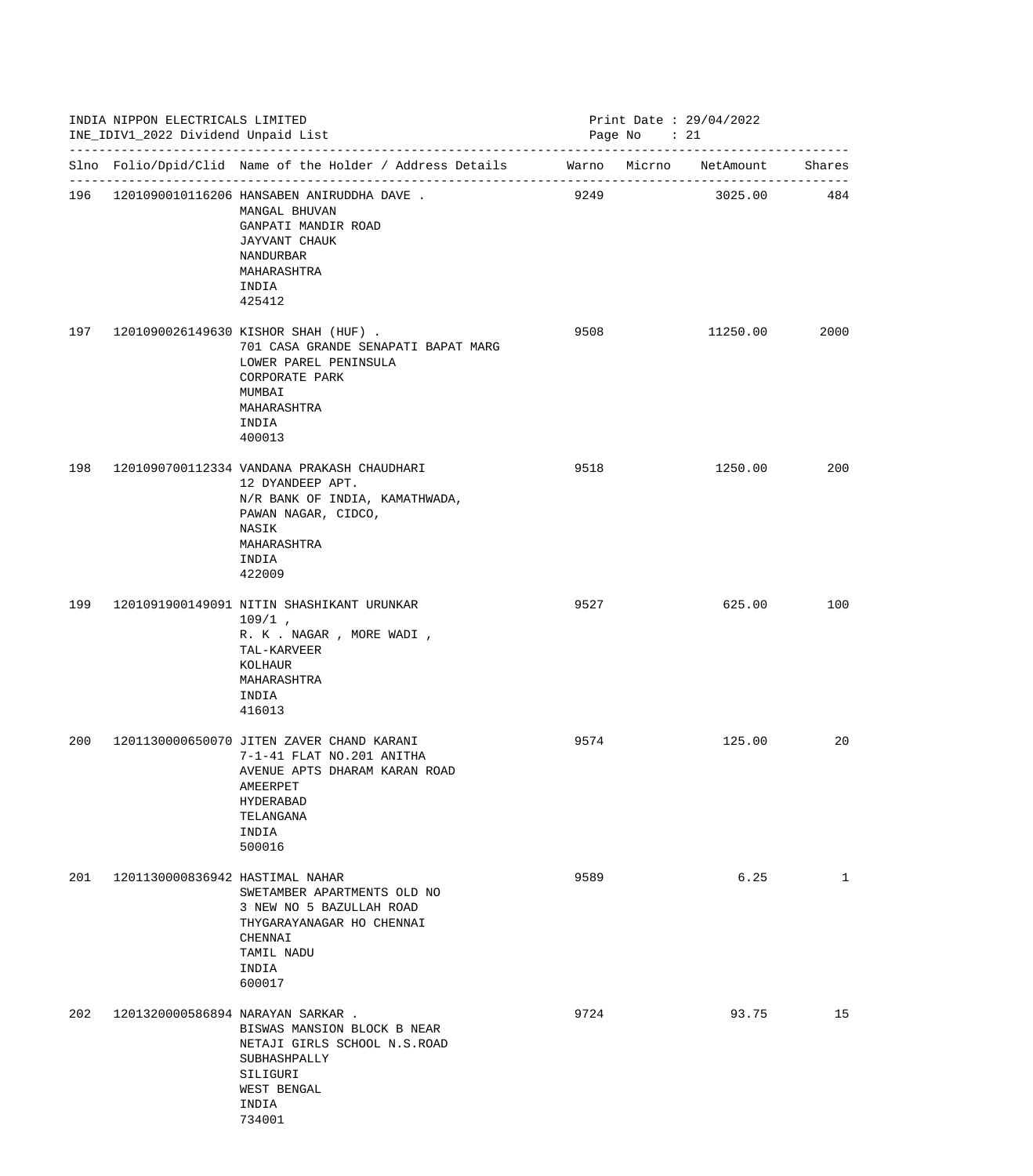INDIA NIPPON ELECTRICALS LIMITED
INE_IDIV1_2022 Dividend Unpaid List

Print Date : 29/04/2022

| Slno | Folio/Dpid/Clid | Name of the Holder / Address Details | Warno | Micrno | NetAmount | Shares |
|---|---|---|---|---|---|---|
| 196 | 1201090010116206 | HANSABEN ANIRUDDHA DAVE .<br>MANGAL BHUVAN<br>GANPATI MANDIR ROAD<br>JAYVANT CHAUK<br>NANDURBAR<br>MAHARASHTRA<br>INDIA<br>425412 | 9249 | | 3025.00 | 484 |
| 197 | 1201090026149630 | KISHOR SHAH (HUF) .<br>701 CASA GRANDE SENAPATI BAPAT MARG<br>LOWER PAREL PENINSULA<br>CORPORATE PARK<br>MUMBAI<br>MAHARASHTRA<br>INDIA<br>400013 | 9508 | | 11250.00 | 2000 |
| 198 | 1201090700112334 | VANDANA PRAKASH CHAUDHARI<br>12 DYANDEEP APT.<br>N/R BANK OF INDIA, KAMATHWADA,<br>PAWAN NAGAR, CIDCO,<br>NASIK<br>MAHARASHTRA<br>INDIA<br>422009 | 9518 | | 1250.00 | 200 |
| 199 | 1201091900149091 | NITIN SHASHIKANT URUNKAR<br>109/1 ,<br>R. K . NAGAR , MORE WADI ,<br>TAL-KARVEER<br>KOLHAUR<br>MAHARASHTRA<br>INDIA<br>416013 | 9527 | | 625.00 | 100 |
| 200 | 1201130000650070 | JITEN ZAVER CHAND KARANI<br>7-1-41 FLAT NO.201 ANITHA<br>AVENUE APTS DHARAM KARAN ROAD<br>AMEERPET<br>HYDERABAD<br>TELANGANA<br>INDIA<br>500016 | 9574 | | 125.00 | 20 |
| 201 | 1201130000836942 | HASTIMAL NAHAR<br>SWETAMBER APARTMENTS OLD NO<br>3 NEW NO 5 BAZULLAH ROAD<br>THYGARAYANAGAR HO CHENNAI<br>CHENNAI<br>TAMIL NADU<br>INDIA<br>600017 | 9589 | | 6.25 | 1 |
| 202 | 1201320000586894 | NARAYAN SARKAR .<br>BISWAS MANSION BLOCK B NEAR<br>NETAJI GIRLS SCHOOL N.S.ROAD<br>SUBHASHPALLY<br>SILIGURI<br>WEST BENGAL<br>INDIA<br>734001 | 9724 | | 93.75 | 15 |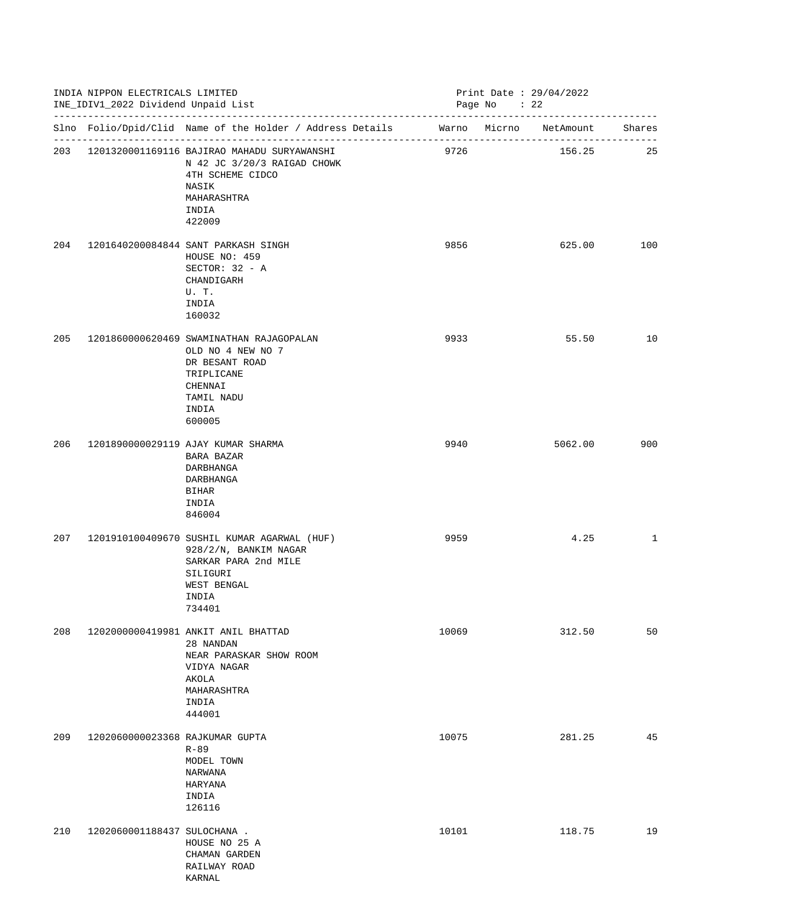INDIA NIPPON ELECTRICALS LIMITED
INE_IDIV1_2022 Dividend Unpaid List

Print Date : 29/04/2022

| Slno | Folio/Dpid/Clid | Name of the Holder / Address Details | Warno | Micrno | NetAmount | Shares |
|---|---|---|---|---|---|---|
| 203 | 1201320001169116 | BAJIRAO MAHADU SURYAWANSHI<br>N 42 JC 3/20/3 RAIGAD CHOWK<br>4TH SCHEME CIDCO<br>NASIK<br>MAHARASHTRA<br>INDIA<br>422009 | 9726 | | 156.25 | 25 |
| 204 | 1201640200084844 | SANT PARKASH SINGH<br>HOUSE NO: 459<br>SECTOR: 32 - A<br>CHANDIGARH<br>U. T.<br>INDIA<br>160032 | 9856 | | 625.00 | 100 |
| 205 | 1201860000620469 | SWAMINATHAN RAJAGOPALAN<br>OLD NO 4 NEW NO 7<br>DR BESANT ROAD<br>TRIPLICANE<br>CHENNAI<br>TAMIL NADU<br>INDIA<br>600005 | 9933 | | 55.50 | 10 |
| 206 | 1201890000029119 | AJAY KUMAR SHARMA<br>BARA BAZAR<br>DARBHANGA<br>DARBHANGA<br>BIHAR<br>INDIA<br>846004 | 9940 | | 5062.00 | 900 |
| 207 | 1201910100409670 | SUSHIL KUMAR AGARWAL (HUF)<br>928/2/N, BANKIM NAGAR<br>SARKAR PARA 2nd MILE<br>SILIGURI<br>WEST BENGAL<br>INDIA<br>734401 | 9959 | | 4.25 | 1 |
| 208 | 1202000000419981 | ANKIT ANIL BHATTAD<br>28 NANDAN<br>NEAR PARASKAR SHOW ROOM<br>VIDYA NAGAR<br>AKOLA<br>MAHARASHTRA<br>INDIA<br>444001 | 10069 | | 312.50 | 50 |
| 209 | 1202060000023368 | RAJKUMAR GUPTA<br>R-89<br>MODEL TOWN<br>NARWANA<br>HARYANA<br>INDIA<br>126116 | 10075 | | 281.25 | 45 |
| 210 | 1202060001188437 | SULOCHANA .<br>HOUSE NO 25 A<br>CHAMAN GARDEN<br>RAILWAY ROAD<br>KARNAL | 10101 | | 118.75 | 19 |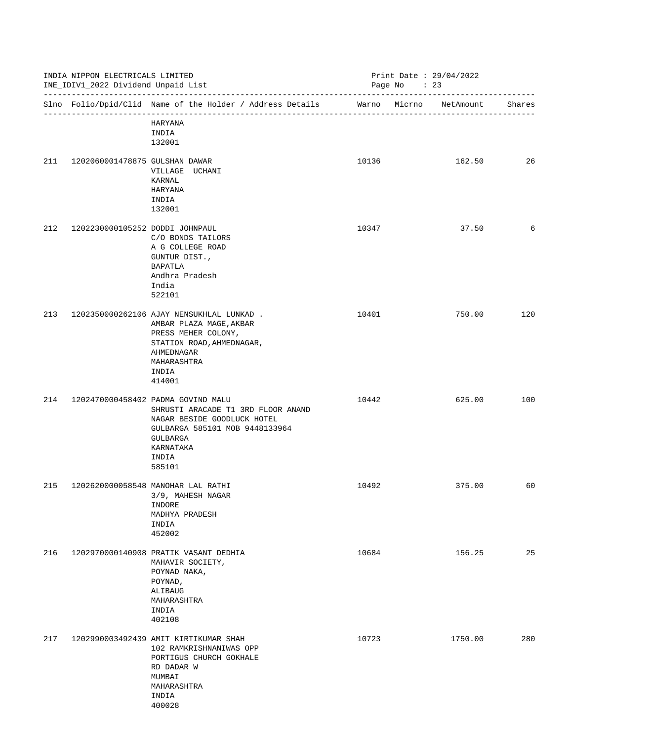INDIA NIPPON ELECTRICALS LIMITED
INE_IDIV1_2022 Dividend Unpaid List

Print Date : 29/04/2022

| Slno | Folio/Dpid/Clid | Name of the Holder / Address Details | Warno | Micrno | NetAmount | Shares |
|---|---|---|---|---|---|---|
| | | HARYANA<br>INDIA<br>132001 | | | | |
| 211 | 1202060001478875 | GULSHAN DAWAR<br>VILLAGE UCHANI<br>KARNAL<br>HARYANA<br>INDIA<br>132001 | 10136 | | 162.50 | 26 |
| 212 | 1202230000105252 | DODDI JOHNPAUL<br>C/O BONDS TAILORS<br>A G COLLEGE ROAD<br>GUNTUR DIST.,<br>BAPATLA<br>Andhra Pradesh<br>India<br>522101 | 10347 | | 37.50 | 6 |
| 213 | 1202350000262106 | AJAY NENSUKHLAL LUNKAD .<br>AMBAR PLAZA MAGE,AKBAR<br>PRESS MEHER COLONY,<br>STATION ROAD,AHMEDNAGAR,<br>AHMEDNAGAR<br>MAHARASHTRA<br>INDIA<br>414001 | 10401 | | 750.00 | 120 |
| 214 | 1202470000458402 | PADMA GOVIND MALU<br>SHRUSTI ARACADE T1 3RD FLOOR ANAND<br>NAGAR BESIDE GOODLUCK HOTEL<br>GULBARGA 585101 MOB 9448133964<br>GULBARGA<br>KARNATAKA<br>INDIA<br>585101 | 10442 | | 625.00 | 100 |
| 215 | 1202620000058548 | MANOHAR LAL RATHI<br>3/9, MAHESH NAGAR<br>INDORE<br>MADHYA PRADESH<br>INDIA<br>452002 | 10492 | | 375.00 | 60 |
| 216 | 1202970000140908 | PRATIK VASANT DEDHIA<br>MAHAVIR SOCIETY,<br>POYNAD NAKA,<br>POYNAD,<br>ALIBAUG<br>MAHARASHTRA<br>INDIA<br>402108 | 10684 | | 156.25 | 25 |
| 217 | 1202990003492439 | AMIT KIRTIKUMAR SHAH<br>102 RAMKRISHNANIWAS OPP<br>PORTIGUS CHURCH GOKHALE<br>RD DADAR W<br>MUMBAI<br>MAHARASHTRA<br>INDIA<br>400028 | 10723 | | 1750.00 | 280 |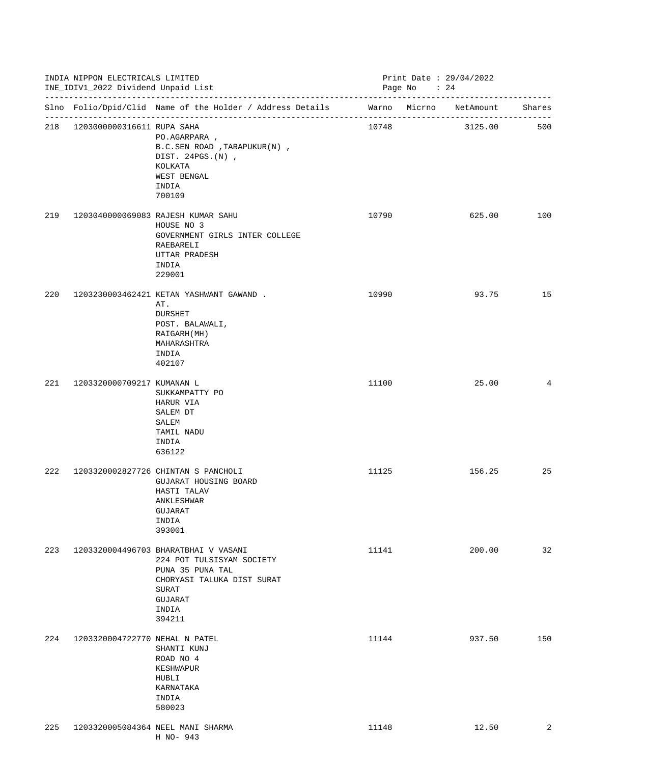INDIA NIPPON ELECTRICALS LIMITED
INE_IDIV1_2022 Dividend Unpaid List

Print Date : 29/04/2022

| Slno | Folio/Dpid/Clid | Name of the Holder / Address Details | Warno | Micrno | NetAmount | Shares |
|---|---|---|---|---|---|---|
| 218 | 1203000000316611 | RUPA SAHA<br>PO.AGARPARA ,<br>B.C.SEN ROAD ,TARAPUKUR(N) ,<br>DIST. 24PGS.(N) ,<br>KOLKATA<br>WEST BENGAL<br>INDIA<br>700109 | 10748 | | 3125.00 | 500 |
| 219 | 1203040000069083 | RAJESH KUMAR SAHU<br>HOUSE NO 3<br>GOVERNMENT GIRLS INTER COLLEGE<br>RAEBARELI<br>UTTAR PRADESH<br>INDIA<br>229001 | 10790 | | 625.00 | 100 |
| 220 | 1203230003462421 | KETAN YASHWANT GAWAND .<br>AT.<br>DURSHET<br>POST. BALAWALI,<br>RAIGARH(MH)<br>MAHARASHTRA<br>INDIA<br>402107 | 10990 | | 93.75 | 15 |
| 221 | 1203320000709217 | KUMANAN L<br>SUKKAMPATTY PO<br>HARUR VIA<br>SALEM DT<br>SALEM<br>TAMIL NADU<br>INDIA<br>636122 | 11100 | | 25.00 | 4 |
| 222 | 1203320002827726 | CHINTAN S PANCHOLI<br>GUJARAT HOUSING BOARD<br>HASTI TALAV<br>ANKLESHWAR<br>GUJARAT<br>INDIA<br>393001 | 11125 | | 156.25 | 25 |
| 223 | 1203320004496703 | BHARATBHAI V VASANI<br>224 POT TULSISYAM SOCIETY<br>PUNA 35 PUNA TAL<br>CHORYASI TALUKA DIST SURAT<br>SURAT<br>GUJARAT<br>INDIA<br>394211 | 11141 | | 200.00 | 32 |
| 224 | 1203320004722770 | NEHAL N PATEL<br>SHANTI KUNJ<br>ROAD NO 4<br>KESHWAPUR<br>HUBLI<br>KARNATAKA<br>INDIA<br>580023 | 11144 | | 937.50 | 150 |
| 225 | 1203320005084364 | NEEL MANI SHARMA<br>H NO- 943 | 11148 | | 12.50 | 2 |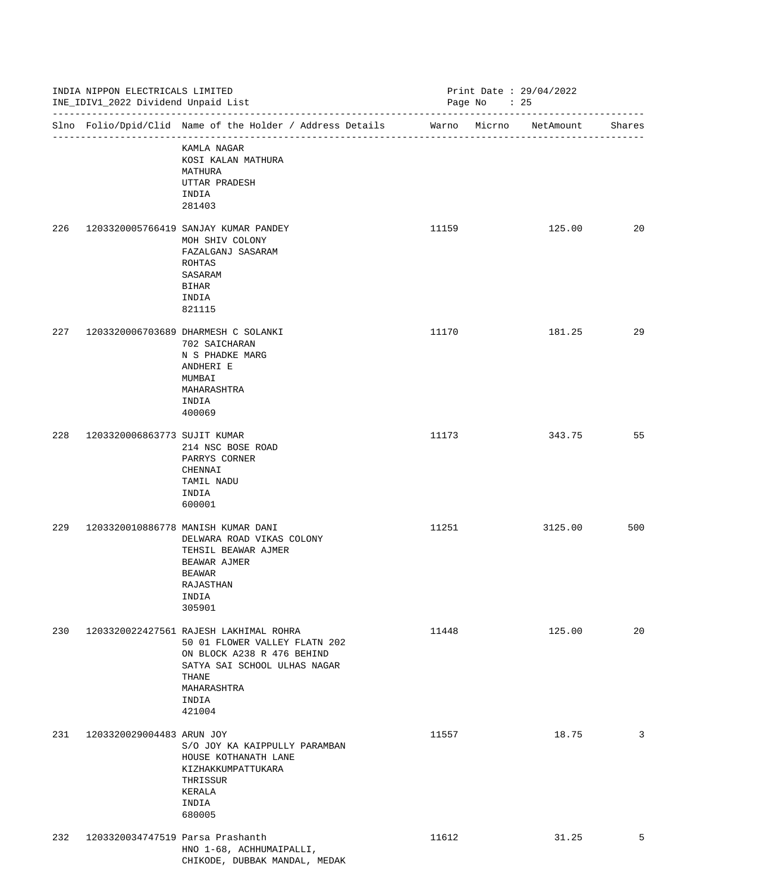INDIA NIPPON ELECTRICALS LIMITED
INE_IDIV1_2022 Dividend Unpaid List

Print Date : 29/04/2022

| Slno | Folio/Dpid/Clid | Name of the Holder / Address Details | Warno | Micrno | NetAmount | Shares |
|---|---|---|---|---|---|---|
| | | KAMLA NAGAR<br>KOSI KALAN MATHURA<br>MATHURA<br>UTTAR PRADESH<br>INDIA<br>281403 | | | | |
| 226 | 1203320005766419 | SANJAY KUMAR PANDEY<br>MOH SHIV COLONY<br>FAZALGANJ SASARAM<br>ROHTAS<br>SASARAM<br>BIHAR<br>INDIA<br>821115 | 11159 | | 125.00 | 20 |
| 227 | 1203320006703689 | DHARMESH C SOLANKI<br>702 SAICHARAN<br>N S PHADKE MARG<br>ANDHERI E<br>MUMBAI<br>MAHARASHTRA<br>INDIA<br>400069 | 11170 | | 181.25 | 29 |
| 228 | 1203320006863773 | SUJIT KUMAR<br>214 NSC BOSE ROAD<br>PARRYS CORNER<br>CHENNAI<br>TAMIL NADU<br>INDIA<br>600001 | 11173 | | 343.75 | 55 |
| 229 | 1203320010886778 | MANISH KUMAR DANI<br>DELWARA ROAD VIKAS COLONY<br>TEHSIL BEAWAR AJMER<br>BEAWAR AJMER<br>BEAWAR<br>RAJASTHAN<br>INDIA<br>305901 | 11251 | | 3125.00 | 500 |
| 230 | 1203320022427561 | RAJESH LAKHIMAL ROHRA<br>50 01 FLOWER VALLEY FLATN 202<br>ON BLOCK A238 R 476 BEHIND<br>SATYA SAI SCHOOL ULHAS NAGAR<br>THANE<br>MAHARASHTRA<br>INDIA<br>421004 | 11448 | | 125.00 | 20 |
| 231 | 1203320029004483 | ARUN JOY<br>S/O JOY KA KAIPPULLY PARAMBAN<br>HOUSE KOTHANATH LANE<br>KIZHAKKUMPATTUKARA<br>THRISSUR<br>KERALA<br>INDIA<br>680005 | 11557 | | 18.75 | 3 |
| 232 | 1203320034747519 | Parsa Prashanth<br>HNO 1-68, ACHHUMAIPALLI,<br>CHIKODE, DUBBAK MANDAL, MEDAK | 11612 | | 31.25 | 5 |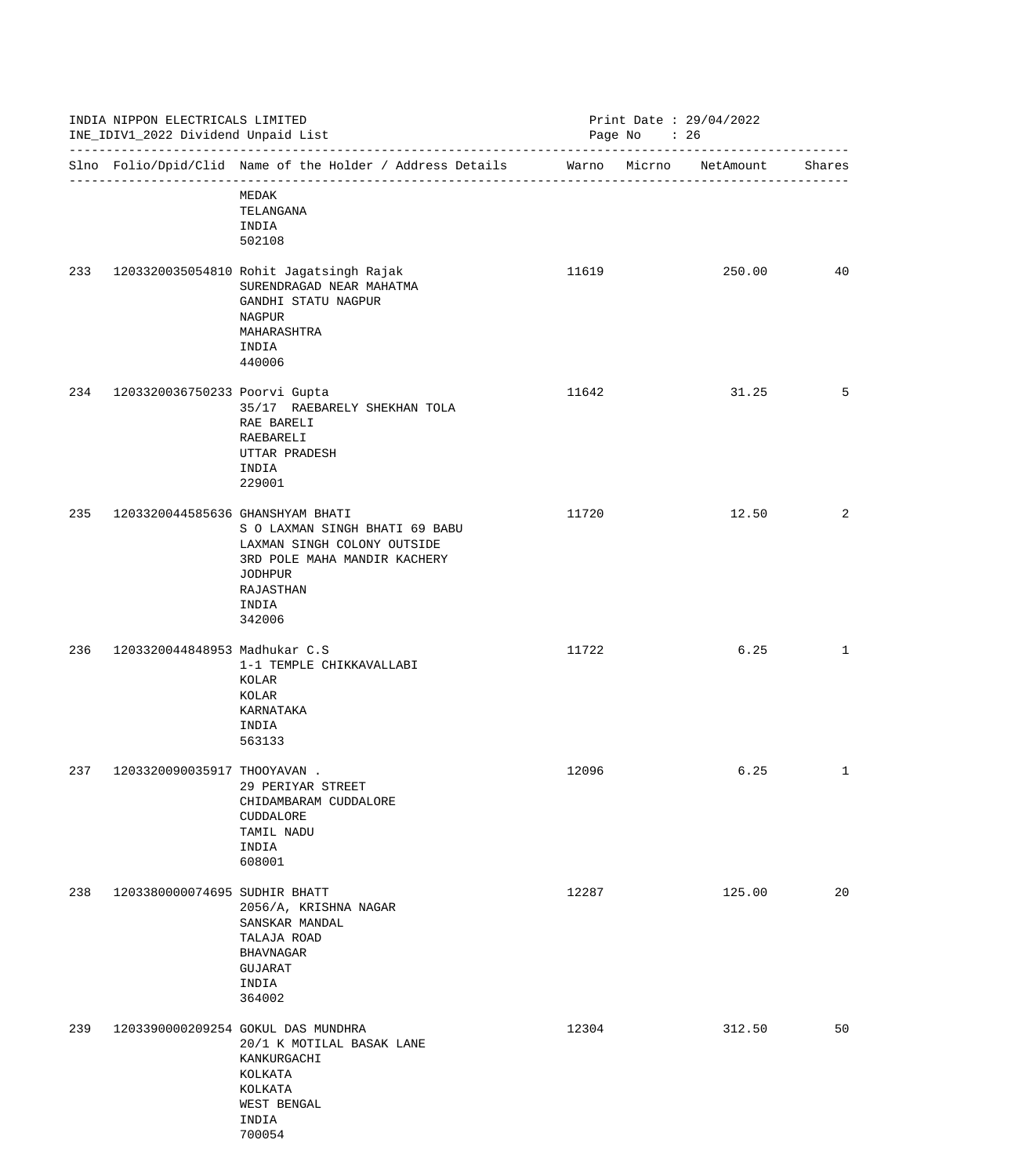INDIA NIPPON ELECTRICALS LIMITED
INE_IDIV1_2022 Dividend Unpaid List

Print Date : 29/04/2022

| Slno | Folio/Dpid/Clid | Name of the Holder / Address Details | Warno | Micrno | NetAmount | Shares |
|---|---|---|---|---|---|---|
| | | MEDAK<br>TELANGANA<br>INDIA<br>502108 | | | | |
| 233 | 1203320035054810 | Rohit Jagatsingh Rajak<br>SURENDRAGAD NEAR MAHATMA<br>GANDHI STATU NAGPUR<br>NAGPUR<br>MAHARASHTRA<br>INDIA<br>440006 | 11619 | | 250.00 | 40 |
| 234 | 1203320036750233 | Poorvi Gupta<br>35/17 RAEBARELY SHEKHAN TOLA<br>RAE BARELI<br>RAEBARELI<br>UTTAR PRADESH<br>INDIA<br>229001 | 11642 | | 31.25 | 5 |
| 235 | 1203320044585636 | GHANSHYAM BHATI<br>S O LAXMAN SINGH BHATI 69 BABU<br>LAXMAN SINGH COLONY OUTSIDE<br>3RD POLE MAHA MANDIR KACHERY<br>JODHPUR<br>RAJASTHAN<br>INDIA<br>342006 | 11720 | | 12.50 | 2 |
| 236 | 1203320044848953 | Madhukar C.S<br>1-1 TEMPLE CHIKKAVALLABI<br>KOLAR<br>KOLAR<br>KARNATAKA<br>INDIA<br>563133 | 11722 | | 6.25 | 1 |
| 237 | 1203320090035917 | THOOYAVAN .<br>29 PERIYAR STREET<br>CHIDAMBARAM CUDDALORE<br>CUDDALORE<br>TAMIL NADU<br>INDIA<br>608001 | 12096 | | 6.25 | 1 |
| 238 | 1203380000074695 | SUDHIR BHATT<br>2056/A, KRISHNA NAGAR<br>SANSKAR MANDAL<br>TALAJA ROAD<br>BHAVNAGAR<br>GUJARAT<br>INDIA<br>364002 | 12287 | | 125.00 | 20 |
| 239 | 1203390000209254 | GOKUL DAS MUNDHRA<br>20/1 K MOTILAL BASAK LANE<br>KANKURGACHI<br>KOLKATA<br>KOLKATA<br>WEST BENGAL<br>INDIA<br>700054 | 12304 | | 312.50 | 50 |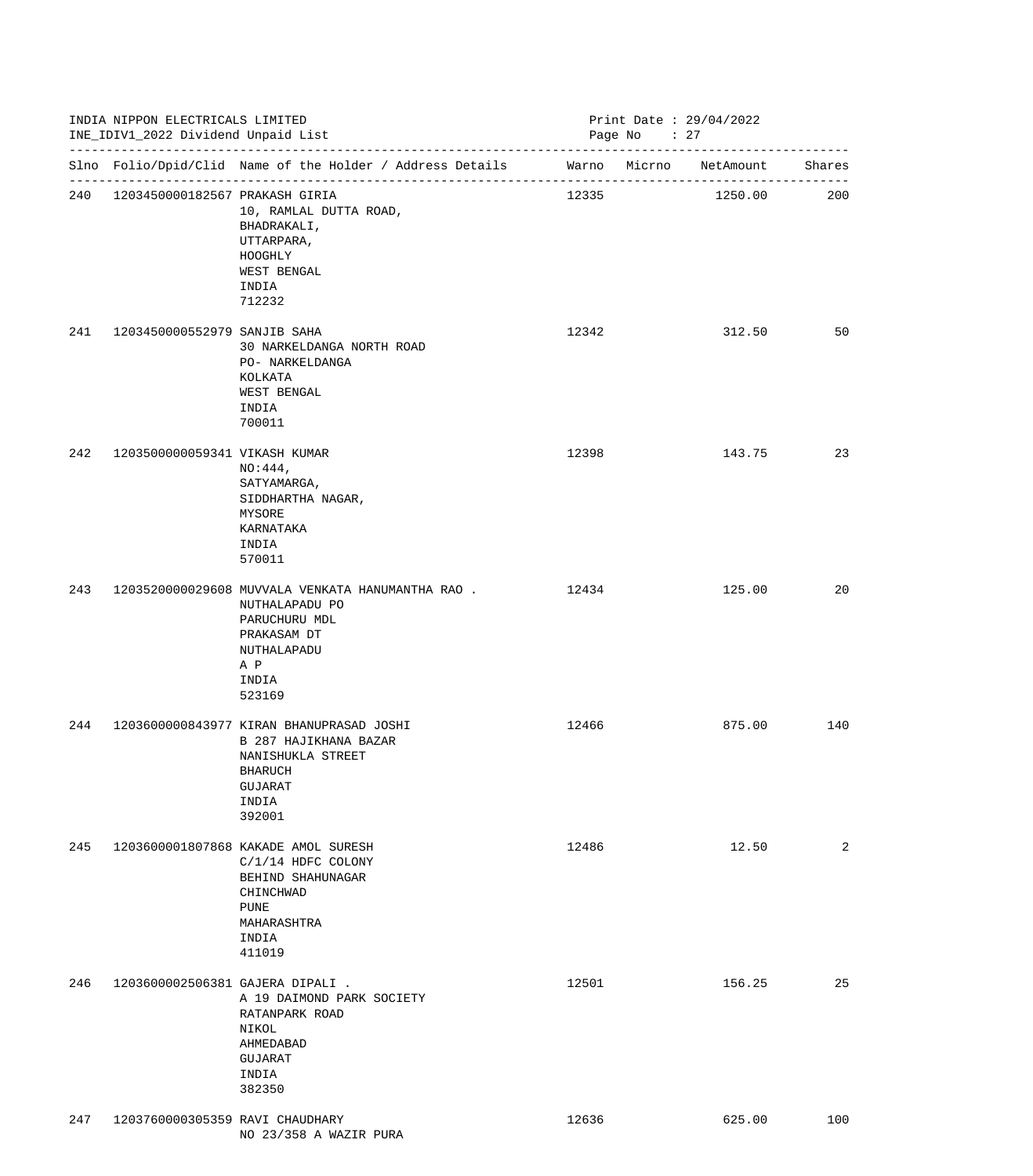INDIA NIPPON ELECTRICALS LIMITED
INE_IDIV1_2022 Dividend Unpaid List

Print Date : 29/04/2022

| Slno | Folio/Dpid/Clid | Name of the Holder / Address Details | Warno | Micrno | NetAmount | Shares |
|---|---|---|---|---|---|---|
| 240 | 1203450000182567 | PRAKASH GIRIA<br>10, RAMLAL DUTTA ROAD,<br>BHADRAKALI,<br>UTTARPARA,<br>HOOGHLY<br>WEST BENGAL<br>INDIA<br>712232 | 12335 | | 1250.00 | 200 |
| 241 | 1203450000552979 | SANJIB SAHA<br>30 NARKELDANGA NORTH ROAD<br>PO- NARKELDANGA<br>KOLKATA<br>WEST BENGAL<br>INDIA<br>700011 | 12342 | | 312.50 | 50 |
| 242 | 1203500000059341 | VIKASH KUMAR<br>NO:444,<br>SATYAMARGA,<br>SIDDHARTHA NAGAR,<br>MYSORE<br>KARNATAKA<br>INDIA<br>570011 | 12398 | | 143.75 | 23 |
| 243 | 1203520000029608 | MUVVALA VENKATA HANUMANTHA RAO .<br>NUTHALAPADU PO<br>PARUCHURU MDL<br>PRAKASAM DT<br>NUTHALAPADU<br>A P<br>INDIA<br>523169 | 12434 | | 125.00 | 20 |
| 244 | 1203600000843977 | KIRAN BHANUPRASAD JOSHI<br>B 287 HAJIKHANA BAZAR<br>NANISHUKLA STREET<br>BHARUCH<br>GUJARAT<br>INDIA<br>392001 | 12466 | | 875.00 | 140 |
| 245 | 1203600001807868 | KAKADE AMOL SURESH<br>C/1/14 HDFC COLONY<br>BEHIND SHAHUNAGAR<br>CHINCHWAD<br>PUNE<br>MAHARASHTRA<br>INDIA<br>411019 | 12486 | | 12.50 | 2 |
| 246 | 1203600002506381 | GAJERA DIPALI .<br>A 19 DAIMOND PARK SOCIETY<br>RATANPARK ROAD<br>NIKOL<br>AHMEDABAD<br>GUJARAT<br>INDIA<br>382350 | 12501 | | 156.25 | 25 |
| 247 | 1203760000305359 | RAVI CHAUDHARY<br>NO 23/358 A WAZIR PURA | 12636 | | 625.00 | 100 |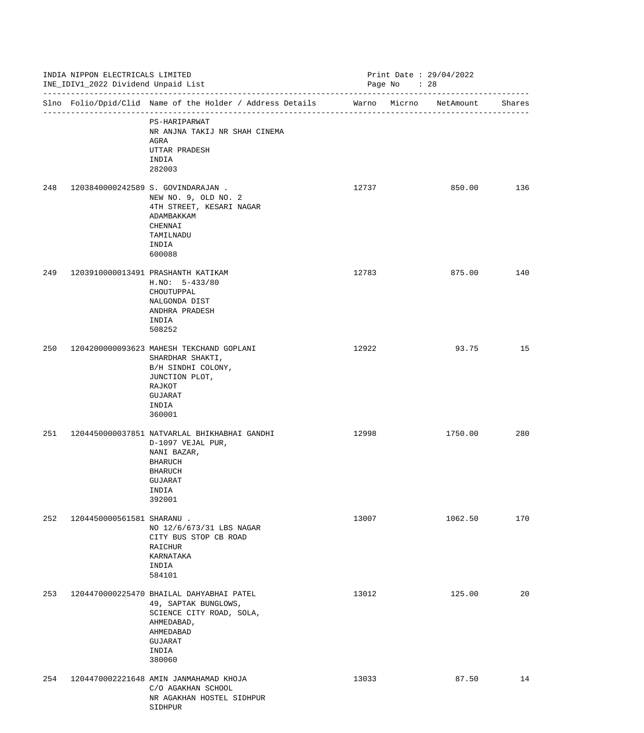INDIA NIPPON ELECTRICALS LIMITED
INE_IDIV1_2022 Dividend Unpaid List

Print Date : 29/04/2022

| Slno | Folio/Dpid/Clid | Name of the Holder / Address Details | Warno | Micrno | NetAmount | Shares |
|---|---|---|---|---|---|---|
| | | PS-HARIPARWAT<br>NR ANJNA TAKIJ NR SHAH CINEMA<br>AGRA<br>UTTAR PRADESH<br>INDIA<br>282003 | | | | |
| 248 | 1203840000242589 | S. GOVINDARAJAN .<br>NEW NO. 9, OLD NO. 2<br>4TH STREET, KESARI NAGAR<br>ADAMBAKKAM<br>CHENNAI<br>TAMILNADU<br>INDIA<br>600088 | 12737 | | 850.00 | 136 |
| 249 | 1203910000013491 | PRASHANTH KATIKAM<br>H.NO: 5-433/80<br>CHOUTUPPAL<br>NALGONDA DIST<br>ANDHRA PRADESH<br>INDIA<br>508252 | 12783 | | 875.00 | 140 |
| 250 | 1204200000093623 | MAHESH TEKCHAND GOPLANI<br>SHARDHAR SHAKTI,<br>B/H SINDHI COLONY,<br>JUNCTION PLOT,<br>RAJKOT<br>GUJARAT<br>INDIA<br>360001 | 12922 | | 93.75 | 15 |
| 251 | 1204450000037851 | NATVARLAL BHIKHABHAI GANDHI<br>D-1097 VEJAL PUR,<br>NANI BAZAR,<br>BHARUCH<br>BHARUCH<br>GUJARAT<br>INDIA<br>392001 | 12998 | | 1750.00 | 280 |
| 252 | 1204450000561581 | SHARANU .<br>NO 12/6/673/31 LBS NAGAR<br>CITY BUS STOP CB ROAD<br>RAICHUR<br>KARNATAKA<br>INDIA<br>584101 | 13007 | | 1062.50 | 170 |
| 253 | 1204470000225470 | BHAILAL DAHYABHAI PATEL<br>49, SAPTAK BUNGLOWS,<br>SCIENCE CITY ROAD, SOLA,<br>AHMEDABAD,<br>AHMEDABAD<br>GUJARAT<br>INDIA<br>380060 | 13012 | | 125.00 | 20 |
| 254 | 1204470002221648 | AMIN JANMAHAMAD KHOJA<br>C/O AGAKHAN SCHOOL<br>NR AGAKHAN HOSTEL SIDHPUR<br>SIDHPUR | 13033 | | 87.50 | 14 |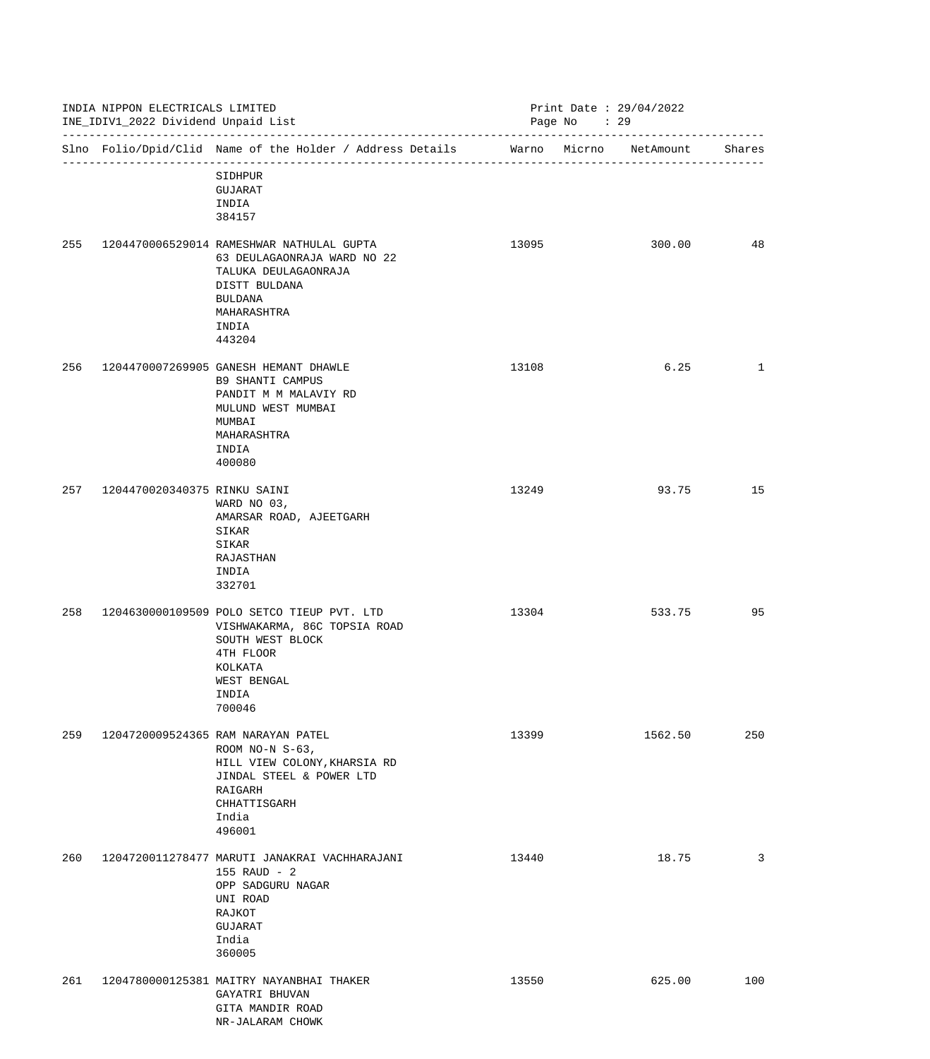INDIA NIPPON ELECTRICALS LIMITED
INE_IDIV1_2022 Dividend Unpaid List

Print Date : 29/04/2022

| Slno | Folio/Dpid/Clid | Name of the Holder / Address Details | Warno | Micrno | NetAmount | Shares |
|---|---|---|---|---|---|---|
| | | SIDHPUR<br>GUJARAT<br>INDIA<br>384157 | | | | |
| 255 | 1204470006529014 | RAMESHWAR NATHULAL GUPTA<br>63 DEULAGAONRAJA WARD NO 22<br>TALUKA DEULAGAONRAJA<br>DISTT BULDANA<br>BULDANA<br>MAHARASHTRA<br>INDIA<br>443204 | 13095 | | 300.00 | 48 |
| 256 | 1204470007269905 | GANESH HEMANT DHAWLE<br>B9 SHANTI CAMPUS<br>PANDIT M M MALAVIY RD<br>MULUND WEST MUMBAI<br>MUMBAI<br>MAHARASHTRA<br>INDIA<br>400080 | 13108 | | 6.25 | 1 |
| 257 | 1204470020340375 | RINKU SAINI<br>WARD NO 03,<br>AMARSAR ROAD, AJEETGARH<br>SIKAR<br>SIKAR<br>RAJASTHAN<br>INDIA<br>332701 | 13249 | | 93.75 | 15 |
| 258 | 1204630000109509 | POLO SETCO TIEUP PVT. LTD<br>VISHWAKARMA, 86C TOPSIA ROAD<br>SOUTH WEST BLOCK<br>4TH FLOOR<br>KOLKATA<br>WEST BENGAL<br>INDIA<br>700046 | 13304 | | 533.75 | 95 |
| 259 | 1204720009524365 | RAM NARAYAN PATEL<br>ROOM NO-N S-63,<br>HILL VIEW COLONY,KHARSIA RD<br>JINDAL STEEL & POWER LTD<br>RAIGARH<br>CHHATTISGARH<br>India<br>496001 | 13399 | | 1562.50 | 250 |
| 260 | 1204720011278477 | MARUTI JANAKRAI VACHHARAJANI<br>155 RAUD - 2<br>OPP SADGURU NAGAR<br>UNI ROAD<br>RAJKOT<br>GUJARAT<br>India<br>360005 | 13440 | | 18.75 | 3 |
| 261 | 1204780000125381 | MAITRY NAYANBHAI THAKER<br>GAYATRI BHUVAN<br>GITA MANDIR ROAD<br>NR-JALARAM CHOWK | 13550 | | 625.00 | 100 |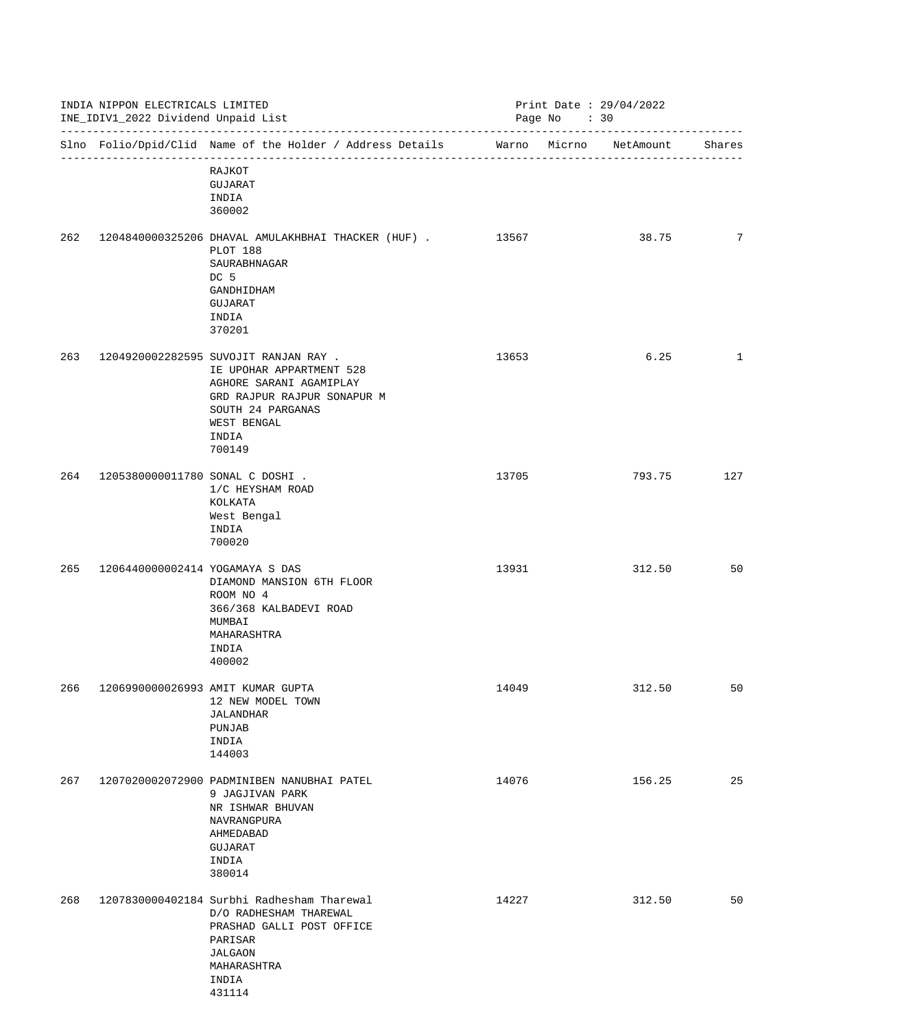INDIA NIPPON ELECTRICALS LIMITED
INE_IDIV1_2022 Dividend Unpaid List

Print Date : 29/04/2022

| Slno | Folio/Dpid/Clid | Name of the Holder / Address Details | Warno | Micrno | NetAmount | Shares |
|---|---|---|---|---|---|---|
| | | RAJKOT<br>GUJARAT<br>INDIA<br>360002 | | | | |
| 262 | 1204840000325206 | DHAVAL AMULAKHBHAI THACKER (HUF) .<br>PLOT 188<br>SAURABHNAGAR<br>DC 5<br>GANDHIDHAM<br>GUJARAT<br>INDIA<br>370201 | 13567 | | 38.75 | 7 |
| 263 | 1204920002282595 | SUVOJIT RANJAN RAY .<br>IE UPOHAR APPARTMENT 528<br>AGHORE SARANI AGAMIPLAY<br>GRD RAJPUR RAJPUR SONAPUR M<br>SOUTH 24 PARGANAS<br>WEST BENGAL<br>INDIA<br>700149 | 13653 | | 6.25 | 1 |
| 264 | 1205380000011780 | SONAL C DOSHI .<br>1/C HEYSHAM ROAD<br>KOLKATA<br>West Bengal<br>INDIA<br>700020 | 13705 | | 793.75 | 127 |
| 265 | 1206440000002414 | YOGAMAYA S DAS<br>DIAMOND MANSION 6TH FLOOR<br>ROOM NO 4<br>366/368 KALBADEVI ROAD<br>MUMBAI<br>MAHARASHTRA<br>INDIA<br>400002 | 13931 | | 312.50 | 50 |
| 266 | 1206990000026993 | AMIT KUMAR GUPTA<br>12 NEW MODEL TOWN<br>JALANDHAR<br>PUNJAB<br>INDIA<br>144003 | 14049 | | 312.50 | 50 |
| 267 | 1207020002072900 | PADMINIBEN NANUBHAI PATEL<br>9 JAGJIVAN PARK<br>NR ISHWAR BHUVAN<br>NAVRANGPURA<br>AHMEDABAD<br>GUJARAT<br>INDIA<br>380014 | 14076 | | 156.25 | 25 |
| 268 | 1207830000402184 | Surbhi Radhesham Tharewal<br>D/O RADHESHAM THAREWAL<br>PRASHAD GALLI POST OFFICE<br>PARISAR<br>JALGAON<br>MAHARASHTRA<br>INDIA<br>431114 | 14227 | | 312.50 | 50 |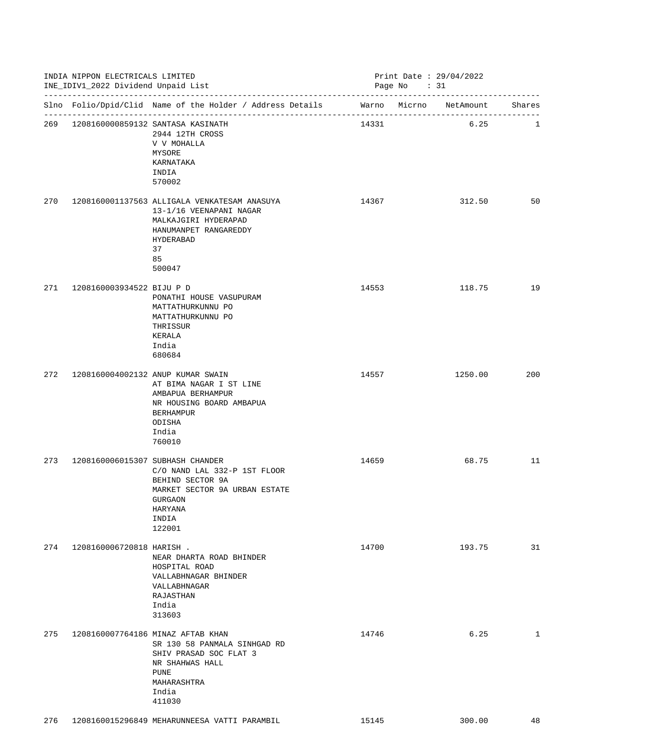INDIA NIPPON ELECTRICALS LIMITED
INE_IDIV1_2022 Dividend Unpaid List

Print Date : 29/04/2022

| Slno | Folio/Dpid/Clid | Name of the Holder / Address Details | Warno | Micrno | NetAmount | Shares |
|---|---|---|---|---|---|---|
| 269 | 1208160000859132 | SANTASA KASINATH<br>2944 12TH CROSS<br>V V MOHALLA<br>MYSORE<br>KARNATAKA<br>INDIA<br>570002 | 14331 | | 6.25 | 1 |
| 270 | 1208160001137563 | ALLIGALA VENKATESAM ANASUYA<br>13-1/16 VEENAPANI NAGAR<br>MALKAJGIRI HYDERAPAD<br>HANUMANPET RANGAREDDY<br>HYDERABAD<br>37<br>85<br>500047 | 14367 | | 312.50 | 50 |
| 271 | 1208160003934522 | BIJU P D<br>PONATHI HOUSE VASUPURAM<br>MATTATHURKUNNU PO<br>MATTATHURKUNNU PO<br>THRISSUR<br>KERALA<br>India<br>680684 | 14553 | | 118.75 | 19 |
| 272 | 1208160004002132 | ANUP KUMAR SWAIN<br>AT BIMA NAGAR I ST LINE<br>AMBAPUA BERHAMPUR<br>NR HOUSING BOARD AMBAPUA<br>BERHAMPUR<br>ODISHA<br>India<br>760010 | 14557 | | 1250.00 | 200 |
| 273 | 1208160006015307 | SUBHASH CHANDER<br>C/O NAND LAL 332-P 1ST FLOOR<br>BEHIND SECTOR 9A<br>MARKET SECTOR 9A URBAN ESTATE<br>GURGAON<br>HARYANA<br>INDIA<br>122001 | 14659 | | 68.75 | 11 |
| 274 | 1208160006720818 | HARISH .<br>NEAR DHARTA ROAD BHINDER<br>HOSPITAL ROAD<br>VALLABHNAGAR BHINDER<br>VALLABHNAGAR<br>RAJASTHAN<br>India<br>313603 | 14700 | | 193.75 | 31 |
| 275 | 1208160007764186 | MINAZ AFTAB KHAN<br>SR 130 58 PANMALA SINHGAD RD<br>SHIV PRASAD SOC FLAT 3<br>NR SHAHWAS HALL<br>PUNE<br>MAHARASHTRA<br>India<br>411030 | 14746 | | 6.25 | 1 |
| 276 | 1208160015296849 | MEHARUNNEESA VATTI PARAMBIL | 15145 | | 300.00 | 48 |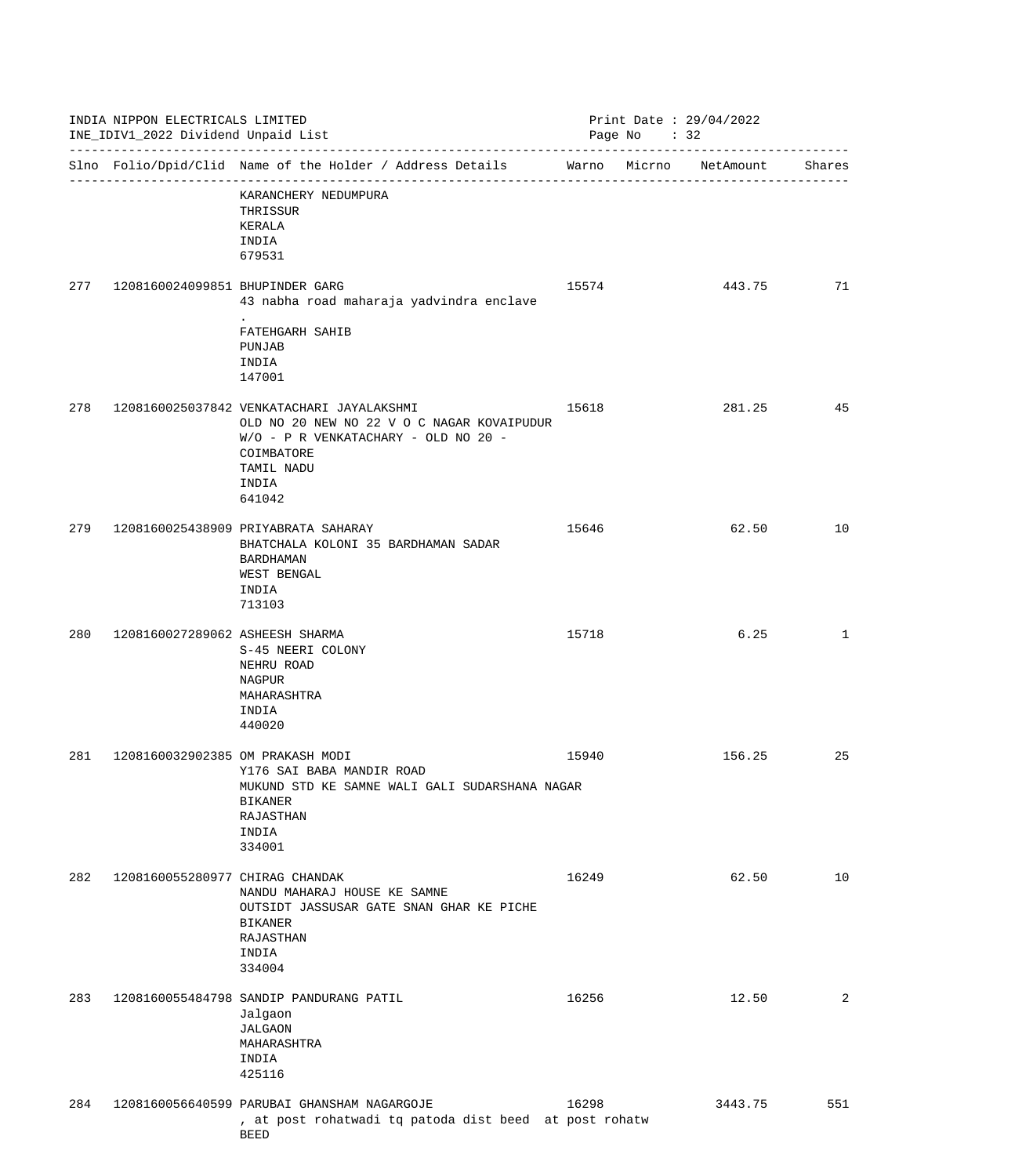INDIA NIPPON ELECTRICALS LIMITED
INE_IDIV1_2022 Dividend Unpaid List

Print Date : 29/04/2022

| Slno | Folio/Dpid/Clid | Name of the Holder / Address Details | Warno | Micrno | NetAmount | Shares |
|---|---|---|---|---|---|---|
| | | KARANCHERY NEDUMPURA<br>THRISSUR<br>KERALA<br>INDIA<br>679531 | | | | |
| 277 | 1208160024099851 | BHUPINDER GARG<br>43 nabha road maharaja yadvindra enclave<br>.<br>FATEHGARH SAHIB<br>PUNJAB<br>INDIA<br>147001 | 15574 | | 443.75 | 71 |
| 278 | 1208160025037842 | VENKATACHARI JAYALAKSHMI<br>OLD NO 20 NEW NO 22 V O C NAGAR KOVAIPUDUR<br>W/O - P R VENKATACHARY - OLD NO 20 -<br>COIMBATORE<br>TAMIL NADU<br>INDIA<br>641042 | 15618 | | 281.25 | 45 |
| 279 | 1208160025438909 | PRIYABRATA SAHARAY<br>BHATCHALA KOLONI 35 BARDHAMAN SADAR<br>BARDHAMAN<br>WEST BENGAL<br>INDIA<br>713103 | 15646 | | 62.50 | 10 |
| 280 | 1208160027289062 | ASHEESH SHARMA<br>S-45 NEERI COLONY<br>NEHRU ROAD<br>NAGPUR<br>MAHARASHTRA<br>INDIA<br>440020 | 15718 | | 6.25 | 1 |
| 281 | 1208160032902385 | OM PRAKASH MODI<br>Y176 SAI BABA MANDIR ROAD<br>MUKUND STD KE SAMNE WALI GALI SUDARSHANA NAGAR<br>BIKANER<br>RAJASTHAN<br>INDIA<br>334001 | 15940 | | 156.25 | 25 |
| 282 | 1208160055280977 | CHIRAG CHANDAK<br>NANDU MAHARAJ HOUSE KE SAMNE<br>OUTSIDT JASSUSAR GATE SNAN GHAR KE PICHE<br>BIKANER<br>RAJASTHAN<br>INDIA<br>334004 | 16249 | | 62.50 | 10 |
| 283 | 1208160055484798 | SANDIP PANDURANG PATIL<br>Jalgaon<br>JALGAON<br>MAHARASHTRA<br>INDIA<br>425116 | 16256 | | 12.50 | 2 |
| 284 | 1208160056640599 | PARUBAI GHANSHAM NAGARGOJE<br>, at post rohatwadi tq patoda dist beed at post rohatw<br>BEED | 16298 | | 3443.75 | 551 |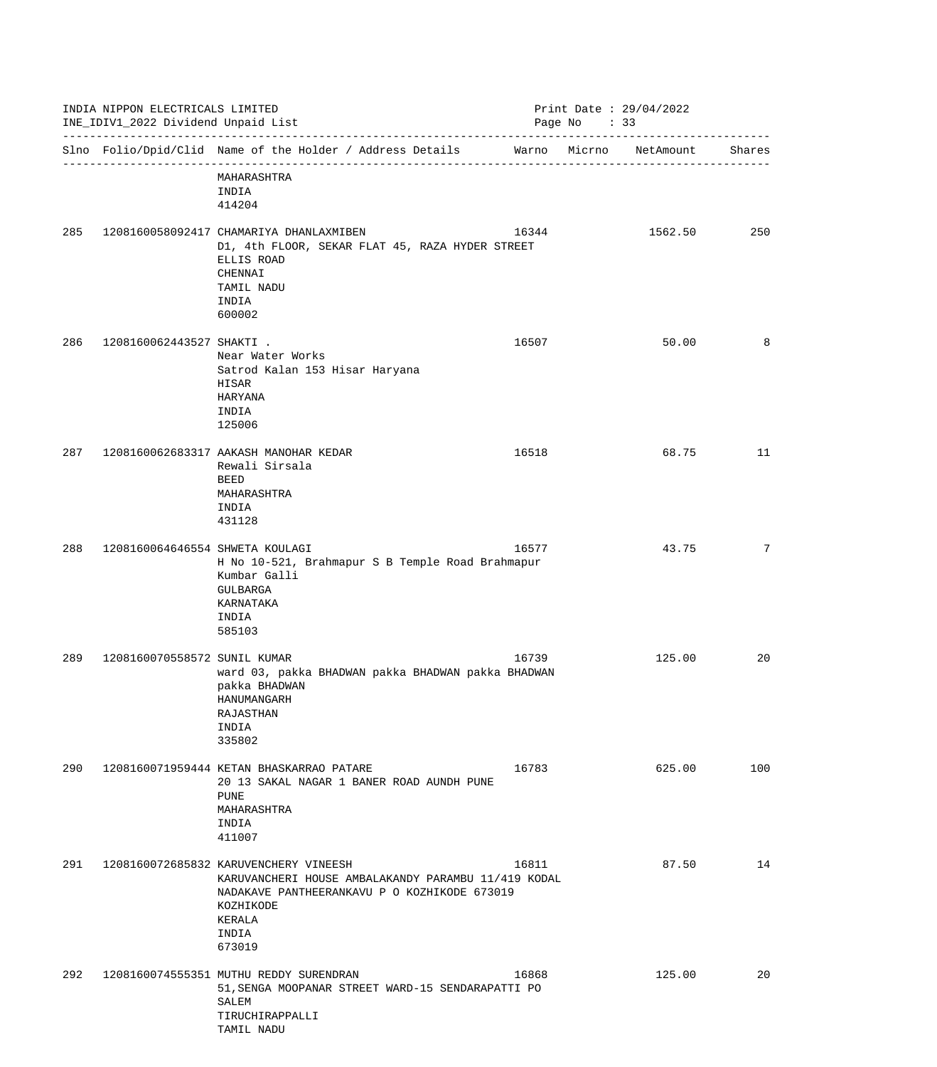INDIA NIPPON ELECTRICALS LIMITED
INE_IDIV1_2022 Dividend Unpaid List

Print Date : 29/04/2022

| Slno | Folio/Dpid/Clid | Name of the Holder / Address Details | Warno | Micrno | NetAmount | Shares |
|---|---|---|---|---|---|---|
| | | MAHARASHTRA<br>INDIA<br>414204 | | | | |
| 285 | 1208160058092417 | CHAMARIYA DHANLAXMIBEN<br>D1, 4th FLOOR, SEKAR FLAT 45, RAZA HYDER STREET<br>ELLIS ROAD<br>CHENNAI<br>TAMIL NADU<br>INDIA<br>600002 | 16344 | | 1562.50 | 250 |
| 286 | 1208160062443527 | SHAKTI .<br>Near Water Works<br>Satrod Kalan 153 Hisar Haryana<br>HISAR<br>HARYANA<br>INDIA<br>125006 | 16507 | | 50.00 | 8 |
| 287 | 1208160062683317 | AAKASH MANOHAR KEDAR<br>Rewali Sirsala<br>BEED<br>MAHARASHTRA<br>INDIA<br>431128 | 16518 | | 68.75 | 11 |
| 288 | 1208160064646554 | SHWETA KOULAGI<br>H No 10-521, Brahmapur S B Temple Road Brahmapur<br>Kumbar Galli<br>GULBARGA<br>KARNATAKA<br>INDIA<br>585103 | 16577 | | 43.75 | 7 |
| 289 | 1208160070558572 | SUNIL KUMAR<br>ward 03, pakka BHADWAN pakka BHADWAN pakka BHADWAN<br>pakka BHADWAN<br>HANUMANGARH<br>RAJASTHAN<br>INDIA<br>335802 | 16739 | | 125.00 | 20 |
| 290 | 1208160071959444 | KETAN BHASKARRAO PATARE<br>20 13 SAKAL NAGAR 1 BANER ROAD AUNDH PUNE<br>PUNE<br>MAHARASHTRA<br>INDIA<br>411007 | 16783 | | 625.00 | 100 |
| 291 | 1208160072685832 | KARUVENCHERY VINEESH<br>KARUVANCHERI HOUSE AMBALAKANDY PARAMBU 11/419 KODAL<br>NADAKAVE PANTHEERANKAVU P O KOZHIKODE 673019<br>KOZHIKODE<br>KERALA<br>INDIA<br>673019 | 16811 | | 87.50 | 14 |
| 292 | 1208160074555351 | MUTHU REDDY SURENDRAN<br>51,SENGA MOOPANAR STREET WARD-15 SENDARAPATTI PO<br>SALEM<br>TIRUCHIRAPPALLI<br>TAMIL NADU | 16868 | | 125.00 | 20 |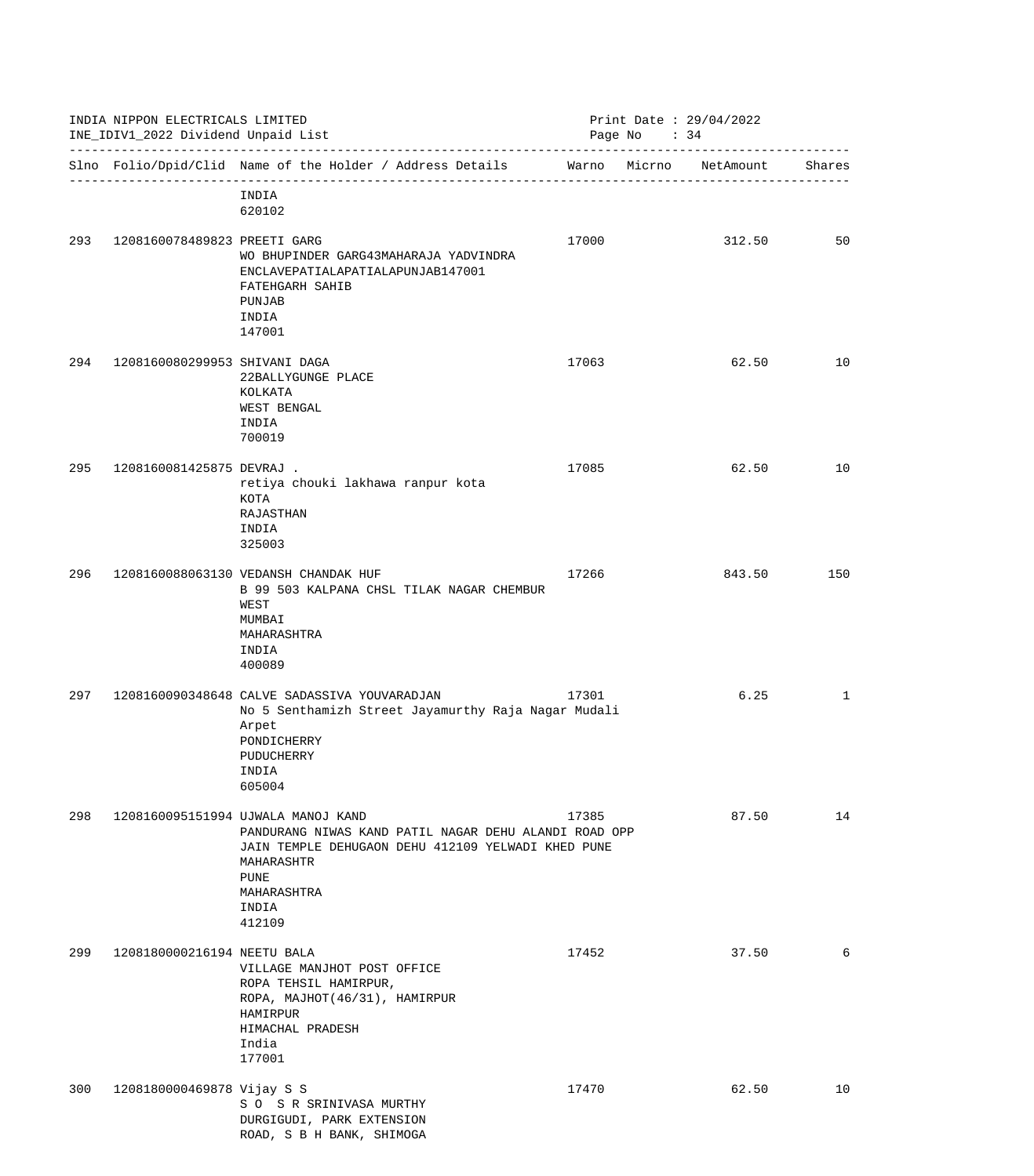INDIA NIPPON ELECTRICALS LIMITED
INE_IDIV1_2022 Dividend Unpaid List

Print Date : 29/04/2022

| Slno | Folio/Dpid/Clid | Name of the Holder / Address Details | Warno | Micrno | NetAmount | Shares |
|---|---|---|---|---|---|---|
| | | INDIA<br>620102 | | | | |
| 293 | 1208160078489823 | PREETI GARG<br>WO BHUPINDER GARG43MAHARAJA YADVINDRA<br>ENCLAVEPATIALAPATIALAPUNJAB147001<br>FATEHGARH SAHIB<br>PUNJAB<br>INDIA<br>147001 | 17000 | | 312.50 | 50 |
| 294 | 1208160080299953 | SHIVANI DAGA<br>22BALLYGUNGE PLACE<br>KOLKATA<br>WEST BENGAL<br>INDIA<br>700019 | 17063 | | 62.50 | 10 |
| 295 | 1208160081425875 | DEVRAJ .<br>retiya chouki lakhawa ranpur kota<br>KOTA<br>RAJASTHAN<br>INDIA<br>325003 | 17085 | | 62.50 | 10 |
| 296 | 1208160088063130 | VEDANSH CHANDAK HUF<br>B 99 503 KALPANA CHSL TILAK NAGAR CHEMBUR<br>WEST<br>MUMBAI<br>MAHARASHTRA<br>INDIA<br>400089 | 17266 | | 843.50 | 150 |
| 297 | 1208160090348648 | CALVE SADASSIVA YOUVARADJAN<br>No 5 Senthamizh Street Jayamurthy Raja Nagar Mudali<br>Arpet<br>PONDICHERRY<br>PUDUCHERRY<br>INDIA<br>605004 | 17301 | | 6.25 | 1 |
| 298 | 1208160095151994 | UJWALA MANOJ KAND<br>PANDURANG NIWAS KAND PATIL NAGAR DEHU ALANDI ROAD OPP<br>JAIN TEMPLE DEHUGAON DEHU 412109 YELWADI KHED PUNE<br>MAHARASHTR<br>PUNE<br>MAHARASHTRA<br>INDIA<br>412109 | 17385 | | 87.50 | 14 |
| 299 | 1208180000216194 | NEETU BALA<br>VILLAGE MANJHOT POST OFFICE<br>ROPA TEHSIL HAMIRPUR,<br>ROPA, MAJHOT(46/31), HAMIRPUR<br>HAMIRPUR<br>HIMACHAL PRADESH<br>India<br>177001 | 17452 | | 37.50 | 6 |
| 300 | 1208180000469878 | Vijay S S<br>S O  S R SRINIVASA MURTHY<br>DURGIGUDI, PARK EXTENSION<br>ROAD, S B H BANK, SHIMOGA | 17470 | | 62.50 | 10 |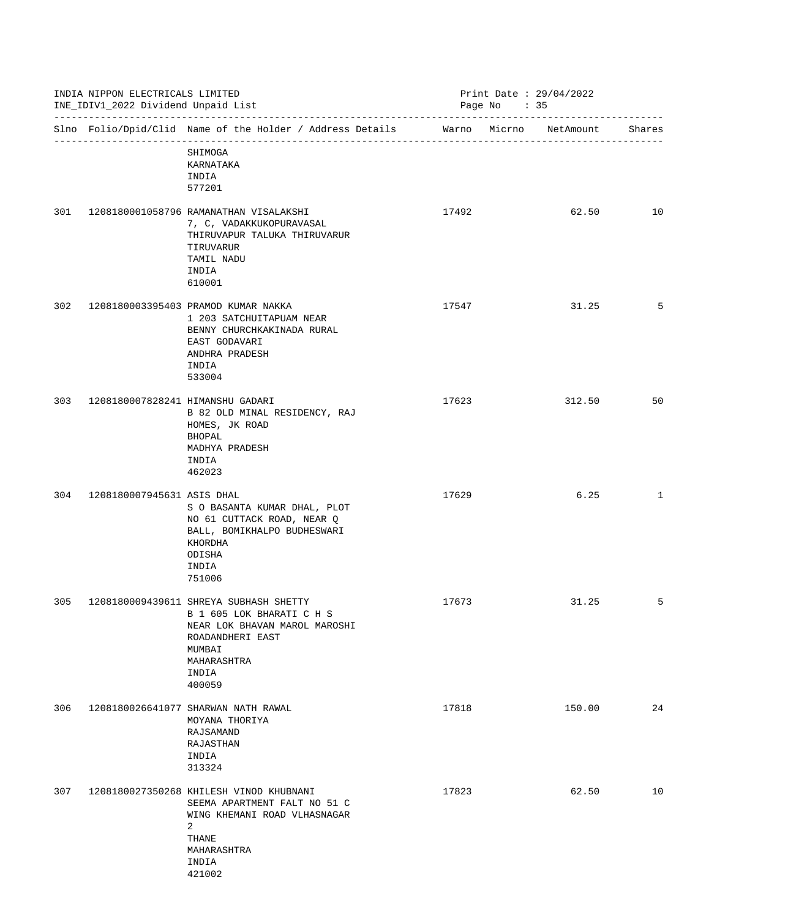INDIA NIPPON ELECTRICALS LIMITED
INE_IDIV1_2022 Dividend Unpaid List

Print Date : 29/04/2022

| Slno | Folio/Dpid/Clid | Name of the Holder / Address Details | Warno | Micrno | NetAmount | Shares |
|---|---|---|---|---|---|---|
| | | SHIMOGA<br>KARNATAKA<br>INDIA<br>577201 | | | | |
| 301 | 1208180001058796 | RAMANATHAN VISALAKSHI<br>7, C, VADAKKUKOPURAVASAL<br>THIRUVAPUR TALUKA THIRUVARUR<br>TIRUVARUR<br>TAMIL NADU<br>INDIA<br>610001 | 17492 | | 62.50 | 10 |
| 302 | 1208180003395403 | PRAMOD KUMAR NAKKA<br>1 203 SATCHUITAPUAM NEAR<br>BENNY CHURCHKAKINADA RURAL<br>EAST GODAVARI<br>ANDHRA PRADESH<br>INDIA<br>533004 | 17547 | | 31.25 | 5 |
| 303 | 1208180007828241 | HIMANSHU GADARI<br>B 82 OLD MINAL RESIDENCY, RAJ<br>HOMES, JK ROAD<br>BHOPAL<br>MADHYA PRADESH<br>INDIA<br>462023 | 17623 | | 312.50 | 50 |
| 304 | 1208180007945631 | ASIS DHAL<br>S O BASANTA KUMAR DHAL, PLOT<br>NO 61 CUTTACK ROAD, NEAR Q<br>BALL, BOMIKHALPO BUDHESWARI<br>KHORDHA<br>ODISHA<br>INDIA<br>751006 | 17629 | | 6.25 | 1 |
| 305 | 1208180009439611 | SHREYA SUBHASH SHETTY<br>B 1 605 LOK BHARATI C H S<br>NEAR LOK BHAVAN MAROL MAROSHI<br>ROADANDHERI EAST<br>MUMBAI<br>MAHARASHTRA<br>INDIA<br>400059 | 17673 | | 31.25 | 5 |
| 306 | 1208180026641077 | SHARWAN NATH RAWAL<br>MOYANA THORIYA<br>RAJSAMAND<br>RAJASTHAN<br>INDIA<br>313324 | 17818 | | 150.00 | 24 |
| 307 | 1208180027350268 | KHILESH VINOD KHUBNANI<br>SEEMA APARTMENT FALT NO 51 C<br>WING KHEMANI ROAD VLHASNAGAR<br>2<br>THANE<br>MAHARASHTRA<br>INDIA<br>421002 | 17823 | | 62.50 | 10 |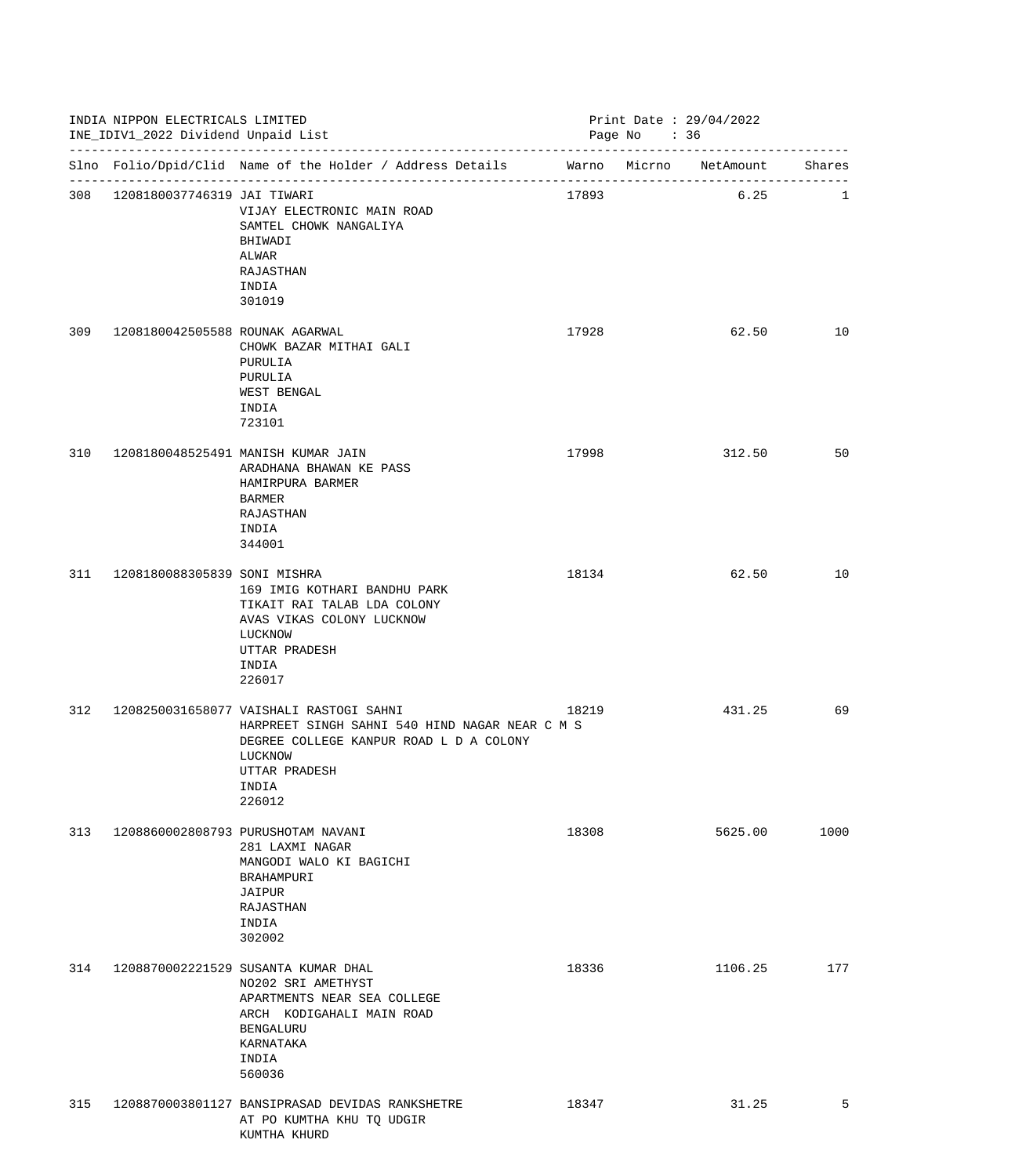INDIA NIPPON ELECTRICALS LIMITED
INE_IDIV1_2022 Dividend Unpaid List

Print Date : 29/04/2022

| Slno | Folio/Dpid/Clid | Name of the Holder / Address Details | Warno | Micrno | NetAmount | Shares |
|---|---|---|---|---|---|---|
| 308 | 1208180037746319 | JAI TIWARI<br>VIJAY ELECTRONIC MAIN ROAD<br>SAMTEL CHOWK NANGALIYA<br>BHIWADI<br>ALWAR<br>RAJASTHAN<br>INDIA<br>301019 | 17893 | | 6.25 | 1 |
| 309 | 1208180042505588 | ROUNAK AGARWAL<br>CHOWK BAZAR MITHAI GALI<br>PURULIA<br>PURULIA<br>WEST BENGAL<br>INDIA<br>723101 | 17928 | | 62.50 | 10 |
| 310 | 1208180048525491 | MANISH KUMAR JAIN<br>ARADHANA BHAWAN KE PASS<br>HAMIRPURA BARMER<br>BARMER<br>RAJASTHAN<br>INDIA<br>344001 | 17998 | | 312.50 | 50 |
| 311 | 1208180088305839 | SONI MISHRA<br>169 IMIG KOTHARI BANDHU PARK<br>TIKAIT RAI TALAB LDA COLONY<br>AVAS VIKAS COLONY LUCKNOW<br>LUCKNOW<br>UTTAR PRADESH<br>INDIA<br>226017 | 18134 | | 62.50 | 10 |
| 312 | 1208250031658077 | VAISHALI RASTOGI SAHNI<br>HARPREET SINGH SAHNI 540 HIND NAGAR NEAR C M S<br>DEGREE COLLEGE KANPUR ROAD L D A COLONY<br>LUCKNOW<br>UTTAR PRADESH<br>INDIA<br>226012 | 18219 | | 431.25 | 69 |
| 313 | 1208860002808793 | PURUSHOTAM NAVANI<br>281 LAXMI NAGAR<br>MANGODI WALO KI BAGICHI<br>BRAHAMPURI<br>JAIPUR<br>RAJASTHAN<br>INDIA<br>302002 | 18308 | | 5625.00 | 1000 |
| 314 | 1208870002221529 | SUSANTA KUMAR DHAL<br>NO202 SRI AMETHYST<br>APARTMENTS NEAR SEA COLLEGE<br>ARCH KODIGAHALI MAIN ROAD<br>BENGALURU<br>KARNATAKA<br>INDIA<br>560036 | 18336 | | 1106.25 | 177 |
| 315 | 1208870003801127 | BANSIPRASAD DEVIDAS RANKSHETRE<br>AT PO KUMTHA KHU TQ UDGIR<br>KUMTHA KHURD | 18347 | | 31.25 | 5 |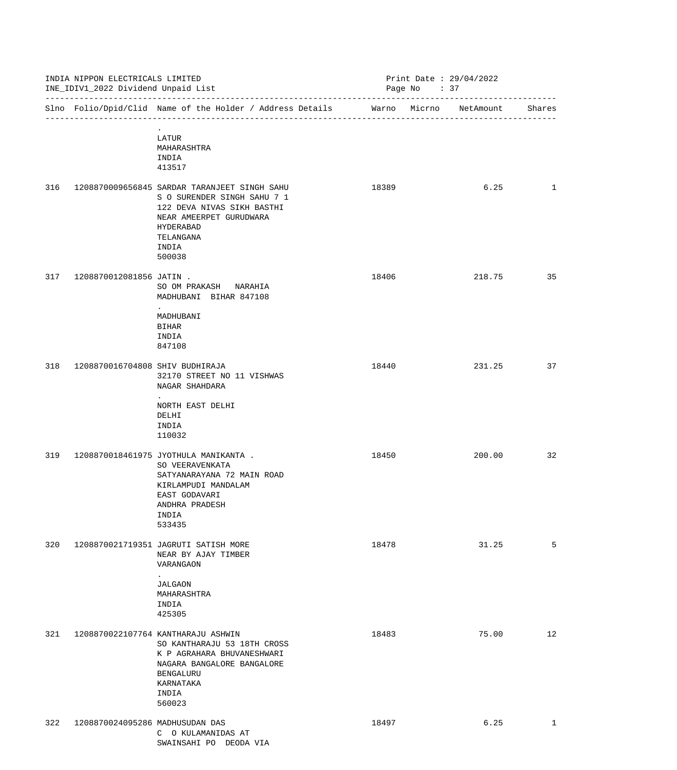INDIA NIPPON ELECTRICALS LIMITED
INE_IDIV1_2022 Dividend Unpaid List

Print Date : 29/04/2022

| Slno | Folio/Dpid/Clid | Name of the Holder / Address Details | Warno | Micrno | NetAmount | Shares |
|---|---|---|---|---|---|---|
| | | . LATUR MAHARASHTRA INDIA 413517 | | | | |
| 316 | 1208870009656845 | SARDAR TARANJEET SINGH SAHU S O SURENDER SINGH SAHU 7 1 122 DEVA NIVAS SIKH BASTHI NEAR AMEERPET GURUDWARA HYDERABAD TELANGANA INDIA 500038 | 18389 | | 6.25 | 1 |
| 317 | 1208870012081856 | JATIN . SO OM PRAKASH NARAHIA MADHUBANI BIHAR 847108 . MADHUBANI BIHAR INDIA 847108 | 18406 | | 218.75 | 35 |
| 318 | 1208870016704808 | SHIV BUDHIRAJA 32170 STREET NO 11 VISHWAS NAGAR SHAHDARA . NORTH EAST DELHI DELHI INDIA 110032 | 18440 | | 231.25 | 37 |
| 319 | 1208870018461975 | JYOTHULA MANIKANTA . SO VEERAVENKATA SATYANARAYANA 72 MAIN ROAD KIRLAMPUDI MANDALAM EAST GODAVARI ANDHRA PRADESH INDIA 533435 | 18450 | | 200.00 | 32 |
| 320 | 1208870021719351 | JAGRUTI SATISH MORE NEAR BY AJAY TIMBER VARANGAON . JALGAON MAHARASHTRA INDIA 425305 | 18478 | | 31.25 | 5 |
| 321 | 1208870022107764 | KANTHARAJU ASHWIN SO KANTHARAJU 53 18TH CROSS K P AGRAHARA BHUVANESHWARI NAGARA BANGALORE BANGALORE BENGALURU KARNATAKA INDIA 560023 | 18483 | | 75.00 | 12 |
| 322 | 1208870024095286 | MADHUSUDAN DAS C O KULAMANIDAS AT SWAINSAHI PO DEODA VIA | 18497 | | 6.25 | 1 |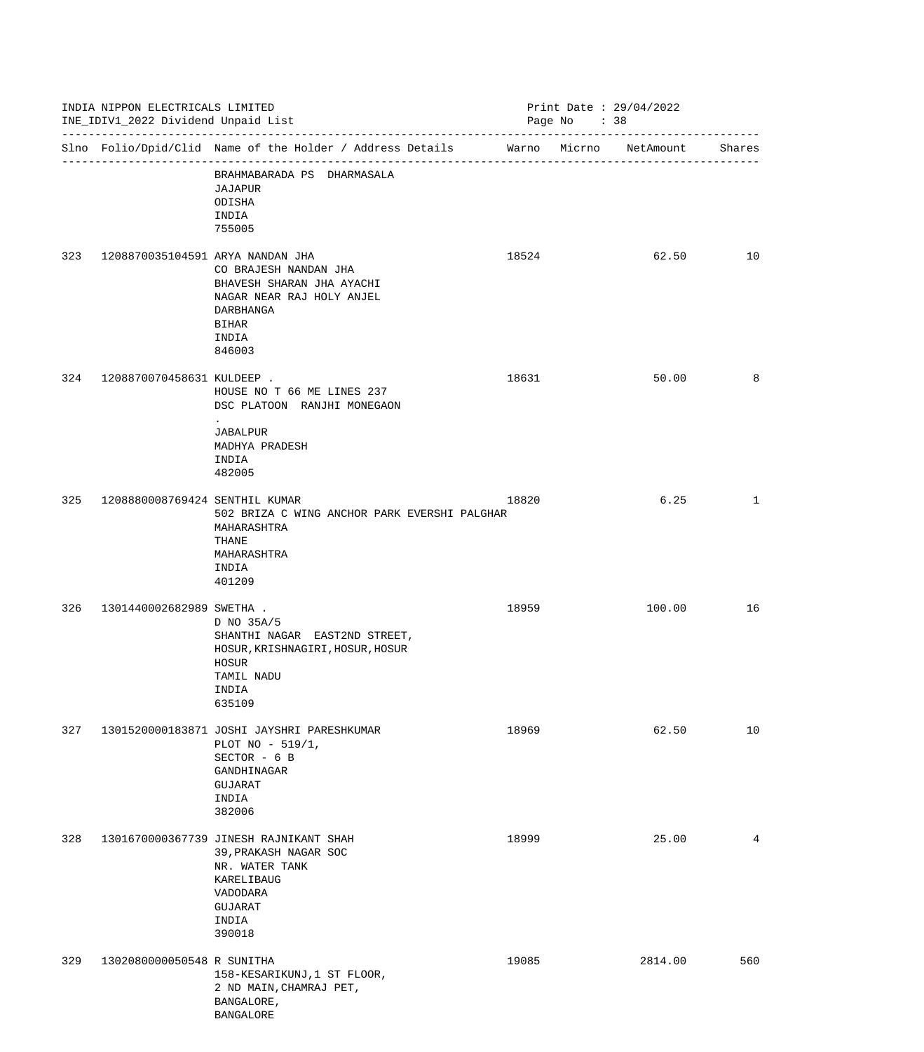INDIA NIPPON ELECTRICALS LIMITED
INE_IDIV1_2022 Dividend Unpaid List

Print Date : 29/04/2022

| Slno | Folio/Dpid/Clid | Name of the Holder / Address Details | Warno | Micrno | NetAmount | Shares |
|---|---|---|---|---|---|---|
| | | BRAHMABARADA PS DHARMASALA<br>JAJAPUR<br>ODISHA<br>INDIA<br>755005 | | | | |
| 323 | 1208870035104591 | ARYA NANDAN JHA<br>CO BRAJESH NANDAN JHA<br>BHAVESH SHARAN JHA AYACHI<br>NAGAR NEAR RAJ HOLY ANJEL<br>DARBHANGA<br>BIHAR<br>INDIA<br>846003 | 18524 | | 62.50 | 10 |
| 324 | 1208870070458631 | KULDEEP .<br>HOUSE NO T 66 ME LINES 237<br>DSC PLATOON RANJHI MONEGAON<br>.<br>JABALPUR<br>MADHYA PRADESH<br>INDIA<br>482005 | 18631 | | 50.00 | 8 |
| 325 | 1208880008769424 | SENTHIL KUMAR<br>502 BRIZA C WING ANCHOR PARK EVERSHI PALGHAR<br>MAHARASHTRA<br>THANE<br>MAHARASHTRA<br>INDIA<br>401209 | 18820 | | 6.25 | 1 |
| 326 | 1301440002682989 | SWETHA .<br>D NO 35A/5<br>SHANTHI NAGAR EAST2ND STREET,<br>HOSUR,KRISHNAGIRI,HOSUR,HOSUR<br>HOSUR<br>TAMIL NADU<br>INDIA<br>635109 | 18959 | | 100.00 | 16 |
| 327 | 1301520000183871 | JOSHI JAYSHRI PARESHKUMAR<br>PLOT NO - 519/1,<br>SECTOR - 6 B<br>GANDHINAGAR<br>GUJARAT<br>INDIA<br>382006 | 18969 | | 62.50 | 10 |
| 328 | 1301670000367739 | JINESH RAJNIKANT SHAH<br>39,PRAKASH NAGAR SOC<br>NR. WATER TANK<br>KARELIBAUG<br>VADODARA<br>GUJARAT<br>INDIA<br>390018 | 18999 | | 25.00 | 4 |
| 329 | 1302080000050548 | R SUNITHA<br>158-KESARIKUNJ,1 ST FLOOR,<br>2 ND MAIN,CHAMRAJ PET,<br>BANGALORE,<br>BANGALORE | 19085 | | 2814.00 | 560 |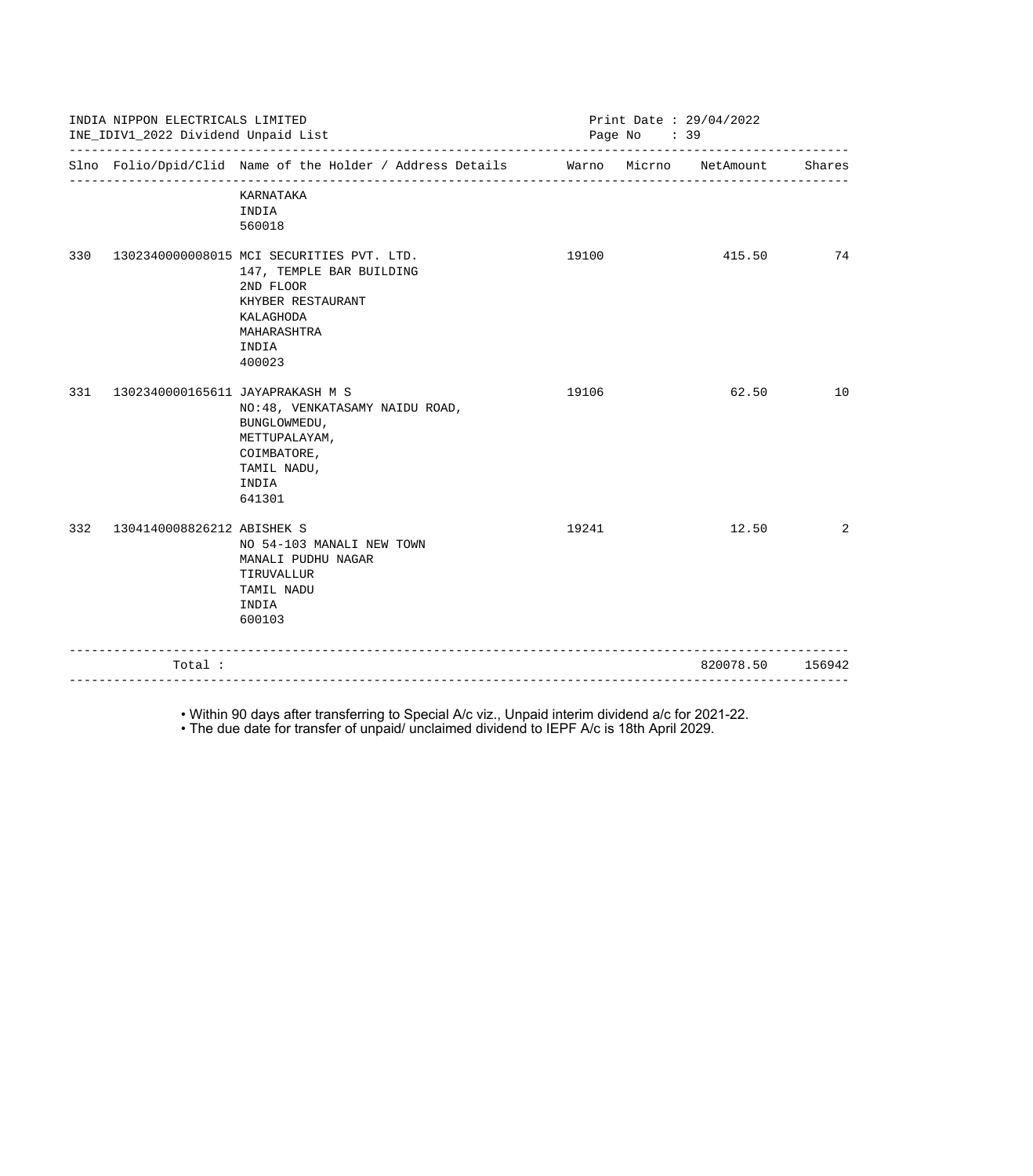INDIA NIPPON ELECTRICALS LIMITED
INE_IDIV1_2022 Dividend Unpaid List

Print Date : 29/04/2022

| Slno | Folio/Dpid/Clid | Name of the Holder / Address Details | Warno | Micrno | NetAmount | Shares |
|---|---|---|---|---|---|---|
| | | KARNATAKA<br>INDIA<br>560018 | | | | |
| 330 | 1302340000008015 | MCI SECURITIES PVT. LTD.<br>147, TEMPLE BAR BUILDING<br>2ND FLOOR<br>KHYBER RESTAURANT<br>KALAGHODA<br>MAHARASHTRA<br>INDIA<br>400023 | 19100 | | 415.50 | 74 |
| 331 | 1302340000165611 | JAYAPRAKASH M S<br>NO:48, VENKATASAMY NAIDU ROAD,<br>BUNGLOWMEDU,<br>METTUPALAYAM,<br>COIMBATORE,<br>TAMIL NADU,<br>INDIA<br>641301 | 19106 | | 62.50 | 10 |
| 332 | 1304140008826212 | ABISHEK S<br>NO 54-103 MANALI NEW TOWN<br>MANALI PUDHU NAGAR<br>TIRUVALLUR<br>TAMIL NADU<br>INDIA<br>600103 | 19241 | | 12.50 | 2 |
| | Total : | | | | 820078.50 | 156942 |

- Within 90 days after transferring to Special A/c viz., Unpaid interim dividend a/c for 2021-22.
- The due date for transfer of unpaid/ unclaimed dividend to IEPF A/c is 18th April 2029.